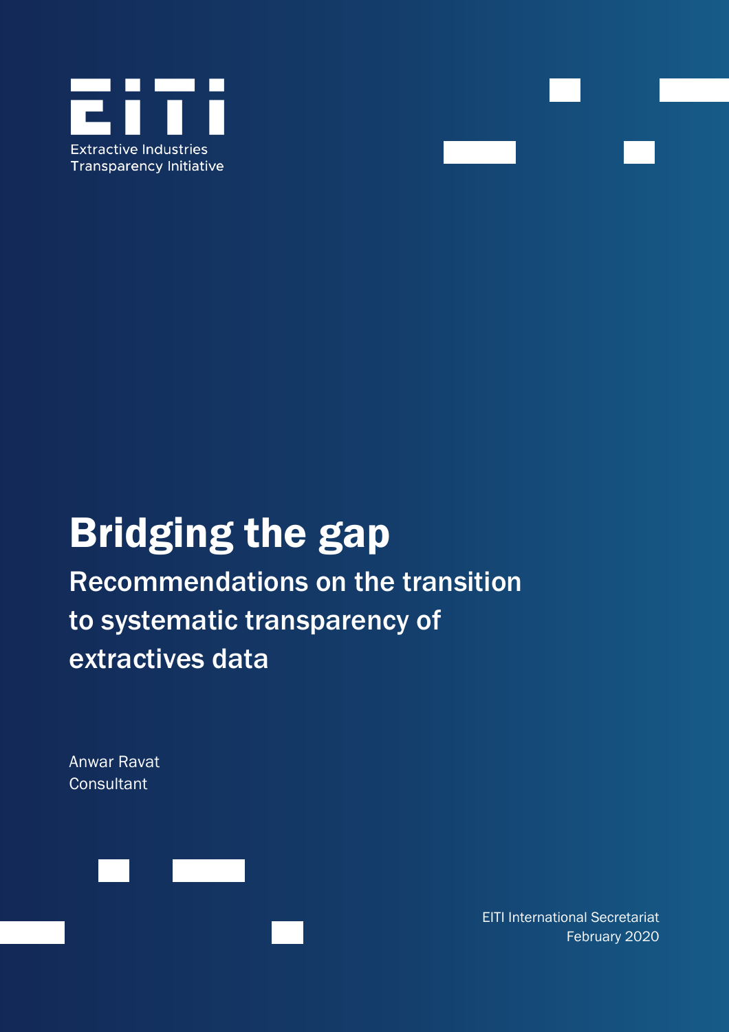Extractive Industries Transparency Initiative

# Bridging the gap

## Recommendations on the transition to systematic transparency of extractives data

Anwar Ravat
Consultant

EITI International Secretariat
February 2020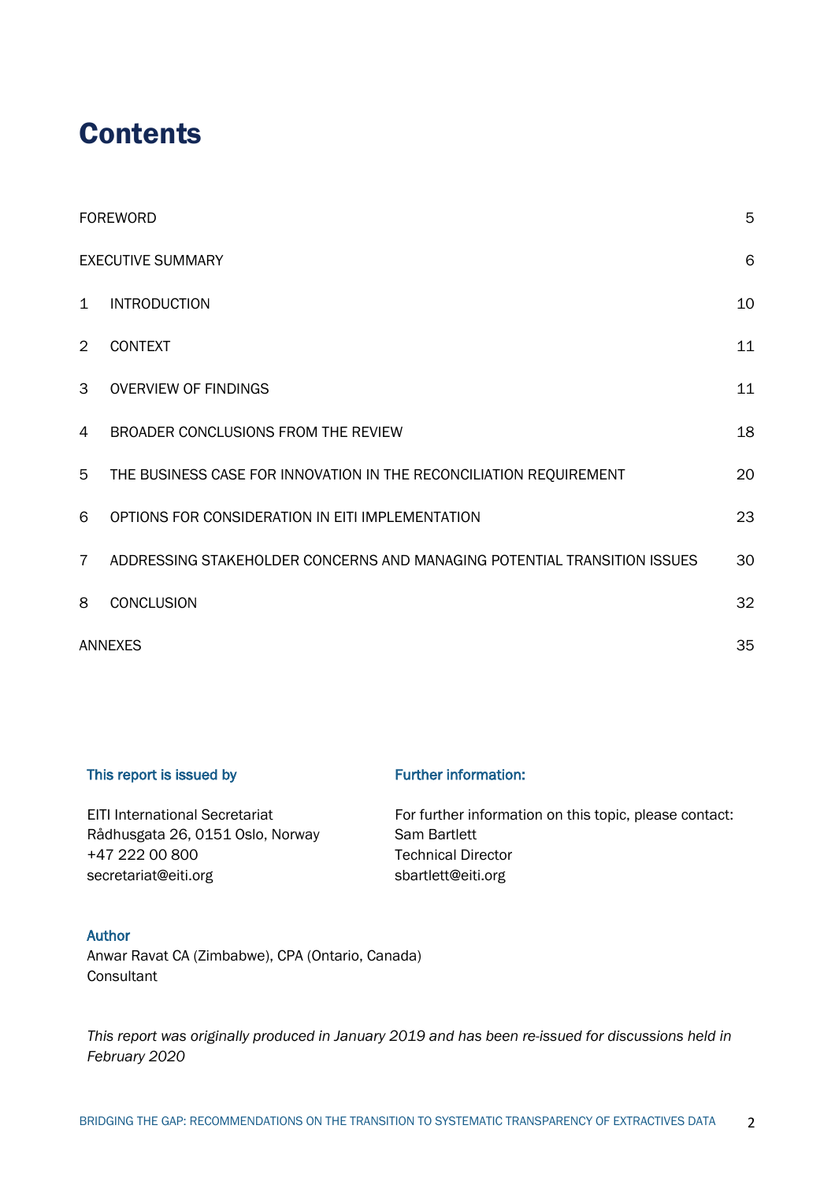# Contents

| | | |
|---|---|---|
| FOREWORD | | 5 |
| EXECUTIVE SUMMARY | | 6 |
| 1 | INTRODUCTION | 10 |
| 2 | CONTEXT | 11 |
| 3 | OVERVIEW OF FINDINGS | 11 |
| 4 | BROADER CONCLUSIONS FROM THE REVIEW | 18 |
| 5 | THE BUSINESS CASE FOR INNOVATION IN THE RECONCILIATION REQUIREMENT | 20 |
| 6 | OPTIONS FOR CONSIDERATION IN EITI IMPLEMENTATION | 23 |
| 7 | ADDRESSING STAKEHOLDER CONCERNS AND MANAGING POTENTIAL TRANSITION ISSUES | 30 |
| 8 | CONCLUSION | 32 |
| ANNEXES | | 35 |

**This report is issued by**

EITI International Secretariat
Rådhusgata 26, 0151 Oslo, Norway
+47 222 00 800
secretariat@eiti.org

**Further information:**

For further information on this topic, please contact:
Sam Bartlett
Technical Director
sbartlett@eiti.org

**Author**
Anwar Ravat CA (Zimbabwe), CPA (Ontario, Canada)
Consultant

*This report was originally produced in January 2019 and has been re-issued for discussions held in February 2020*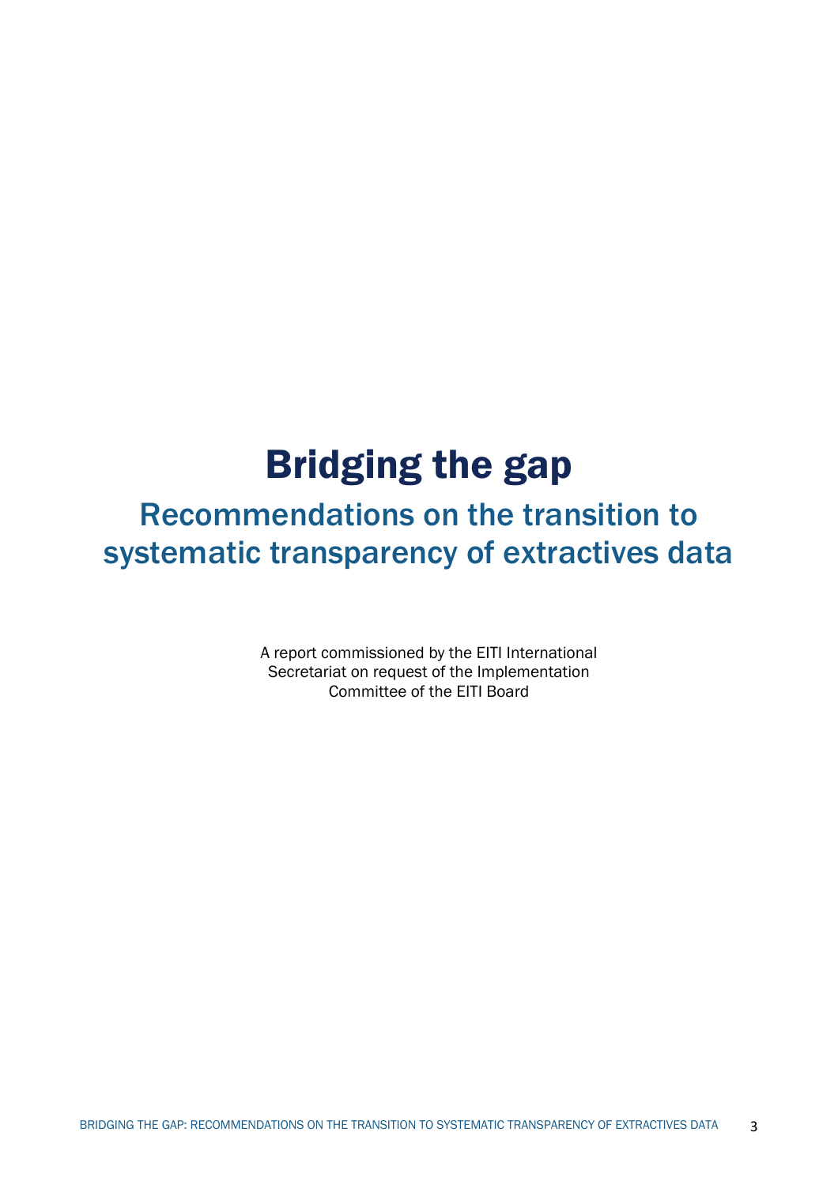# Bridging the gap

## Recommendations on the transition to systematic transparency of extractives data

A report commissioned by the EITI International Secretariat on request of the Implementation Committee of the EITI Board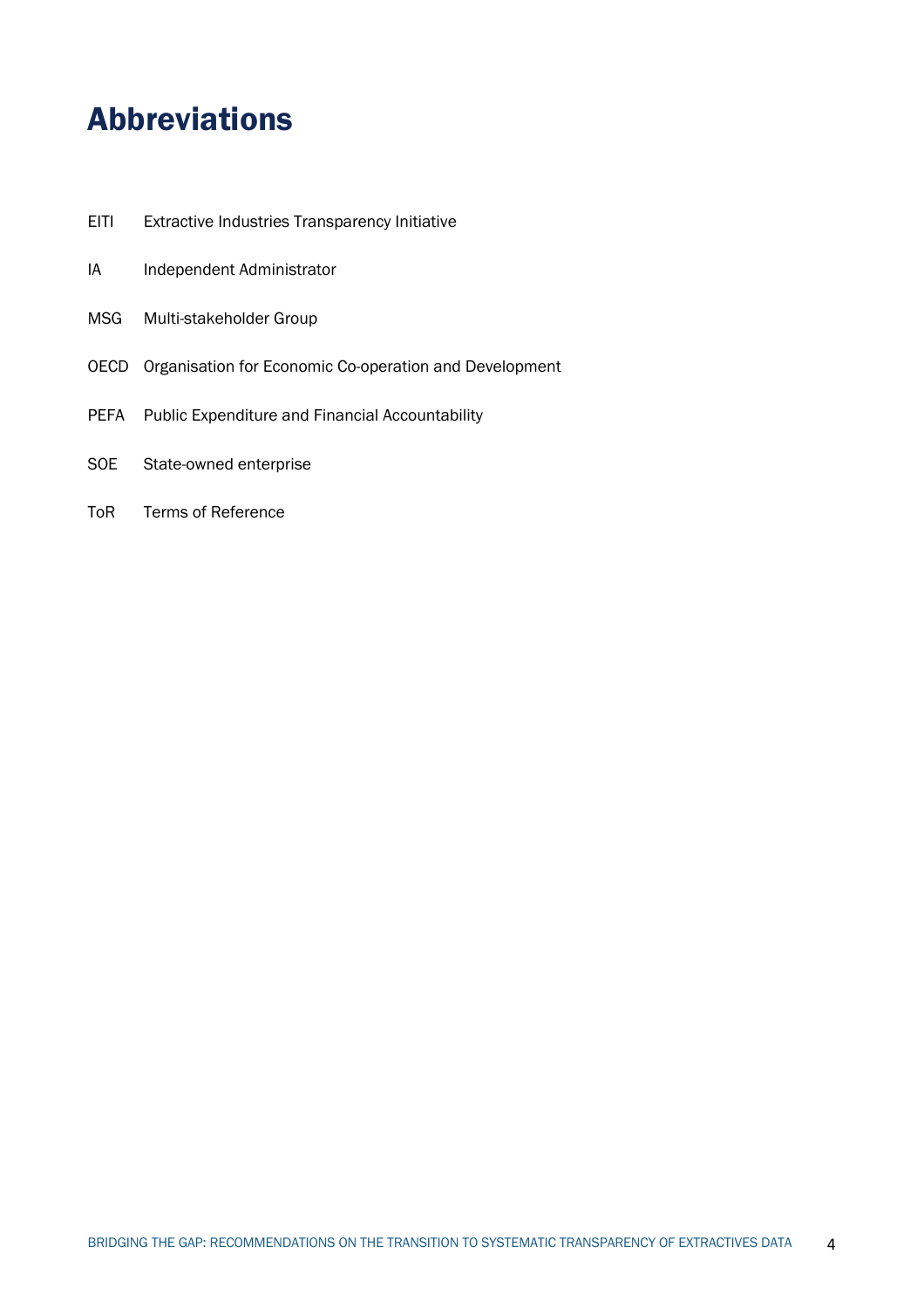# Abbreviations

| | |
|---|---|
| EITI | Extractive Industries Transparency Initiative |
| IA | Independent Administrator |
| MSG | Multi-stakeholder Group |
| OECD | Organisation for Economic Co-operation and Development |
| PEFA | Public Expenditure and Financial Accountability |
| SOE | State-owned enterprise |
| ToR | Terms of Reference |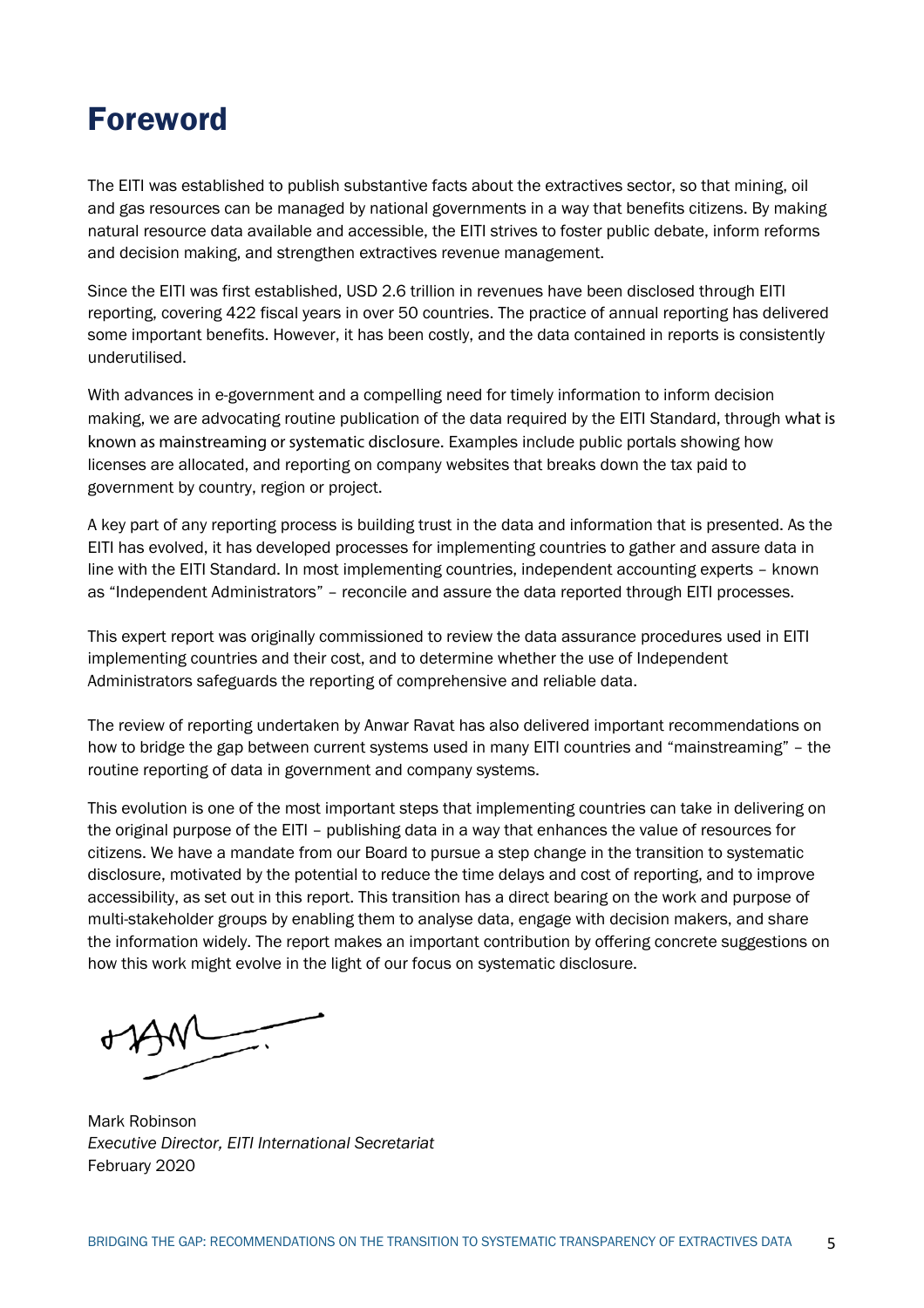# Foreword

The EITI was established to publish substantive facts about the extractives sector, so that mining, oil and gas resources can be managed by national governments in a way that benefits citizens. By making natural resource data available and accessible, the EITI strives to foster public debate, inform reforms and decision making, and strengthen extractives revenue management.

Since the EITI was first established, USD 2.6 trillion in revenues have been disclosed through EITI reporting, covering 422 fiscal years in over 50 countries. The practice of annual reporting has delivered some important benefits. However, it has been costly, and the data contained in reports is consistently underutilised.

With advances in e-government and a compelling need for timely information to inform decision making, we are advocating routine publication of the data required by the EITI Standard, through what is known as mainstreaming or systematic disclosure. Examples include public portals showing how licenses are allocated, and reporting on company websites that breaks down the tax paid to government by country, region or project.

A key part of any reporting process is building trust in the data and information that is presented. As the EITI has evolved, it has developed processes for implementing countries to gather and assure data in line with the EITI Standard. In most implementing countries, independent accounting experts – known as "Independent Administrators" – reconcile and assure the data reported through EITI processes.

This expert report was originally commissioned to review the data assurance procedures used in EITI implementing countries and their cost, and to determine whether the use of Independent Administrators safeguards the reporting of comprehensive and reliable data.

The review of reporting undertaken by Anwar Ravat has also delivered important recommendations on how to bridge the gap between current systems used in many EITI countries and "mainstreaming" – the routine reporting of data in government and company systems.

This evolution is one of the most important steps that implementing countries can take in delivering on the original purpose of the EITI – publishing data in a way that enhances the value of resources for citizens. We have a mandate from our Board to pursue a step change in the transition to systematic disclosure, motivated by the potential to reduce the time delays and cost of reporting, and to improve accessibility, as set out in this report. This transition has a direct bearing on the work and purpose of multi-stakeholder groups by enabling them to analyse data, engage with decision makers, and share the information widely. The report makes an important contribution by offering concrete suggestions on how this work might evolve in the light of our focus on systematic disclosure.

Mark Robinson
*Executive Director, EITI International Secretariat*
February 2020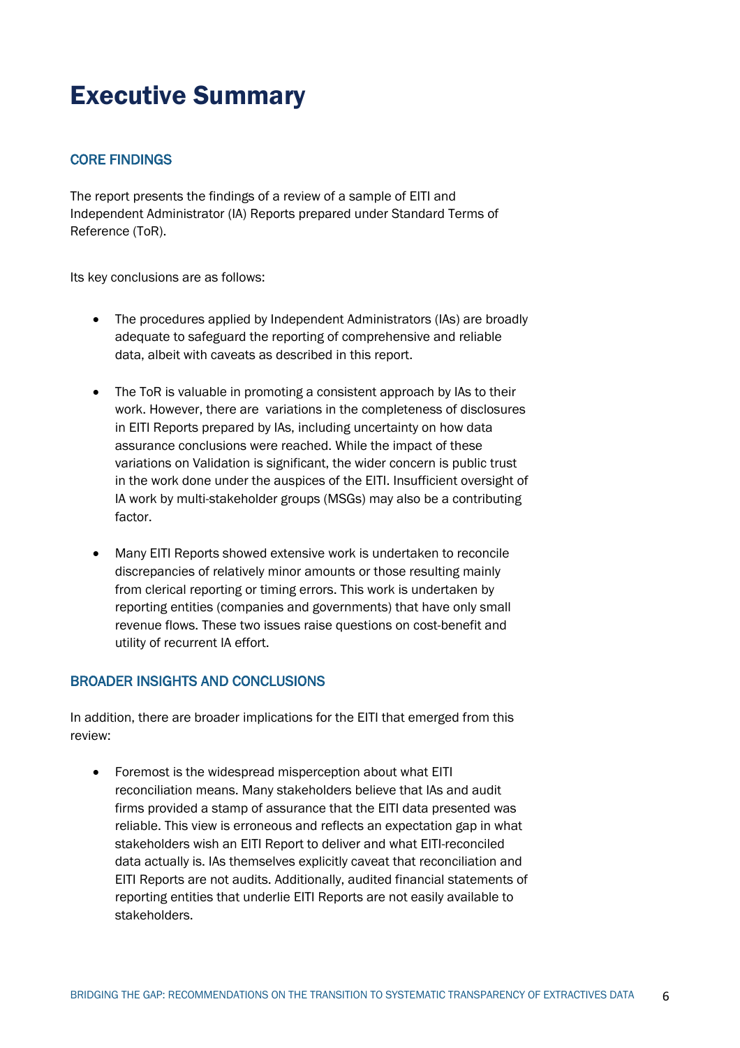# Executive Summary

## CORE FINDINGS

The report presents the findings of a review of a sample of EITI and Independent Administrator (IA) Reports prepared under Standard Terms of Reference (ToR).

Its key conclusions are as follows:

- The procedures applied by Independent Administrators (IAs) are broadly adequate to safeguard the reporting of comprehensive and reliable data, albeit with caveats as described in this report.
- The ToR is valuable in promoting a consistent approach by IAs to their work. However, there are variations in the completeness of disclosures in EITI Reports prepared by IAs, including uncertainty on how data assurance conclusions were reached. While the impact of these variations on Validation is significant, the wider concern is public trust in the work done under the auspices of the EITI. Insufficient oversight of IA work by multi-stakeholder groups (MSGs) may also be a contributing factor.
- Many EITI Reports showed extensive work is undertaken to reconcile discrepancies of relatively minor amounts or those resulting mainly from clerical reporting or timing errors. This work is undertaken by reporting entities (companies and governments) that have only small revenue flows. These two issues raise questions on cost-benefit and utility of recurrent IA effort.

## BROADER INSIGHTS AND CONCLUSIONS

In addition, there are broader implications for the EITI that emerged from this review:

- Foremost is the widespread misperception about what EITI reconciliation means. Many stakeholders believe that IAs and audit firms provided a stamp of assurance that the EITI data presented was reliable. This view is erroneous and reflects an expectation gap in what stakeholders wish an EITI Report to deliver and what EITI-reconciled data actually is. IAs themselves explicitly caveat that reconciliation and EITI Reports are not audits. Additionally, audited financial statements of reporting entities that underlie EITI Reports are not easily available to stakeholders.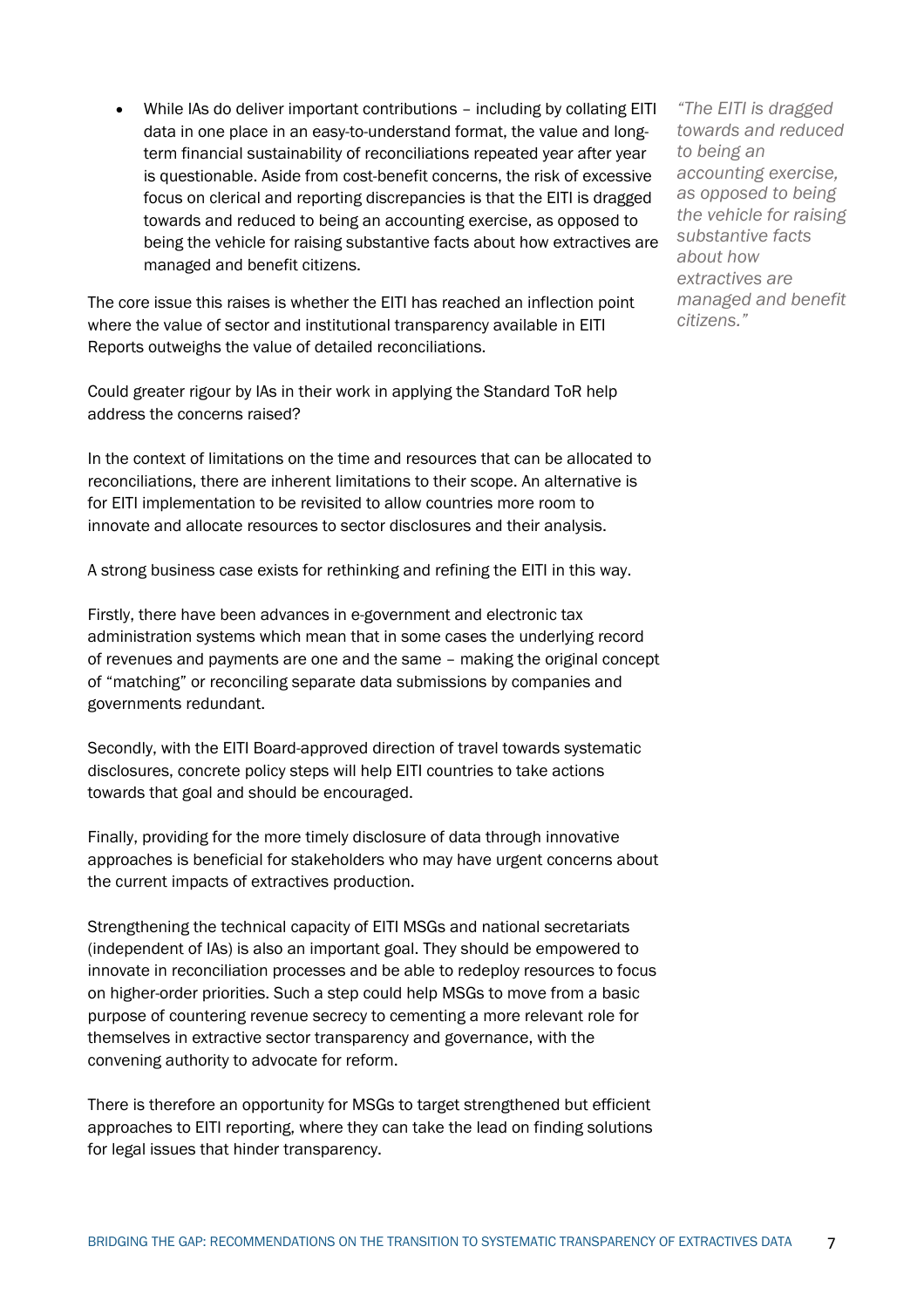- While IAs do deliver important contributions – including by collating EITI data in one place in an easy-to-understand format, the value and long-term financial sustainability of reconciliations repeated year after year is questionable. Aside from cost-benefit concerns, the risk of excessive focus on clerical and reporting discrepancies is that the EITI is dragged towards and reduced to being an accounting exercise, as opposed to being the vehicle for raising substantive facts about how extractives are managed and benefit citizens.

*"The EITI is dragged towards and reduced to being an accounting exercise, as opposed to being the vehicle for raising substantive facts about how extractives are managed and benefit citizens."*

The core issue this raises is whether the EITI has reached an inflection point where the value of sector and institutional transparency available in EITI Reports outweighs the value of detailed reconciliations.

Could greater rigour by IAs in their work in applying the Standard ToR help address the concerns raised?

In the context of limitations on the time and resources that can be allocated to reconciliations, there are inherent limitations to their scope. An alternative is for EITI implementation to be revisited to allow countries more room to innovate and allocate resources to sector disclosures and their analysis.

A strong business case exists for rethinking and refining the EITI in this way.

Firstly, there have been advances in e-government and electronic tax administration systems which mean that in some cases the underlying record of revenues and payments are one and the same – making the original concept of "matching" or reconciling separate data submissions by companies and governments redundant.

Secondly, with the EITI Board-approved direction of travel towards systematic disclosures, concrete policy steps will help EITI countries to take actions towards that goal and should be encouraged.

Finally, providing for the more timely disclosure of data through innovative approaches is beneficial for stakeholders who may have urgent concerns about the current impacts of extractives production.

Strengthening the technical capacity of EITI MSGs and national secretariats (independent of IAs) is also an important goal. They should be empowered to innovate in reconciliation processes and be able to redeploy resources to focus on higher-order priorities. Such a step could help MSGs to move from a basic purpose of countering revenue secrecy to cementing a more relevant role for themselves in extractive sector transparency and governance, with the convening authority to advocate for reform.

There is therefore an opportunity for MSGs to target strengthened but efficient approaches to EITI reporting, where they can take the lead on finding solutions for legal issues that hinder transparency.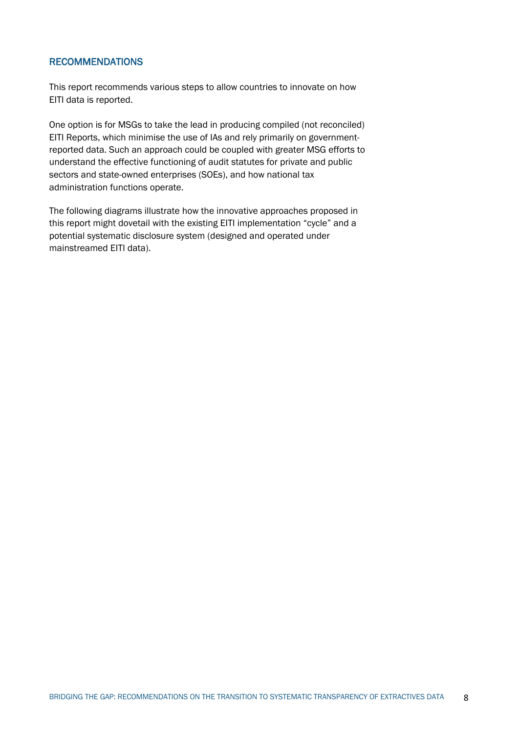## RECOMMENDATIONS

This report recommends various steps to allow countries to innovate on how EITI data is reported.

One option is for MSGs to take the lead in producing compiled (not reconciled) EITI Reports, which minimise the use of IAs and rely primarily on government-reported data. Such an approach could be coupled with greater MSG efforts to understand the effective functioning of audit statutes for private and public sectors and state-owned enterprises (SOEs), and how national tax administration functions operate.

The following diagrams illustrate how the innovative approaches proposed in this report might dovetail with the existing EITI implementation "cycle" and a potential systematic disclosure system (designed and operated under mainstreamed EITI data).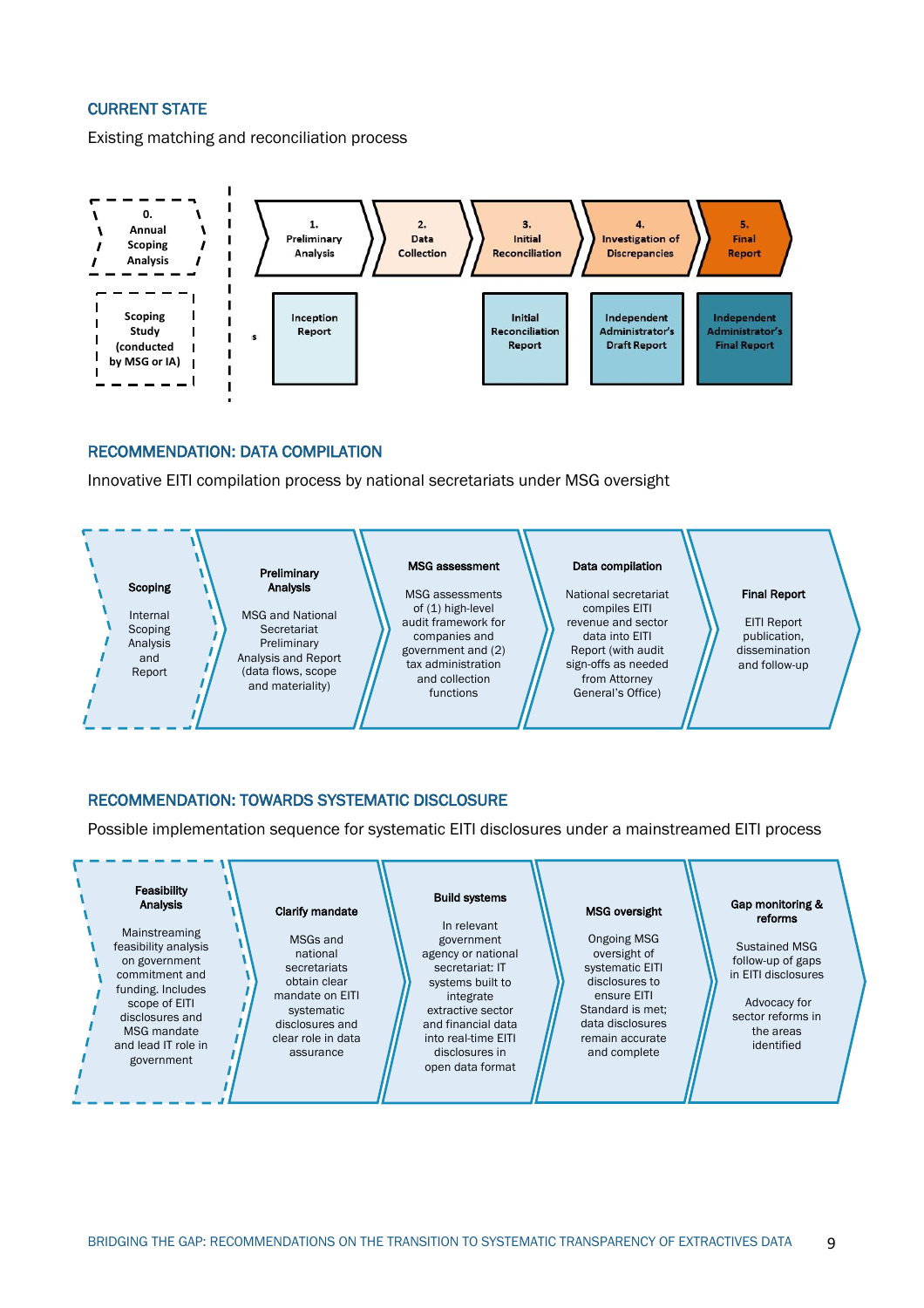## CURRENT STATE

Existing matching and reconciliation process

0. Annual Scoping Analysis

Scoping Study (conducted by MSG or IA)

1. Preliminary Analysis

Inception Report

2. Data Collection

3. Initial Reconciliation

Initial Reconciliation Report

4. Investigation of Discrepancies

Independent Administrator's Draft Report

5. Final Report

Independent Administrator's Final Report

## RECOMMENDATION: DATA COMPILATION

Innovative EITI compilation process by national secretariats under MSG oversight

**Scoping**

Internal Scoping Analysis and Report

**Preliminary Analysis**

MSG and National Secretariat Preliminary Analysis and Report (data flows, scope and materiality)

**MSG assessment**

MSG assessments of (1) high-level audit framework for companies and government and (2) tax administration and collection functions

**Data compilation**

National secretariat compiles EITI revenue and sector data into EITI Report (with audit sign-offs as needed from Attorney General's Office)

**Final Report**

EITI Report publication, dissemination and follow-up

## RECOMMENDATION: TOWARDS SYSTEMATIC DISCLOSURE

Possible implementation sequence for systematic EITI disclosures under a mainstreamed EITI process

**Feasibility Analysis**

Mainstreaming feasibility analysis on government commitment and funding. Includes scope of EITI disclosures and MSG mandate and lead IT role in government

**Clarify mandate**

MSGs and national secretariats obtain clear mandate on EITI systematic disclosures and clear role in data assurance

**Build systems**

In relevant government agency or national secretariat: IT systems built to integrate extractive sector and financial data into real-time EITI disclosures in open data format

**MSG oversight**

Ongoing MSG oversight of systematic EITI disclosures to ensure EITI Standard is met; data disclosures remain accurate and complete

**Gap monitoring & reforms**

Sustained MSG follow-up of gaps in EITI disclosures

Advocacy for sector reforms in the areas identified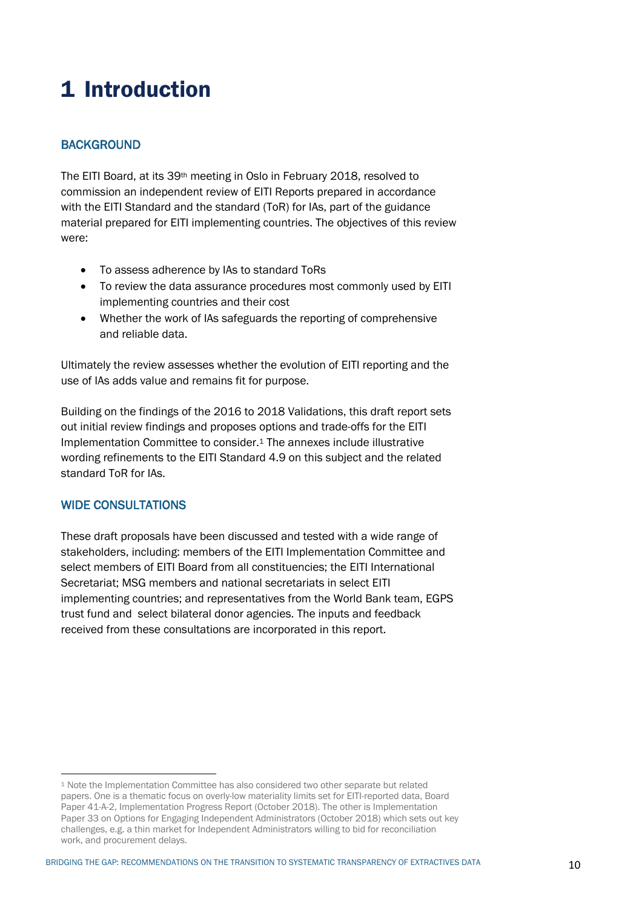# 1 Introduction

## BACKGROUND

The EITI Board, at its 39th meeting in Oslo in February 2018, resolved to commission an independent review of EITI Reports prepared in accordance with the EITI Standard and the standard (ToR) for IAs, part of the guidance material prepared for EITI implementing countries. The objectives of this review were:

- To assess adherence by IAs to standard ToRs
- To review the data assurance procedures most commonly used by EITI implementing countries and their cost
- Whether the work of IAs safeguards the reporting of comprehensive and reliable data.

Ultimately the review assesses whether the evolution of EITI reporting and the use of IAs adds value and remains fit for purpose.

Building on the findings of the 2016 to 2018 Validations, this draft report sets out initial review findings and proposes options and trade-offs for the EITI Implementation Committee to consider.[1] The annexes include illustrative wording refinements to the EITI Standard 4.9 on this subject and the related standard ToR for IAs.

## WIDE CONSULTATIONS

These draft proposals have been discussed and tested with a wide range of stakeholders, including: members of the EITI Implementation Committee and select members of EITI Board from all constituencies; the EITI International Secretariat; MSG members and national secretariats in select EITI implementing countries; and representatives from the World Bank team, EGPS trust fund and select bilateral donor agencies. The inputs and feedback received from these consultations are incorporated in this report.

[1] Note the Implementation Committee has also considered two other separate but related papers. One is a thematic focus on overly-low materiality limits set for EITI-reported data, Board Paper 41-A-2, Implementation Progress Report (October 2018). The other is Implementation Paper 33 on Options for Engaging Independent Administrators (October 2018) which sets out key challenges, e.g. a thin market for Independent Administrators willing to bid for reconciliation work, and procurement delays.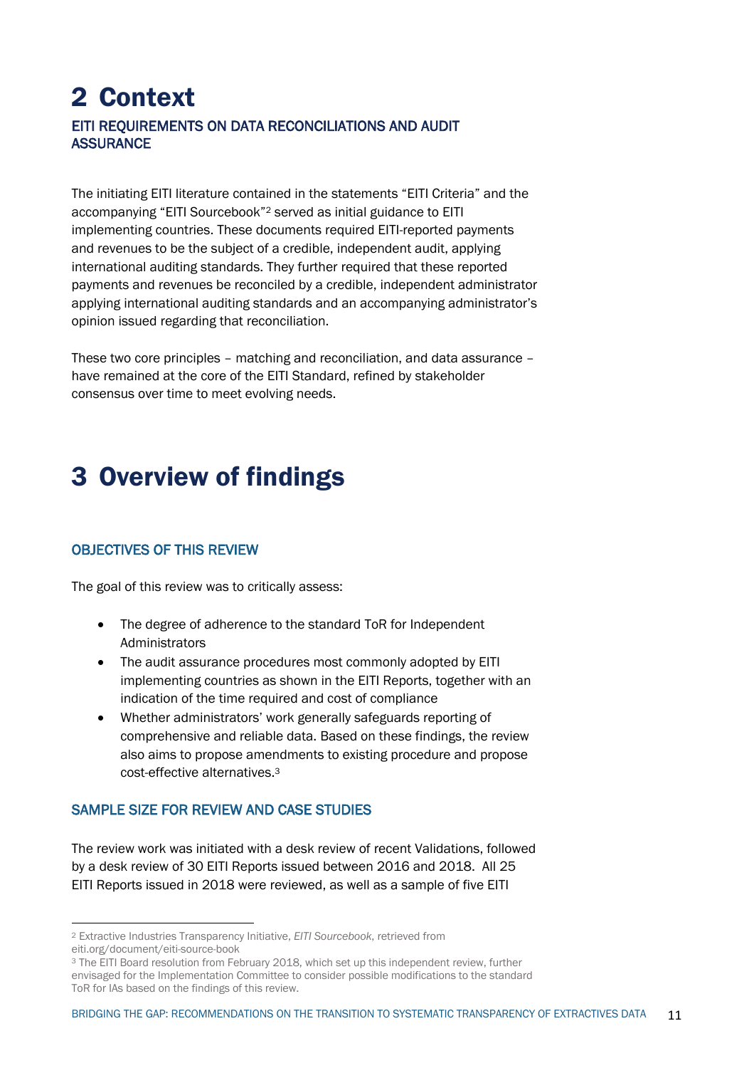# 2 Context

### EITI REQUIREMENTS ON DATA RECONCILIATIONS AND AUDIT ASSURANCE

The initiating EITI literature contained in the statements "EITI Criteria" and the accompanying "EITI Sourcebook"[2] served as initial guidance to EITI implementing countries. These documents required EITI-reported payments and revenues to be the subject of a credible, independent audit, applying international auditing standards. They further required that these reported payments and revenues be reconciled by a credible, independent administrator applying international auditing standards and an accompanying administrator's opinion issued regarding that reconciliation.

These two core principles – matching and reconciliation, and data assurance – have remained at the core of the EITI Standard, refined by stakeholder consensus over time to meet evolving needs.

# 3 Overview of findings

### OBJECTIVES OF THIS REVIEW

The goal of this review was to critically assess:

- The degree of adherence to the standard ToR for Independent Administrators
- The audit assurance procedures most commonly adopted by EITI implementing countries as shown in the EITI Reports, together with an indication of the time required and cost of compliance
- Whether administrators' work generally safeguards reporting of comprehensive and reliable data. Based on these findings, the review also aims to propose amendments to existing procedure and propose cost-effective alternatives.[3]

### SAMPLE SIZE FOR REVIEW AND CASE STUDIES

The review work was initiated with a desk review of recent Validations, followed by a desk review of 30 EITI Reports issued between 2016 and 2018. All 25 EITI Reports issued in 2018 were reviewed, as well as a sample of five EITI

[2] Extractive Industries Transparency Initiative, *EITI Sourcebook*, retrieved from eiti.org/document/eiti-source-book

[3] The EITI Board resolution from February 2018, which set up this independent review, further envisaged for the Implementation Committee to consider possible modifications to the standard ToR for IAs based on the findings of this review.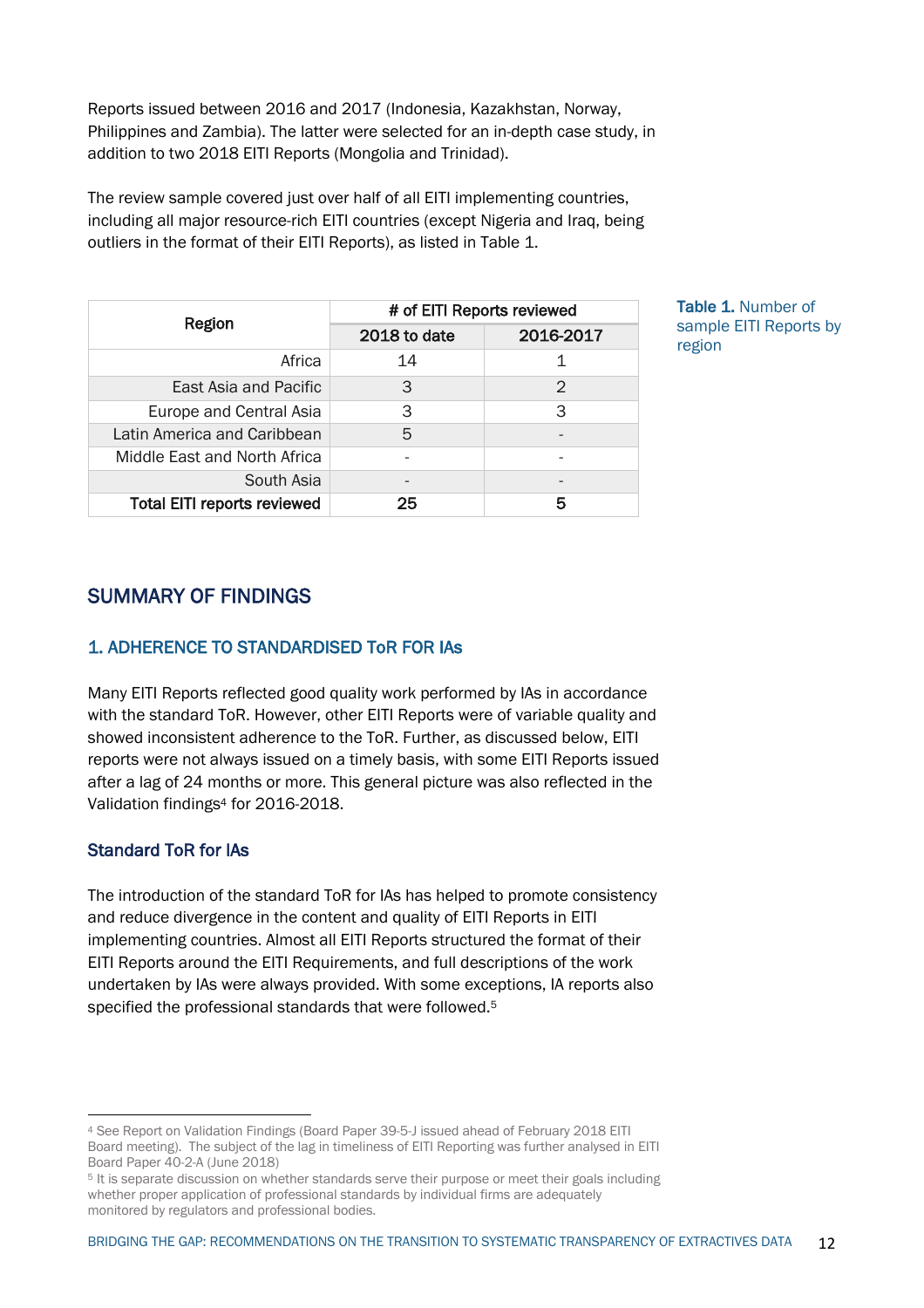Reports issued between 2016 and 2017 (Indonesia, Kazakhstan, Norway, Philippines and Zambia). The latter were selected for an in-depth case study, in addition to two 2018 EITI Reports (Mongolia and Trinidad).

The review sample covered just over half of all EITI implementing countries, including all major resource-rich EITI countries (except Nigeria and Iraq, being outliers in the format of their EITI Reports), as listed in Table 1.

**Table 1.** Number of sample EITI Reports by region

| Region | # of EITI Reports reviewed | |
|---|---|---|
| | 2018 to date | 2016-2017 |
| Africa | 14 | 1 |
| East Asia and Pacific | 3 | 2 |
| Europe and Central Asia | 3 | 3 |
| Latin America and Caribbean | 5 | - |
| Middle East and North Africa | - | - |
| South Asia | - | - |
| **Total EITI reports reviewed** | **25** | **5** |

## SUMMARY OF FINDINGS

### 1. ADHERENCE TO STANDARDISED ToR FOR IAs

Many EITI Reports reflected good quality work performed by IAs in accordance with the standard ToR. However, other EITI Reports were of variable quality and showed inconsistent adherence to the ToR. Further, as discussed below, EITI reports were not always issued on a timely basis, with some EITI Reports issued after a lag of 24 months or more. This general picture was also reflected in the Validation findings[4] for 2016-2018.

#### Standard ToR for IAs

The introduction of the standard ToR for IAs has helped to promote consistency and reduce divergence in the content and quality of EITI Reports in EITI implementing countries. Almost all EITI Reports structured the format of their EITI Reports around the EITI Requirements, and full descriptions of the work undertaken by IAs were always provided. With some exceptions, IA reports also specified the professional standards that were followed.[5]

---

[4] See Report on Validation Findings (Board Paper 39-5-J issued ahead of February 2018 EITI Board meeting). The subject of the lag in timeliness of EITI Reporting was further analysed in EITI Board Paper 40-2-A (June 2018)

[5] It is separate discussion on whether standards serve their purpose or meet their goals including whether proper application of professional standards by individual firms are adequately monitored by regulators and professional bodies.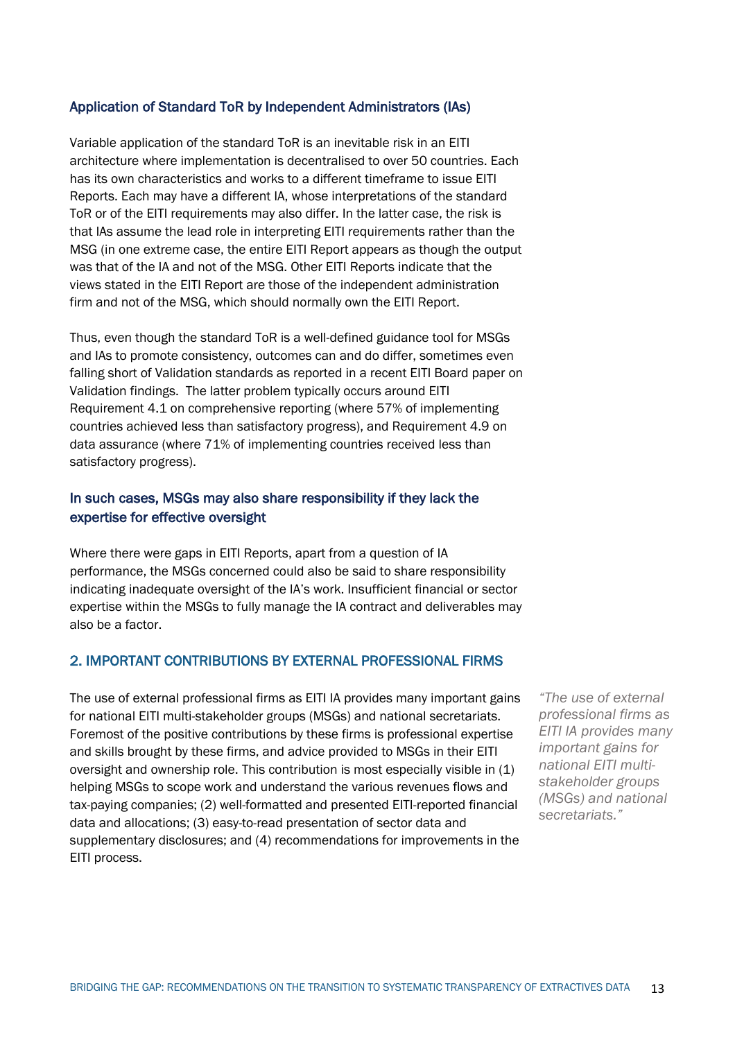### Application of Standard ToR by Independent Administrators (IAs)

Variable application of the standard ToR is an inevitable risk in an EITI architecture where implementation is decentralised to over 50 countries. Each has its own characteristics and works to a different timeframe to issue EITI Reports. Each may have a different IA, whose interpretations of the standard ToR or of the EITI requirements may also differ. In the latter case, the risk is that IAs assume the lead role in interpreting EITI requirements rather than the MSG (in one extreme case, the entire EITI Report appears as though the output was that of the IA and not of the MSG. Other EITI Reports indicate that the views stated in the EITI Report are those of the independent administration firm and not of the MSG, which should normally own the EITI Report.

Thus, even though the standard ToR is a well-defined guidance tool for MSGs and IAs to promote consistency, outcomes can and do differ, sometimes even falling short of Validation standards as reported in a recent EITI Board paper on Validation findings. The latter problem typically occurs around EITI Requirement 4.1 on comprehensive reporting (where 57% of implementing countries achieved less than satisfactory progress), and Requirement 4.9 on data assurance (where 71% of implementing countries received less than satisfactory progress).

### In such cases, MSGs may also share responsibility if they lack the expertise for effective oversight

Where there were gaps in EITI Reports, apart from a question of IA performance, the MSGs concerned could also be said to share responsibility indicating inadequate oversight of the IA's work. Insufficient financial or sector expertise within the MSGs to fully manage the IA contract and deliverables may also be a factor.

## 2. IMPORTANT CONTRIBUTIONS BY EXTERNAL PROFESSIONAL FIRMS

The use of external professional firms as EITI IA provides many important gains for national EITI multi-stakeholder groups (MSGs) and national secretariats. Foremost of the positive contributions by these firms is professional expertise and skills brought by these firms, and advice provided to MSGs in their EITI oversight and ownership role. This contribution is most especially visible in (1) helping MSGs to scope work and understand the various revenues flows and tax-paying companies; (2) well-formatted and presented EITI-reported financial data and allocations; (3) easy-to-read presentation of sector data and supplementary disclosures; and (4) recommendations for improvements in the EITI process.

> *"The use of external professional firms as EITI IA provides many important gains for national EITI multi-stakeholder groups (MSGs) and national secretariats."*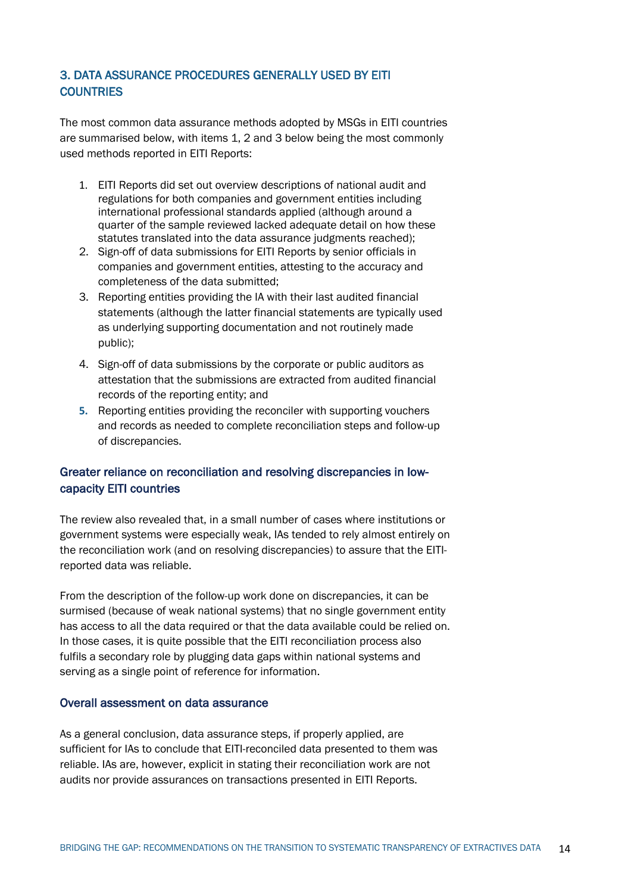## 3. DATA ASSURANCE PROCEDURES GENERALLY USED BY EITI COUNTRIES

The most common data assurance methods adopted by MSGs in EITI countries are summarised below, with items 1, 2 and 3 below being the most commonly used methods reported in EITI Reports:

1. EITI Reports did set out overview descriptions of national audit and regulations for both companies and government entities including international professional standards applied (although around a quarter of the sample reviewed lacked adequate detail on how these statutes translated into the data assurance judgments reached);
2. Sign-off of data submissions for EITI Reports by senior officials in companies and government entities, attesting to the accuracy and completeness of the data submitted;
3. Reporting entities providing the IA with their last audited financial statements (although the latter financial statements are typically used as underlying supporting documentation and not routinely made public);
4. Sign-off of data submissions by the corporate or public auditors as attestation that the submissions are extracted from audited financial records of the reporting entity; and
5. Reporting entities providing the reconciler with supporting vouchers and records as needed to complete reconciliation steps and follow-up of discrepancies.

### Greater reliance on reconciliation and resolving discrepancies in low-capacity EITI countries

The review also revealed that, in a small number of cases where institutions or government systems were especially weak, IAs tended to rely almost entirely on the reconciliation work (and on resolving discrepancies) to assure that the EITI-reported data was reliable.

From the description of the follow-up work done on discrepancies, it can be surmised (because of weak national systems) that no single government entity has access to all the data required or that the data available could be relied on. In those cases, it is quite possible that the EITI reconciliation process also fulfils a secondary role by plugging data gaps within national systems and serving as a single point of reference for information.

### Overall assessment on data assurance

As a general conclusion, data assurance steps, if properly applied, are sufficient for IAs to conclude that EITI-reconciled data presented to them was reliable. IAs are, however, explicit in stating their reconciliation work are not audits nor provide assurances on transactions presented in EITI Reports.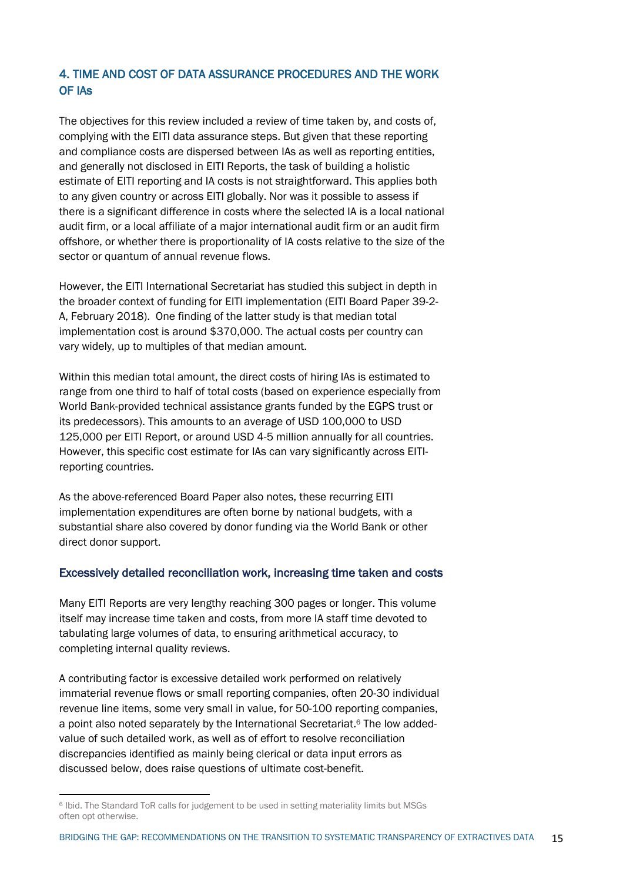## 4. TIME AND COST OF DATA ASSURANCE PROCEDURES AND THE WORK OF IAs

The objectives for this review included a review of time taken by, and costs of, complying with the EITI data assurance steps. But given that these reporting and compliance costs are dispersed between IAs as well as reporting entities, and generally not disclosed in EITI Reports, the task of building a holistic estimate of EITI reporting and IA costs is not straightforward. This applies both to any given country or across EITI globally. Nor was it possible to assess if there is a significant difference in costs where the selected IA is a local national audit firm, or a local affiliate of a major international audit firm or an audit firm offshore, or whether there is proportionality of IA costs relative to the size of the sector or quantum of annual revenue flows.

However, the EITI International Secretariat has studied this subject in depth in the broader context of funding for EITI implementation (EITI Board Paper 39-2-A, February 2018). One finding of the latter study is that median total implementation cost is around $370,000. The actual costs per country can vary widely, up to multiples of that median amount.

Within this median total amount, the direct costs of hiring IAs is estimated to range from one third to half of total costs (based on experience especially from World Bank-provided technical assistance grants funded by the EGPS trust or its predecessors). This amounts to an average of USD 100,000 to USD 125,000 per EITI Report, or around USD 4-5 million annually for all countries. However, this specific cost estimate for IAs can vary significantly across EITI-reporting countries.

As the above-referenced Board Paper also notes, these recurring EITI implementation expenditures are often borne by national budgets, with a substantial share also covered by donor funding via the World Bank or other direct donor support.

### Excessively detailed reconciliation work, increasing time taken and costs

Many EITI Reports are very lengthy reaching 300 pages or longer. This volume itself may increase time taken and costs, from more IA staff time devoted to tabulating large volumes of data, to ensuring arithmetical accuracy, to completing internal quality reviews.

A contributing factor is excessive detailed work performed on relatively immaterial revenue flows or small reporting companies, often 20-30 individual revenue line items, some very small in value, for 50-100 reporting companies, a point also noted separately by the International Secretariat.[6] The low added-value of such detailed work, as well as of effort to resolve reconciliation discrepancies identified as mainly being clerical or data input errors as discussed below, does raise questions of ultimate cost-benefit.

[6] Ibid. The Standard ToR calls for judgement to be used in setting materiality limits but MSGs often opt otherwise.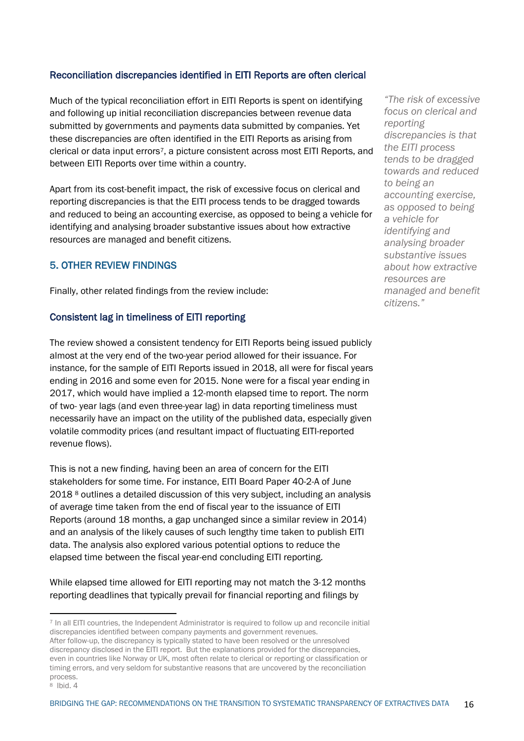### Reconciliation discrepancies identified in EITI Reports are often clerical

Much of the typical reconciliation effort in EITI Reports is spent on identifying and following up initial reconciliation discrepancies between revenue data submitted by governments and payments data submitted by companies. Yet these discrepancies are often identified in the EITI Reports as arising from clerical or data input errors[7], a picture consistent across most EITI Reports, and between EITI Reports over time within a country.

Apart from its cost-benefit impact, the risk of excessive focus on clerical and reporting discrepancies is that the EITI process tends to be dragged towards and reduced to being an accounting exercise, as opposed to being a vehicle for identifying and analysing broader substantive issues about how extractive resources are managed and benefit citizens.

*"The risk of excessive focus on clerical and reporting discrepancies is that the EITI process tends to be dragged towards and reduced to being an accounting exercise, as opposed to being a vehicle for identifying and analysing broader substantive issues about how extractive resources are managed and benefit citizens."*

## 5. OTHER REVIEW FINDINGS

Finally, other related findings from the review include:

### Consistent lag in timeliness of EITI reporting

The review showed a consistent tendency for EITI Reports being issued publicly almost at the very end of the two-year period allowed for their issuance. For instance, for the sample of EITI Reports issued in 2018, all were for fiscal years ending in 2016 and some even for 2015. None were for a fiscal year ending in 2017, which would have implied a 12-month elapsed time to report. The norm of two- year lags (and even three-year lag) in data reporting timeliness must necessarily have an impact on the utility of the published data, especially given volatile commodity prices (and resultant impact of fluctuating EITI-reported revenue flows).

This is not a new finding, having been an area of concern for the EITI stakeholders for some time. For instance, EITI Board Paper 40-2-A of June 2018 [8] outlines a detailed discussion of this very subject, including an analysis of average time taken from the end of fiscal year to the issuance of EITI Reports (around 18 months, a gap unchanged since a similar review in 2014) and an analysis of the likely causes of such lengthy time taken to publish EITI data. The analysis also explored various potential options to reduce the elapsed time between the fiscal year-end concluding EITI reporting.

While elapsed time allowed for EITI reporting may not match the 3-12 months reporting deadlines that typically prevail for financial reporting and filings by

---

[7] In all EITI countries, the Independent Administrator is required to follow up and reconcile initial discrepancies identified between company payments and government revenues. After follow-up, the discrepancy is typically stated to have been resolved or the unresolved discrepancy disclosed in the EITI report. But the explanations provided for the discrepancies, even in countries like Norway or UK, most often relate to clerical or reporting or classification or timing errors, and very seldom for substantive reasons that are uncovered by the reconciliation process.

[8] Ibid. 4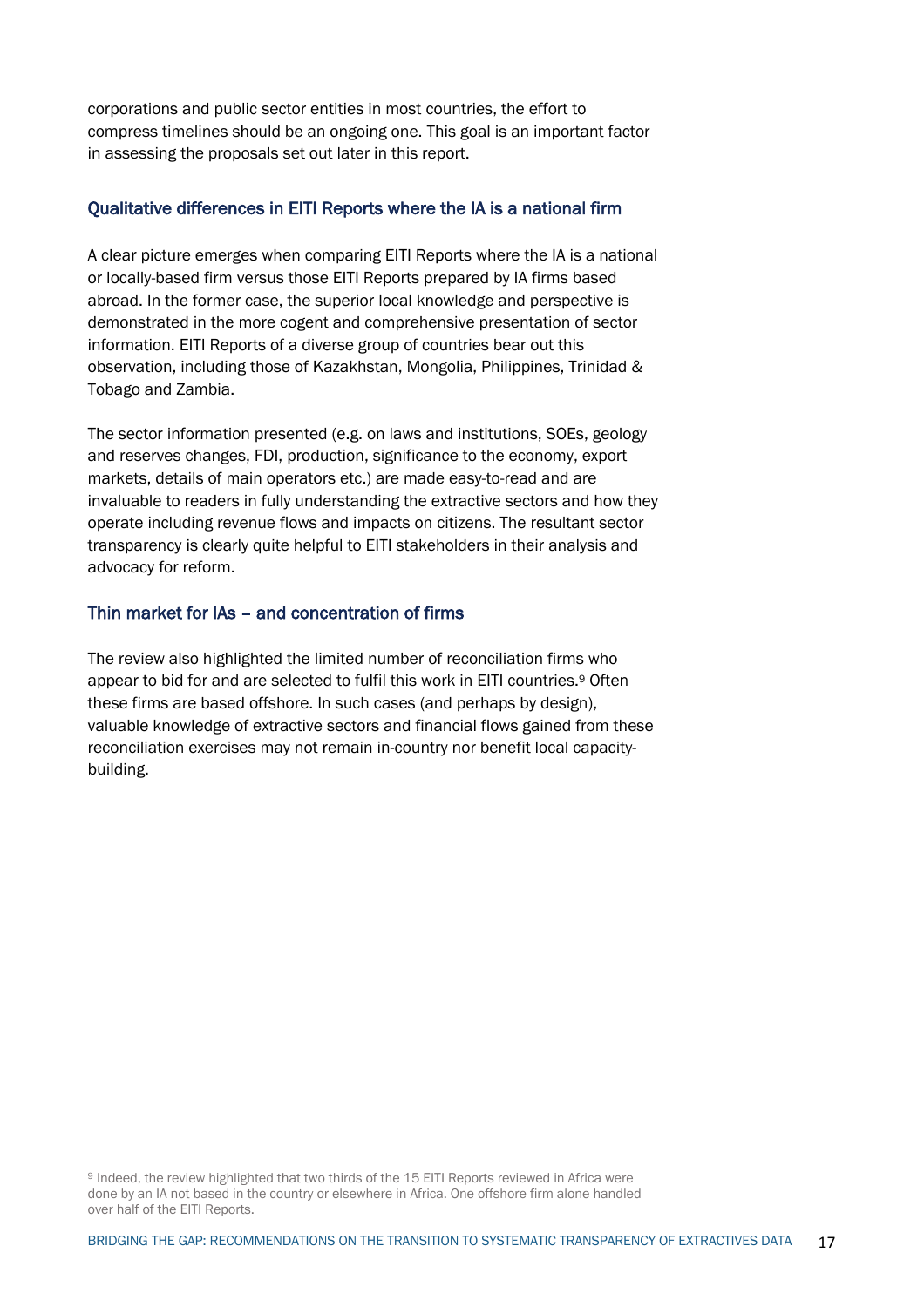corporations and public sector entities in most countries, the effort to compress timelines should be an ongoing one. This goal is an important factor in assessing the proposals set out later in this report.

### Qualitative differences in EITI Reports where the IA is a national firm

A clear picture emerges when comparing EITI Reports where the IA is a national or locally-based firm versus those EITI Reports prepared by IA firms based abroad. In the former case, the superior local knowledge and perspective is demonstrated in the more cogent and comprehensive presentation of sector information. EITI Reports of a diverse group of countries bear out this observation, including those of Kazakhstan, Mongolia, Philippines, Trinidad & Tobago and Zambia.

The sector information presented (e.g. on laws and institutions, SOEs, geology and reserves changes, FDI, production, significance to the economy, export markets, details of main operators etc.) are made easy-to-read and are invaluable to readers in fully understanding the extractive sectors and how they operate including revenue flows and impacts on citizens. The resultant sector transparency is clearly quite helpful to EITI stakeholders in their analysis and advocacy for reform.

### Thin market for IAs – and concentration of firms

The review also highlighted the limited number of reconciliation firms who appear to bid for and are selected to fulfil this work in EITI countries.[9] Often these firms are based offshore. In such cases (and perhaps by design), valuable knowledge of extractive sectors and financial flows gained from these reconciliation exercises may not remain in-country nor benefit local capacity-building.

[9] Indeed, the review highlighted that two thirds of the 15 EITI Reports reviewed in Africa were done by an IA not based in the country or elsewhere in Africa. One offshore firm alone handled over half of the EITI Reports.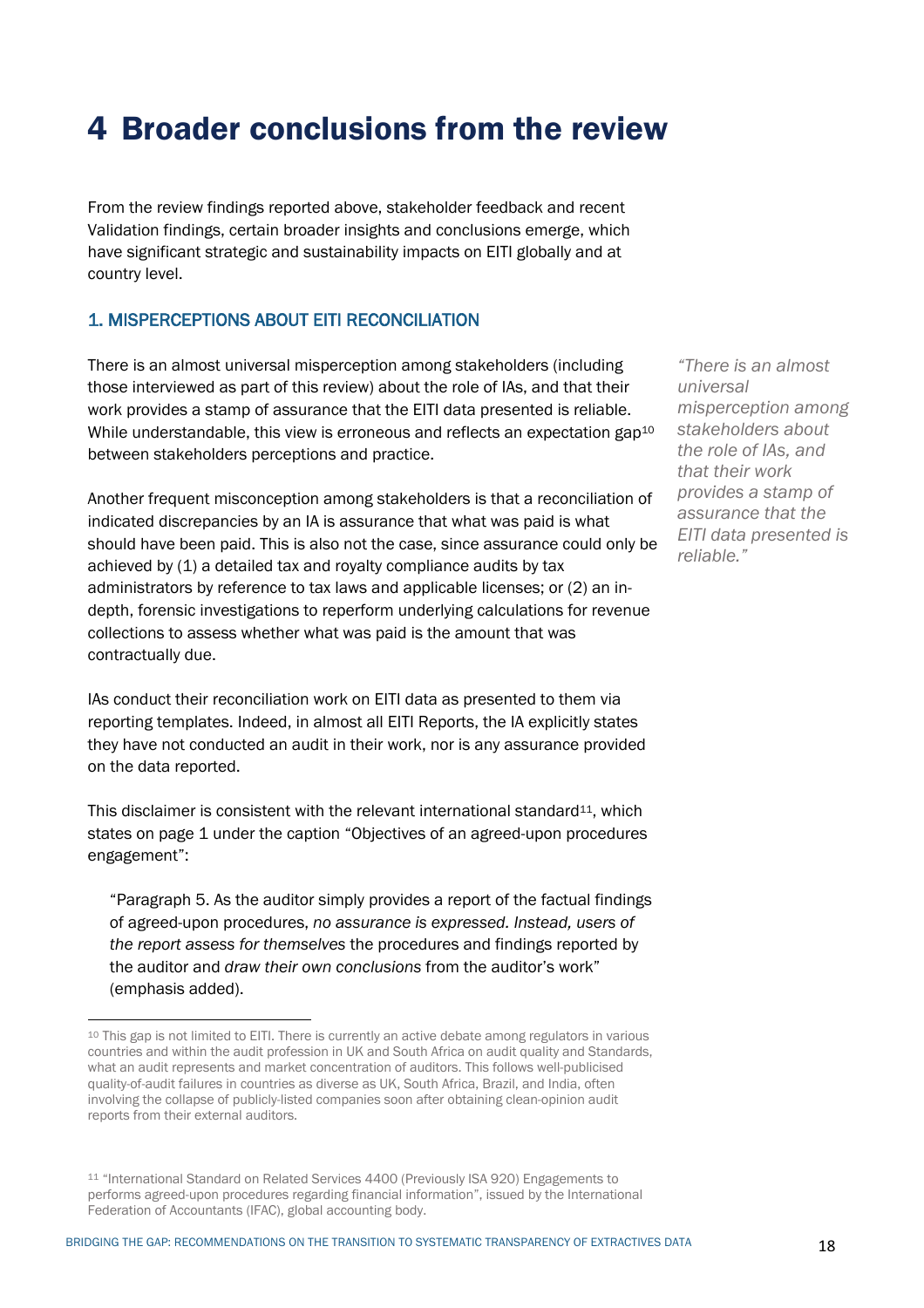# 4 Broader conclusions from the review

From the review findings reported above, stakeholder feedback and recent Validation findings, certain broader insights and conclusions emerge, which have significant strategic and sustainability impacts on EITI globally and at country level.

## 1. MISPERCEPTIONS ABOUT EITI RECONCILIATION

There is an almost universal misperception among stakeholders (including those interviewed as part of this review) about the role of IAs, and that their work provides a stamp of assurance that the EITI data presented is reliable. While understandable, this view is erroneous and reflects an expectation gap[10] between stakeholders perceptions and practice.

*"There is an almost universal misperception among stakeholders about the role of IAs, and that their work provides a stamp of assurance that the EITI data presented is reliable."*

Another frequent misconception among stakeholders is that a reconciliation of indicated discrepancies by an IA is assurance that what was paid is what should have been paid. This is also not the case, since assurance could only be achieved by (1) a detailed tax and royalty compliance audits by tax administrators by reference to tax laws and applicable licenses; or (2) an in-depth, forensic investigations to reperform underlying calculations for revenue collections to assess whether what was paid is the amount that was contractually due.

IAs conduct their reconciliation work on EITI data as presented to them via reporting templates. Indeed, in almost all EITI Reports, the IA explicitly states they have not conducted an audit in their work, nor is any assurance provided on the data reported.

This disclaimer is consistent with the relevant international standard[11], which states on page 1 under the caption "Objectives of an agreed-upon procedures engagement":

> "Paragraph 5. As the auditor simply provides a report of the factual findings of agreed-upon procedures, *no assurance is expressed. Instead, users of the report assess for themselves* the procedures and findings reported by the auditor and *draw their own conclusions* from the auditor's work" (emphasis added).

---

[10] This gap is not limited to EITI. There is currently an active debate among regulators in various countries and within the audit profession in UK and South Africa on audit quality and Standards, what an audit represents and market concentration of auditors. This follows well-publicised quality-of-audit failures in countries as diverse as UK, South Africa, Brazil, and India, often involving the collapse of publicly-listed companies soon after obtaining clean-opinion audit reports from their external auditors.

[11] "International Standard on Related Services 4400 (Previously ISA 920) Engagements to performs agreed-upon procedures regarding financial information", issued by the International Federation of Accountants (IFAC), global accounting body.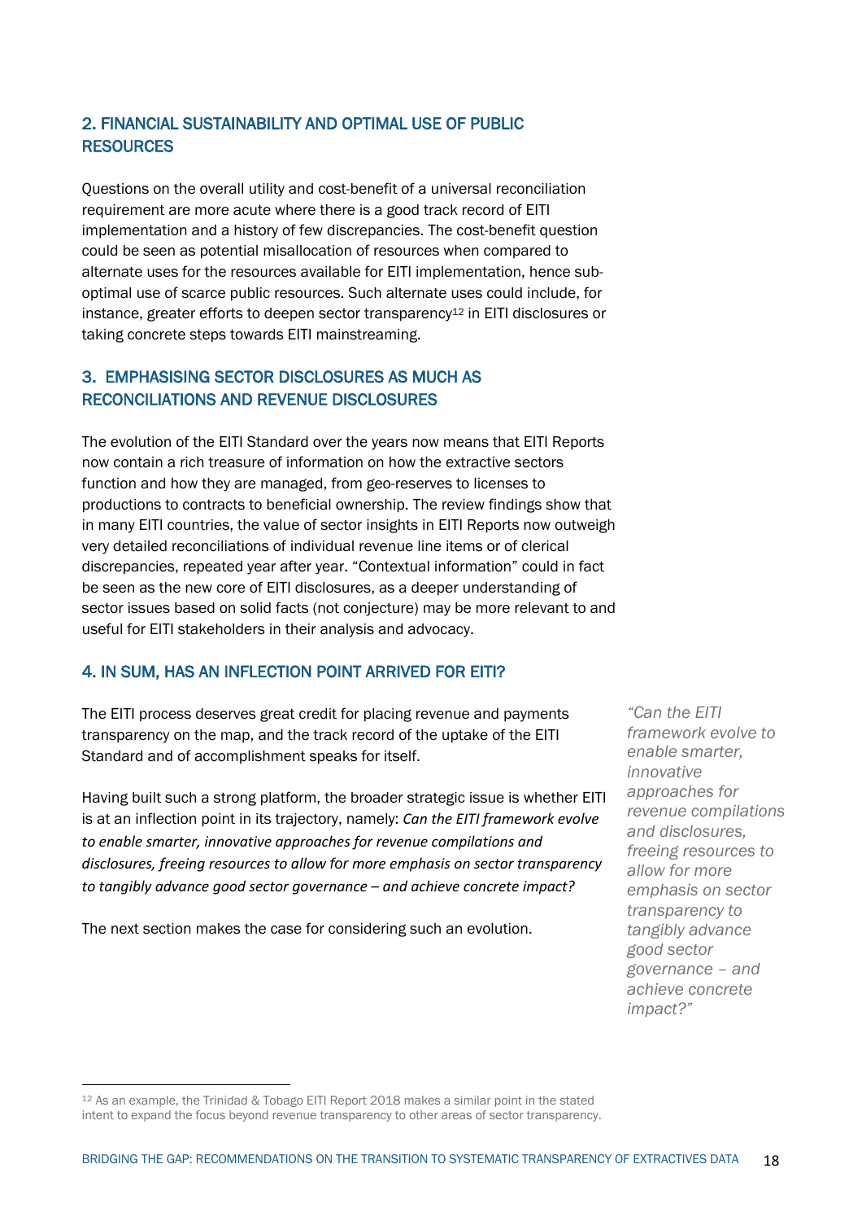## 2. FINANCIAL SUSTAINABILITY AND OPTIMAL USE OF PUBLIC RESOURCES

Questions on the overall utility and cost-benefit of a universal reconciliation requirement are more acute where there is a good track record of EITI implementation and a history of few discrepancies. The cost-benefit question could be seen as potential misallocation of resources when compared to alternate uses for the resources available for EITI implementation, hence sub-optimal use of scarce public resources. Such alternate uses could include, for instance, greater efforts to deepen sector transparency[12] in EITI disclosures or taking concrete steps towards EITI mainstreaming.

## 3. EMPHASISING SECTOR DISCLOSURES AS MUCH AS RECONCILIATIONS AND REVENUE DISCLOSURES

The evolution of the EITI Standard over the years now means that EITI Reports now contain a rich treasure of information on how the extractive sectors function and how they are managed, from geo-reserves to licenses to productions to contracts to beneficial ownership. The review findings show that in many EITI countries, the value of sector insights in EITI Reports now outweigh very detailed reconciliations of individual revenue line items or of clerical discrepancies, repeated year after year. "Contextual information" could in fact be seen as the new core of EITI disclosures, as a deeper understanding of sector issues based on solid facts (not conjecture) may be more relevant to and useful for EITI stakeholders in their analysis and advocacy.

## 4. IN SUM, HAS AN INFLECTION POINT ARRIVED FOR EITI?

The EITI process deserves great credit for placing revenue and payments transparency on the map, and the track record of the uptake of the EITI Standard and of accomplishment speaks for itself.

Having built such a strong platform, the broader strategic issue is whether EITI is at an inflection point in its trajectory, namely: *Can the EITI framework evolve to enable smarter, innovative approaches for revenue compilations and disclosures, freeing resources to allow for more emphasis on sector transparency to tangibly advance good sector governance – and achieve concrete impact?*

The next section makes the case for considering such an evolution.

*"Can the EITI framework evolve to enable smarter, innovative approaches for revenue compilations and disclosures, freeing resources to allow for more emphasis on sector transparency to tangibly advance good sector governance – and achieve concrete impact?"*

[12] As an example, the Trinidad & Tobago EITI Report 2018 makes a similar point in the stated intent to expand the focus beyond revenue transparency to other areas of sector transparency.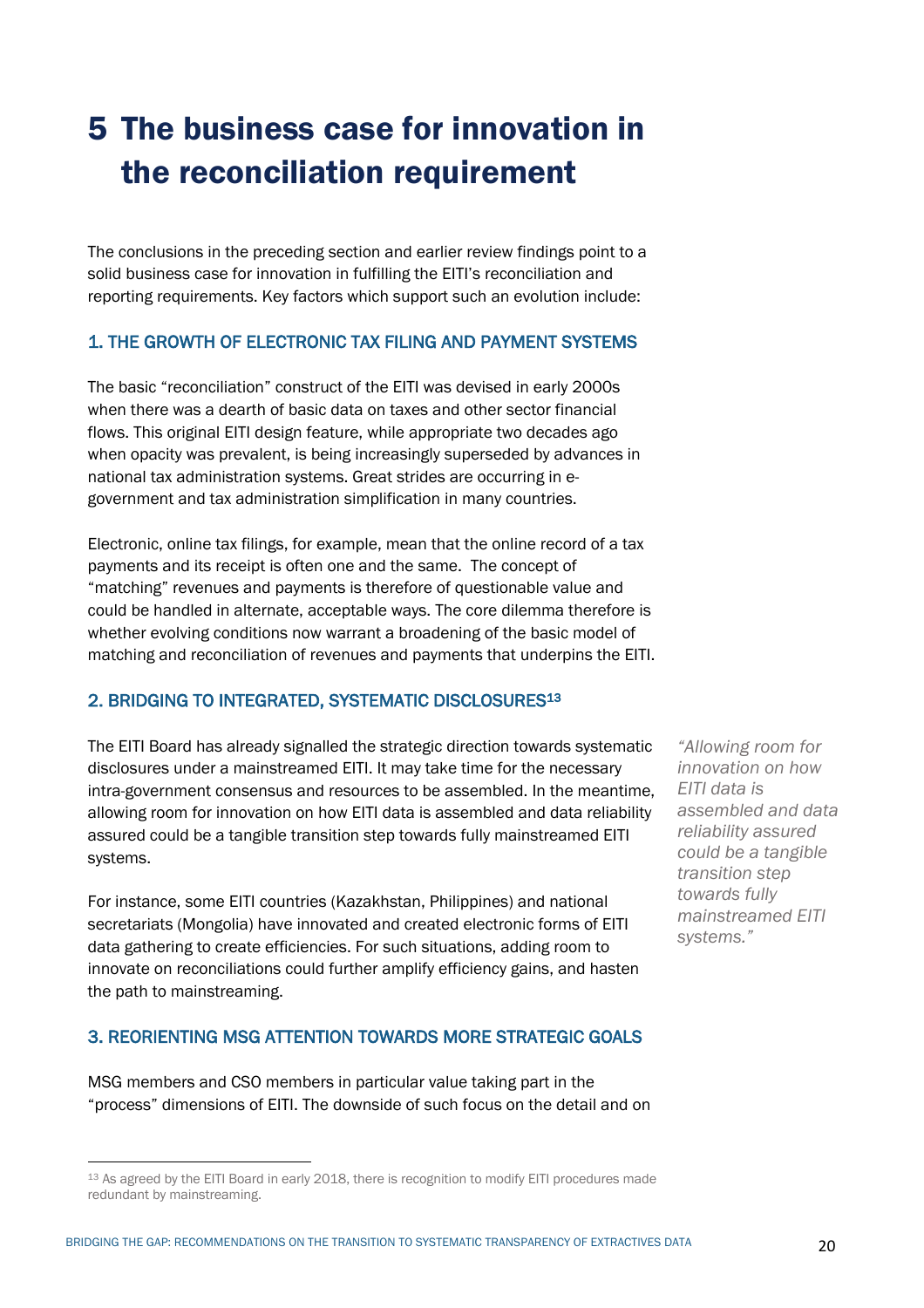# 5 The business case for innovation in the reconciliation requirement

The conclusions in the preceding section and earlier review findings point to a solid business case for innovation in fulfilling the EITI's reconciliation and reporting requirements. Key factors which support such an evolution include:

### 1. THE GROWTH OF ELECTRONIC TAX FILING AND PAYMENT SYSTEMS

The basic "reconciliation" construct of the EITI was devised in early 2000s when there was a dearth of basic data on taxes and other sector financial flows. This original EITI design feature, while appropriate two decades ago when opacity was prevalent, is being increasingly superseded by advances in national tax administration systems. Great strides are occurring in e-government and tax administration simplification in many countries.

Electronic, online tax filings, for example, mean that the online record of a tax payments and its receipt is often one and the same. The concept of "matching" revenues and payments is therefore of questionable value and could be handled in alternate, acceptable ways. The core dilemma therefore is whether evolving conditions now warrant a broadening of the basic model of matching and reconciliation of revenues and payments that underpins the EITI.

### 2. BRIDGING TO INTEGRATED, SYSTEMATIC DISCLOSURES[13]

The EITI Board has already signalled the strategic direction towards systematic disclosures under a mainstreamed EITI. It may take time for the necessary intra-government consensus and resources to be assembled. In the meantime, allowing room for innovation on how EITI data is assembled and data reliability assured could be a tangible transition step towards fully mainstreamed EITI systems.

*"Allowing room for innovation on how EITI data is assembled and data reliability assured could be a tangible transition step towards fully mainstreamed EITI systems."*

For instance, some EITI countries (Kazakhstan, Philippines) and national secretariats (Mongolia) have innovated and created electronic forms of EITI data gathering to create efficiencies. For such situations, adding room to innovate on reconciliations could further amplify efficiency gains, and hasten the path to mainstreaming.

### 3. REORIENTING MSG ATTENTION TOWARDS MORE STRATEGIC GOALS

MSG members and CSO members in particular value taking part in the "process" dimensions of EITI. The downside of such focus on the detail and on

[13] As agreed by the EITI Board in early 2018, there is recognition to modify EITI procedures made redundant by mainstreaming.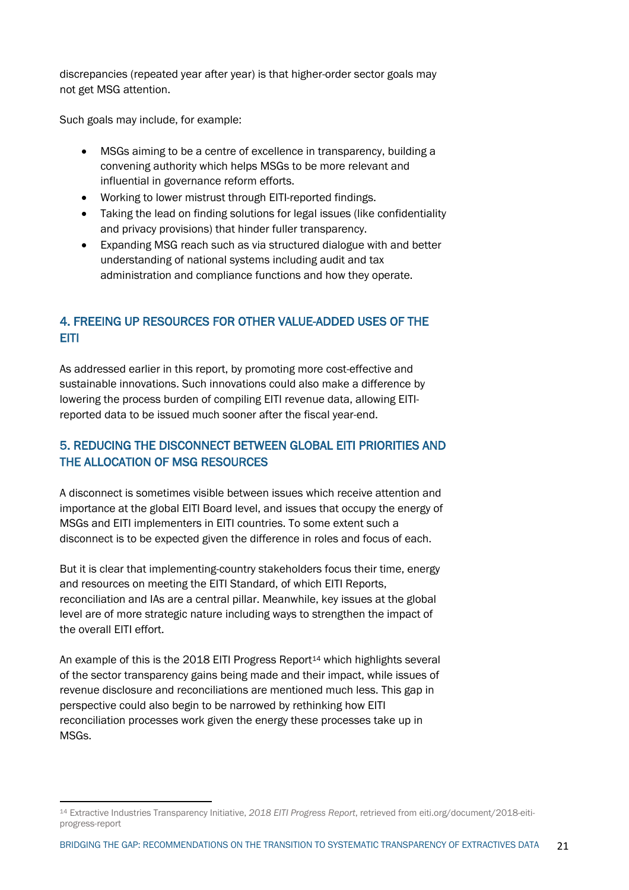discrepancies (repeated year after year) is that higher-order sector goals may not get MSG attention.

Such goals may include, for example:

- MSGs aiming to be a centre of excellence in transparency, building a convening authority which helps MSGs to be more relevant and influential in governance reform efforts.
- Working to lower mistrust through EITI-reported findings.
- Taking the lead on finding solutions for legal issues (like confidentiality and privacy provisions) that hinder fuller transparency.
- Expanding MSG reach such as via structured dialogue with and better understanding of national systems including audit and tax administration and compliance functions and how they operate.

## 4. FREEING UP RESOURCES FOR OTHER VALUE-ADDED USES OF THE EITI

As addressed earlier in this report, by promoting more cost-effective and sustainable innovations. Such innovations could also make a difference by lowering the process burden of compiling EITI revenue data, allowing EITI-reported data to be issued much sooner after the fiscal year-end.

## 5. REDUCING THE DISCONNECT BETWEEN GLOBAL EITI PRIORITIES AND THE ALLOCATION OF MSG RESOURCES

A disconnect is sometimes visible between issues which receive attention and importance at the global EITI Board level, and issues that occupy the energy of MSGs and EITI implementers in EITI countries. To some extent such a disconnect is to be expected given the difference in roles and focus of each.

But it is clear that implementing-country stakeholders focus their time, energy and resources on meeting the EITI Standard, of which EITI Reports, reconciliation and IAs are a central pillar. Meanwhile, key issues at the global level are of more strategic nature including ways to strengthen the impact of the overall EITI effort.

An example of this is the 2018 EITI Progress Report[14] which highlights several of the sector transparency gains being made and their impact, while issues of revenue disclosure and reconciliations are mentioned much less. This gap in perspective could also begin to be narrowed by rethinking how EITI reconciliation processes work given the energy these processes take up in MSGs.

---

[14] Extractive Industries Transparency Initiative, *2018 EITI Progress Report*, retrieved from eiti.org/document/2018-eiti-progress-report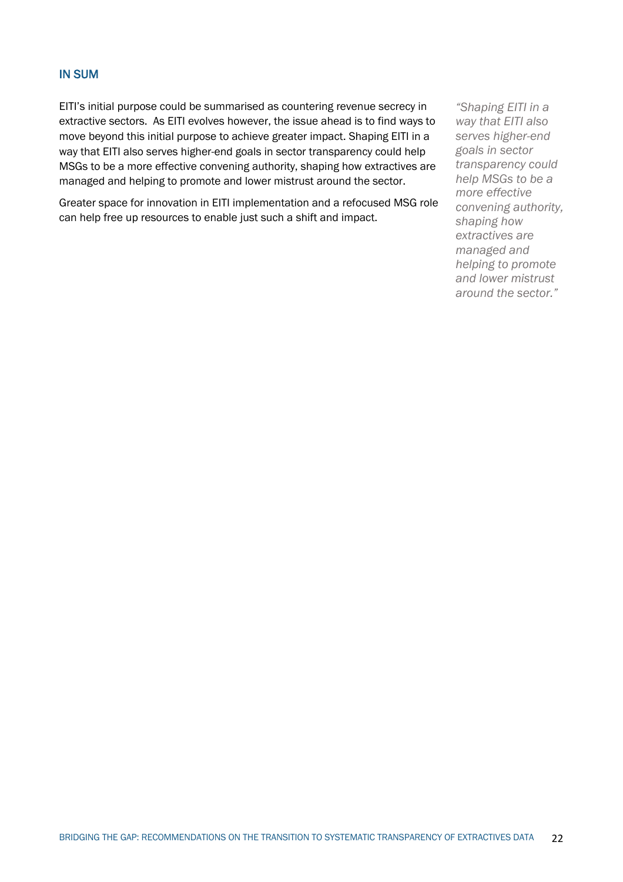## IN SUM

EITI's initial purpose could be summarised as countering revenue secrecy in extractive sectors. As EITI evolves however, the issue ahead is to find ways to move beyond this initial purpose to achieve greater impact. Shaping EITI in a way that EITI also serves higher-end goals in sector transparency could help MSGs to be a more effective convening authority, shaping how extractives are managed and helping to promote and lower mistrust around the sector.

Greater space for innovation in EITI implementation and a refocused MSG role can help free up resources to enable just such a shift and impact.

*"Shaping EITI in a way that EITI also serves higher-end goals in sector transparency could help MSGs to be a more effective convening authority, shaping how extractives are managed and helping to promote and lower mistrust around the sector."*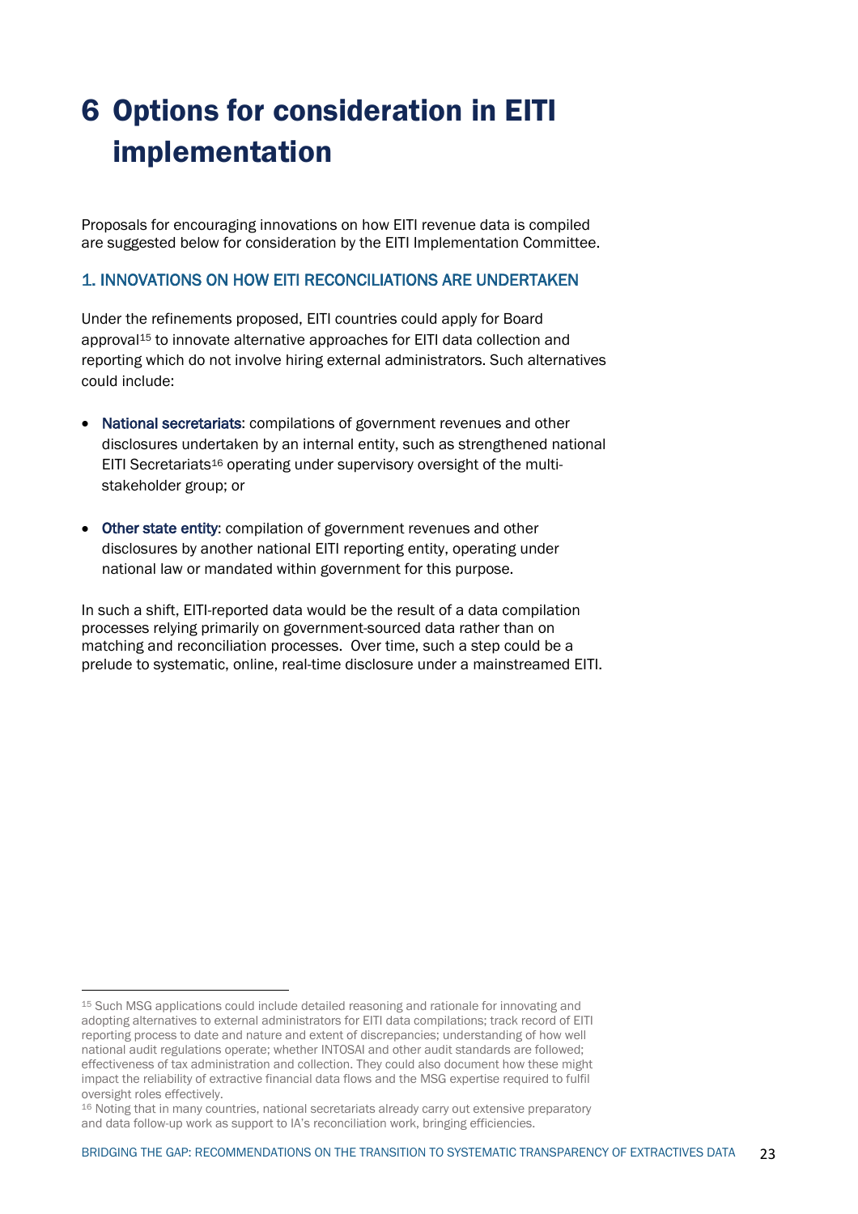# 6 Options for consideration in EITI implementation

Proposals for encouraging innovations on how EITI revenue data is compiled are suggested below for consideration by the EITI Implementation Committee.

### 1. INNOVATIONS ON HOW EITI RECONCILIATIONS ARE UNDERTAKEN

Under the refinements proposed, EITI countries could apply for Board approval[15] to innovate alternative approaches for EITI data collection and reporting which do not involve hiring external administrators. Such alternatives could include:

- **National secretariats**: compilations of government revenues and other disclosures undertaken by an internal entity, such as strengthened national EITI Secretariats[16] operating under supervisory oversight of the multi-stakeholder group; or
- **Other state entity**: compilation of government revenues and other disclosures by another national EITI reporting entity, operating under national law or mandated within government for this purpose.

In such a shift, EITI-reported data would be the result of a data compilation processes relying primarily on government-sourced data rather than on matching and reconciliation processes. Over time, such a step could be a prelude to systematic, online, real-time disclosure under a mainstreamed EITI.

---

[15] Such MSG applications could include detailed reasoning and rationale for innovating and adopting alternatives to external administrators for EITI data compilations; track record of EITI reporting process to date and nature and extent of discrepancies; understanding of how well national audit regulations operate; whether INTOSAI and other audit standards are followed; effectiveness of tax administration and collection. They could also document how these might impact the reliability of extractive financial data flows and the MSG expertise required to fulfil oversight roles effectively.

[16] Noting that in many countries, national secretariats already carry out extensive preparatory and data follow-up work as support to IA's reconciliation work, bringing efficiencies.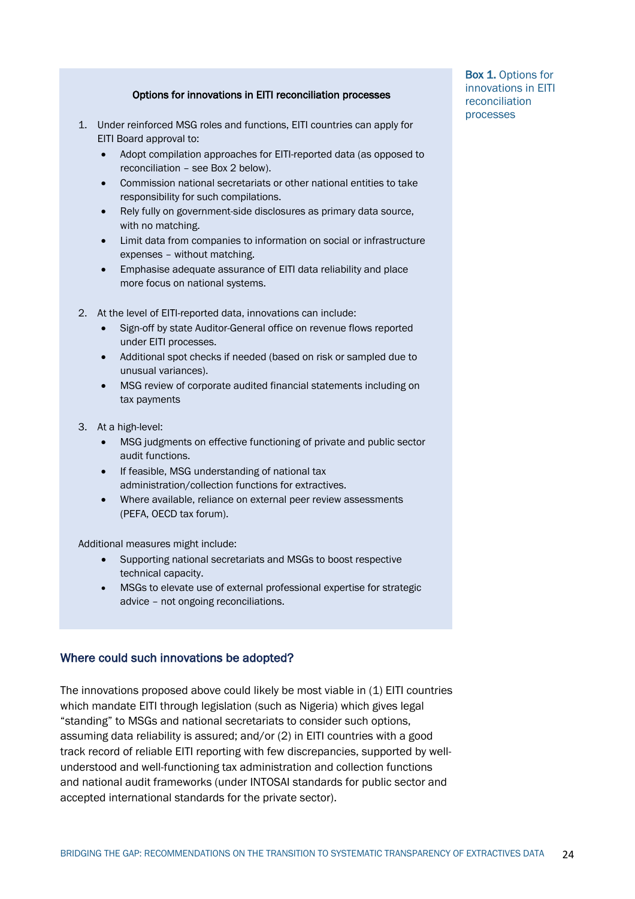**Box 1.** Options for innovations in EITI reconciliation processes

**Options for innovations in EITI reconciliation processes**

1. Under reinforced MSG roles and functions, EITI countries can apply for EITI Board approval to:
    - Adopt compilation approaches for EITI-reported data (as opposed to reconciliation – see Box 2 below).
    - Commission national secretariats or other national entities to take responsibility for such compilations.
    - Rely fully on government-side disclosures as primary data source, with no matching.
    - Limit data from companies to information on social or infrastructure expenses – without matching.
    - Emphasise adequate assurance of EITI data reliability and place more focus on national systems.

2. At the level of EITI-reported data, innovations can include:
    - Sign-off by state Auditor-General office on revenue flows reported under EITI processes.
    - Additional spot checks if needed (based on risk or sampled due to unusual variances).
    - MSG review of corporate audited financial statements including on tax payments

3. At a high-level:
    - MSG judgments on effective functioning of private and public sector audit functions.
    - If feasible, MSG understanding of national tax administration/collection functions for extractives.
    - Where available, reliance on external peer review assessments (PEFA, OECD tax forum).

Additional measures might include:

- Supporting national secretariats and MSGs to boost respective technical capacity.
- MSGs to elevate use of external professional expertise for strategic advice – not ongoing reconciliations.

## Where could such innovations be adopted?

The innovations proposed above could likely be most viable in (1) EITI countries which mandate EITI through legislation (such as Nigeria) which gives legal "standing" to MSGs and national secretariats to consider such options, assuming data reliability is assured; and/or (2) in EITI countries with a good track record of reliable EITI reporting with few discrepancies, supported by well-understood and well-functioning tax administration and collection functions and national audit frameworks (under INTOSAI standards for public sector and accepted international standards for the private sector).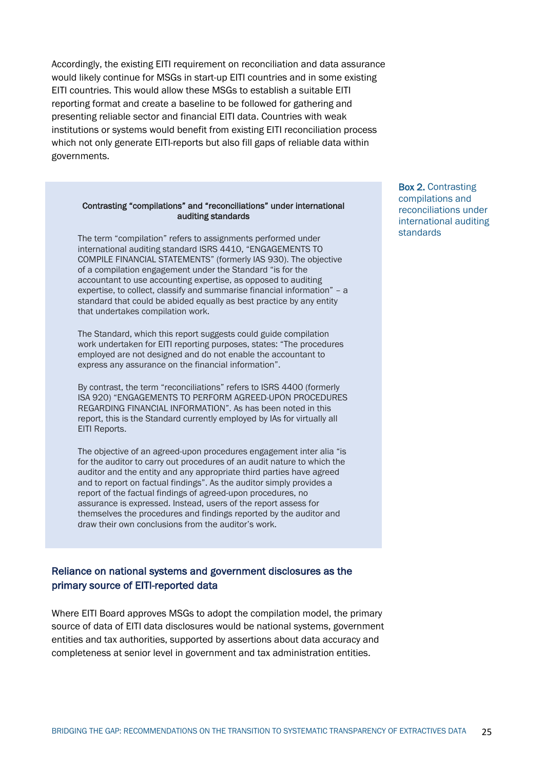Accordingly, the existing EITI requirement on reconciliation and data assurance would likely continue for MSGs in start-up EITI countries and in some existing EITI countries. This would allow these MSGs to establish a suitable EITI reporting format and create a baseline to be followed for gathering and presenting reliable sector and financial EITI data. Countries with weak institutions or systems would benefit from existing EITI reconciliation process which not only generate EITI-reports but also fill gaps of reliable data within governments.

**Box 2.** Contrasting compilations and reconciliations under international auditing standards

**Contrasting "compilations" and "reconciliations" under international auditing standards**

The term "compilation" refers to assignments performed under international auditing standard ISRS 4410, "ENGAGEMENTS TO COMPILE FINANCIAL STATEMENTS" (formerly IAS 930). The objective of a compilation engagement under the Standard "is for the accountant to use accounting expertise, as opposed to auditing expertise, to collect, classify and summarise financial information" – a standard that could be abided equally as best practice by any entity that undertakes compilation work.

The Standard, which this report suggests could guide compilation work undertaken for EITI reporting purposes, states: "The procedures employed are not designed and do not enable the accountant to express any assurance on the financial information".

By contrast, the term "reconciliations" refers to ISRS 4400 (formerly ISA 920) "ENGAGEMENTS TO PERFORM AGREED-UPON PROCEDURES REGARDING FINANCIAL INFORMATION". As has been noted in this report, this is the Standard currently employed by IAs for virtually all EITI Reports.

The objective of an agreed-upon procedures engagement inter alia "is for the auditor to carry out procedures of an audit nature to which the auditor and the entity and any appropriate third parties have agreed and to report on factual findings". As the auditor simply provides a report of the factual findings of agreed-upon procedures, no assurance is expressed. Instead, users of the report assess for themselves the procedures and findings reported by the auditor and draw their own conclusions from the auditor's work.

## Reliance on national systems and government disclosures as the primary source of EITI-reported data

Where EITI Board approves MSGs to adopt the compilation model, the primary source of data of EITI data disclosures would be national systems, government entities and tax authorities, supported by assertions about data accuracy and completeness at senior level in government and tax administration entities.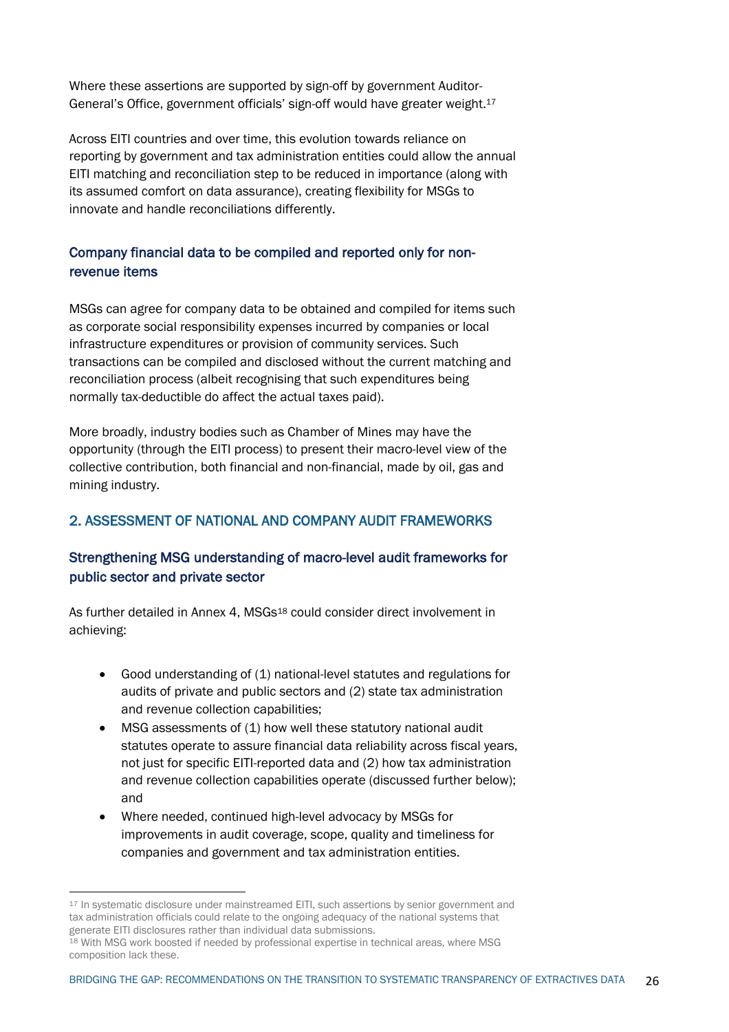Where these assertions are supported by sign-off by government Auditor-General's Office, government officials' sign-off would have greater weight.[17]

Across EITI countries and over time, this evolution towards reliance on reporting by government and tax administration entities could allow the annual EITI matching and reconciliation step to be reduced in importance (along with its assumed comfort on data assurance), creating flexibility for MSGs to innovate and handle reconciliations differently.

### Company financial data to be compiled and reported only for non-revenue items

MSGs can agree for company data to be obtained and compiled for items such as corporate social responsibility expenses incurred by companies or local infrastructure expenditures or provision of community services. Such transactions can be compiled and disclosed without the current matching and reconciliation process (albeit recognising that such expenditures being normally tax-deductible do affect the actual taxes paid).

More broadly, industry bodies such as Chamber of Mines may have the opportunity (through the EITI process) to present their macro-level view of the collective contribution, both financial and non-financial, made by oil, gas and mining industry.

## 2. ASSESSMENT OF NATIONAL AND COMPANY AUDIT FRAMEWORKS

### Strengthening MSG understanding of macro-level audit frameworks for public sector and private sector

As further detailed in Annex 4, MSGs[18] could consider direct involvement in achieving:

- Good understanding of (1) national-level statutes and regulations for audits of private and public sectors and (2) state tax administration and revenue collection capabilities;
- MSG assessments of (1) how well these statutory national audit statutes operate to assure financial data reliability across fiscal years, not just for specific EITI-reported data and (2) how tax administration and revenue collection capabilities operate (discussed further below); and
- Where needed, continued high-level advocacy by MSGs for improvements in audit coverage, scope, quality and timeliness for companies and government and tax administration entities.

---

[17] In systematic disclosure under mainstreamed EITI, such assertions by senior government and tax administration officials could relate to the ongoing adequacy of the national systems that generate EITI disclosures rather than individual data submissions.

[18] With MSG work boosted if needed by professional expertise in technical areas, where MSG composition lack these.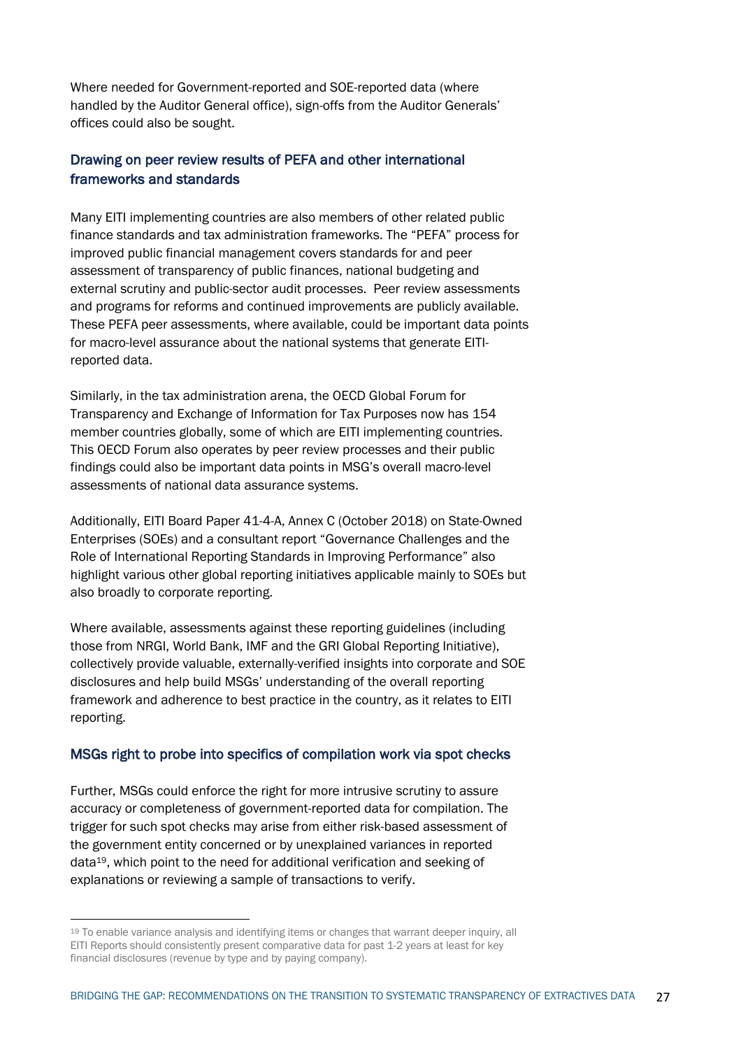Where needed for Government-reported and SOE-reported data (where handled by the Auditor General office), sign-offs from the Auditor Generals' offices could also be sought.

### Drawing on peer review results of PEFA and other international frameworks and standards

Many EITI implementing countries are also members of other related public finance standards and tax administration frameworks. The "PEFA" process for improved public financial management covers standards for and peer assessment of transparency of public finances, national budgeting and external scrutiny and public-sector audit processes. Peer review assessments and programs for reforms and continued improvements are publicly available. These PEFA peer assessments, where available, could be important data points for macro-level assurance about the national systems that generate EITI-reported data.

Similarly, in the tax administration arena, the OECD Global Forum for Transparency and Exchange of Information for Tax Purposes now has 154 member countries globally, some of which are EITI implementing countries. This OECD Forum also operates by peer review processes and their public findings could also be important data points in MSG's overall macro-level assessments of national data assurance systems.

Additionally, EITI Board Paper 41-4-A, Annex C (October 2018) on State-Owned Enterprises (SOEs) and a consultant report "Governance Challenges and the Role of International Reporting Standards in Improving Performance" also highlight various other global reporting initiatives applicable mainly to SOEs but also broadly to corporate reporting.

Where available, assessments against these reporting guidelines (including those from NRGI, World Bank, IMF and the GRI Global Reporting Initiative), collectively provide valuable, externally-verified insights into corporate and SOE disclosures and help build MSGs' understanding of the overall reporting framework and adherence to best practice in the country, as it relates to EITI reporting.

### MSGs right to probe into specifics of compilation work via spot checks

Further, MSGs could enforce the right for more intrusive scrutiny to assure accuracy or completeness of government-reported data for compilation. The trigger for such spot checks may arise from either risk-based assessment of the government entity concerned or by unexplained variances in reported data[19], which point to the need for additional verification and seeking of explanations or reviewing a sample of transactions to verify.

[19] To enable variance analysis and identifying items or changes that warrant deeper inquiry, all EITI Reports should consistently present comparative data for past 1-2 years at least for key financial disclosures (revenue by type and by paying company).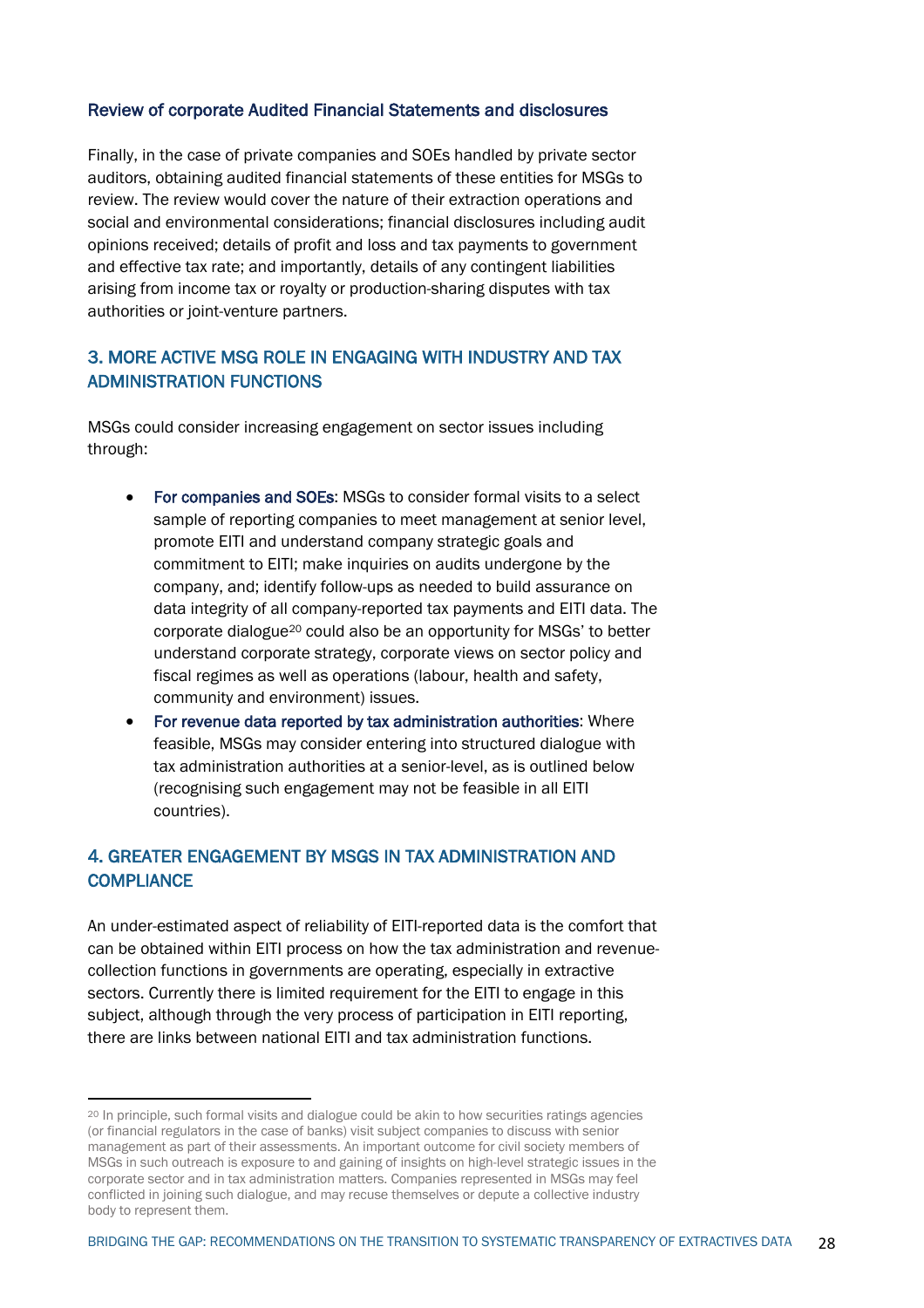### Review of corporate Audited Financial Statements and disclosures

Finally, in the case of private companies and SOEs handled by private sector auditors, obtaining audited financial statements of these entities for MSGs to review. The review would cover the nature of their extraction operations and social and environmental considerations; financial disclosures including audit opinions received; details of profit and loss and tax payments to government and effective tax rate; and importantly, details of any contingent liabilities arising from income tax or royalty or production-sharing disputes with tax authorities or joint-venture partners.

## 3. MORE ACTIVE MSG ROLE IN ENGAGING WITH INDUSTRY AND TAX ADMINISTRATION FUNCTIONS

MSGs could consider increasing engagement on sector issues including through:

- **For companies and SOEs**: MSGs to consider formal visits to a select sample of reporting companies to meet management at senior level, promote EITI and understand company strategic goals and commitment to EITI; make inquiries on audits undergone by the company, and; identify follow-ups as needed to build assurance on data integrity of all company-reported tax payments and EITI data. The corporate dialogue[20] could also be an opportunity for MSGs' to better understand corporate strategy, corporate views on sector policy and fiscal regimes as well as operations (labour, health and safety, community and environment) issues.
- **For revenue data reported by tax administration authorities**: Where feasible, MSGs may consider entering into structured dialogue with tax administration authorities at a senior-level, as is outlined below (recognising such engagement may not be feasible in all EITI countries).

## 4. GREATER ENGAGEMENT BY MSGS IN TAX ADMINISTRATION AND COMPLIANCE

An under-estimated aspect of reliability of EITI-reported data is the comfort that can be obtained within EITI process on how the tax administration and revenue-collection functions in governments are operating, especially in extractive sectors. Currently there is limited requirement for the EITI to engage in this subject, although through the very process of participation in EITI reporting, there are links between national EITI and tax administration functions.

---

[20] In principle, such formal visits and dialogue could be akin to how securities ratings agencies (or financial regulators in the case of banks) visit subject companies to discuss with senior management as part of their assessments. An important outcome for civil society members of MSGs in such outreach is exposure to and gaining of insights on high-level strategic issues in the corporate sector and in tax administration matters. Companies represented in MSGs may feel conflicted in joining such dialogue, and may recuse themselves or depute a collective industry body to represent them.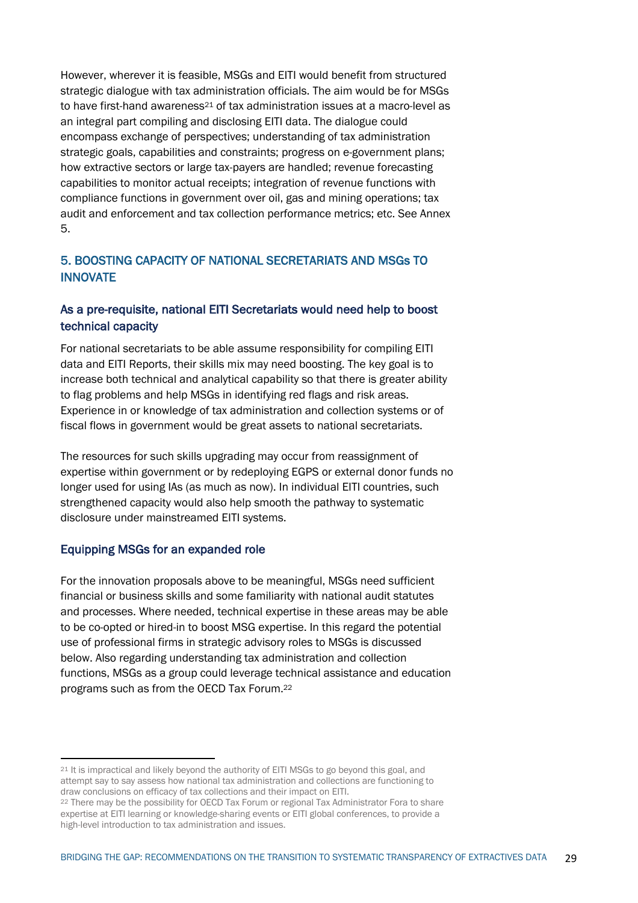However, wherever it is feasible, MSGs and EITI would benefit from structured strategic dialogue with tax administration officials. The aim would be for MSGs to have first-hand awareness[21] of tax administration issues at a macro-level as an integral part compiling and disclosing EITI data. The dialogue could encompass exchange of perspectives; understanding of tax administration strategic goals, capabilities and constraints; progress on e-government plans; how extractive sectors or large tax-payers are handled; revenue forecasting capabilities to monitor actual receipts; integration of revenue functions with compliance functions in government over oil, gas and mining operations; tax audit and enforcement and tax collection performance metrics; etc. See Annex 5.

## 5. BOOSTING CAPACITY OF NATIONAL SECRETARIATS AND MSGs TO INNOVATE

### As a pre-requisite, national EITI Secretariats would need help to boost technical capacity

For national secretariats to be able assume responsibility for compiling EITI data and EITI Reports, their skills mix may need boosting. The key goal is to increase both technical and analytical capability so that there is greater ability to flag problems and help MSGs in identifying red flags and risk areas. Experience in or knowledge of tax administration and collection systems or of fiscal flows in government would be great assets to national secretariats.

The resources for such skills upgrading may occur from reassignment of expertise within government or by redeploying EGPS or external donor funds no longer used for using IAs (as much as now). In individual EITI countries, such strengthened capacity would also help smooth the pathway to systematic disclosure under mainstreamed EITI systems.

### Equipping MSGs for an expanded role

For the innovation proposals above to be meaningful, MSGs need sufficient financial or business skills and some familiarity with national audit statutes and processes. Where needed, technical expertise in these areas may be able to be co-opted or hired-in to boost MSG expertise. In this regard the potential use of professional firms in strategic advisory roles to MSGs is discussed below. Also regarding understanding tax administration and collection functions, MSGs as a group could leverage technical assistance and education programs such as from the OECD Tax Forum.[22]

---

[21] It is impractical and likely beyond the authority of EITI MSGs to go beyond this goal, and attempt say to say assess how national tax administration and collections are functioning to draw conclusions on efficacy of tax collections and their impact on EITI.

[22] There may be the possibility for OECD Tax Forum or regional Tax Administrator Fora to share expertise at EITI learning or knowledge-sharing events or EITI global conferences, to provide a high-level introduction to tax administration and issues.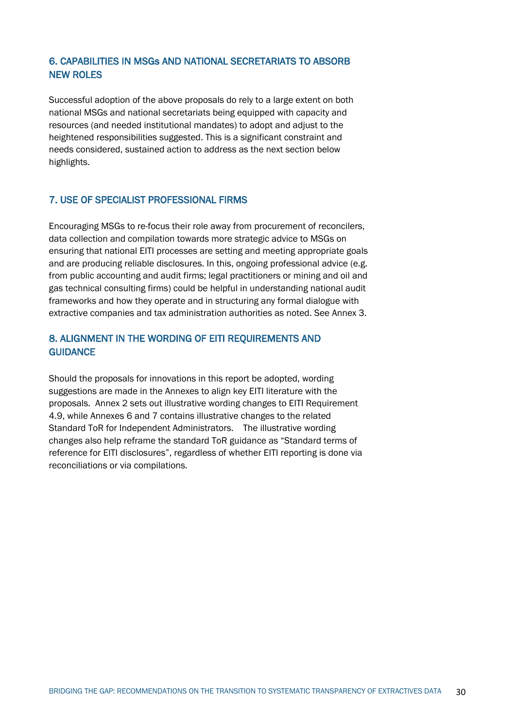### 6. CAPABILITIES IN MSGs AND NATIONAL SECRETARIATS TO ABSORB NEW ROLES

Successful adoption of the above proposals do rely to a large extent on both national MSGs and national secretariats being equipped with capacity and resources (and needed institutional mandates) to adopt and adjust to the heightened responsibilities suggested. This is a significant constraint and needs considered, sustained action to address as the next section below highlights.

### 7. USE OF SPECIALIST PROFESSIONAL FIRMS

Encouraging MSGs to re-focus their role away from procurement of reconcilers, data collection and compilation towards more strategic advice to MSGs on ensuring that national EITI processes are setting and meeting appropriate goals and are producing reliable disclosures. In this, ongoing professional advice (e.g. from public accounting and audit firms; legal practitioners or mining and oil and gas technical consulting firms) could be helpful in understanding national audit frameworks and how they operate and in structuring any formal dialogue with extractive companies and tax administration authorities as noted. See Annex 3.

### 8. ALIGNMENT IN THE WORDING OF EITI REQUIREMENTS AND GUIDANCE

Should the proposals for innovations in this report be adopted, wording suggestions are made in the Annexes to align key EITI literature with the proposals. Annex 2 sets out illustrative wording changes to EITI Requirement 4.9, while Annexes 6 and 7 contains illustrative changes to the related Standard ToR for Independent Administrators. The illustrative wording changes also help reframe the standard ToR guidance as "Standard terms of reference for EITI disclosures", regardless of whether EITI reporting is done via reconciliations or via compilations.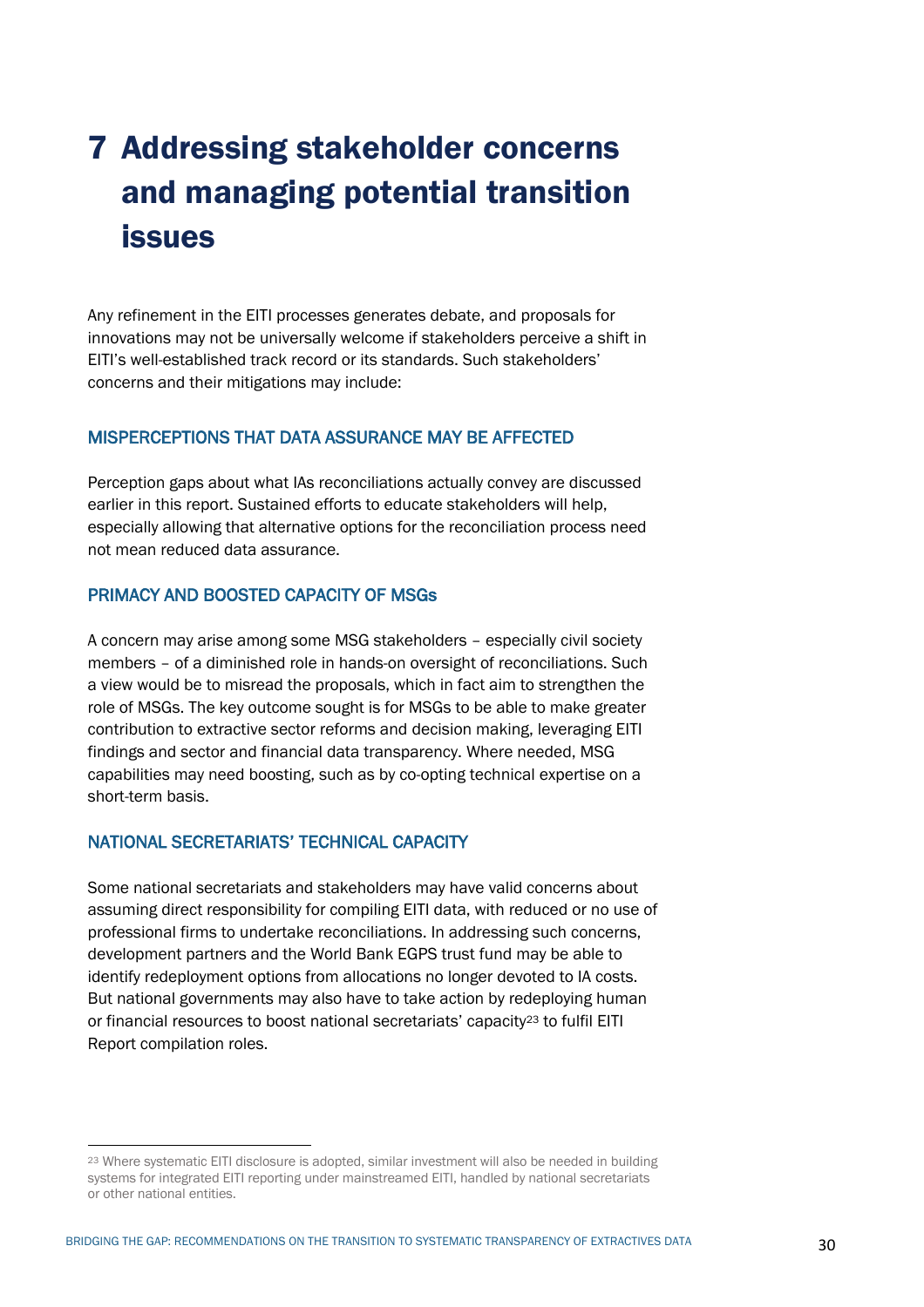# 7 Addressing stakeholder concerns and managing potential transition issues

Any refinement in the EITI processes generates debate, and proposals for innovations may not be universally welcome if stakeholders perceive a shift in EITI's well-established track record or its standards. Such stakeholders' concerns and their mitigations may include:

### MISPERCEPTIONS THAT DATA ASSURANCE MAY BE AFFECTED

Perception gaps about what IAs reconciliations actually convey are discussed earlier in this report. Sustained efforts to educate stakeholders will help, especially allowing that alternative options for the reconciliation process need not mean reduced data assurance.

### PRIMACY AND BOOSTED CAPACITY OF MSGs

A concern may arise among some MSG stakeholders – especially civil society members – of a diminished role in hands-on oversight of reconciliations. Such a view would be to misread the proposals, which in fact aim to strengthen the role of MSGs. The key outcome sought is for MSGs to be able to make greater contribution to extractive sector reforms and decision making, leveraging EITI findings and sector and financial data transparency. Where needed, MSG capabilities may need boosting, such as by co-opting technical expertise on a short-term basis.

### NATIONAL SECRETARIATS' TECHNICAL CAPACITY

Some national secretariats and stakeholders may have valid concerns about assuming direct responsibility for compiling EITI data, with reduced or no use of professional firms to undertake reconciliations. In addressing such concerns, development partners and the World Bank EGPS trust fund may be able to identify redeployment options from allocations no longer devoted to IA costs. But national governments may also have to take action by redeploying human or financial resources to boost national secretariats' capacity[23] to fulfil EITI Report compilation roles.

[23] Where systematic EITI disclosure is adopted, similar investment will also be needed in building systems for integrated EITI reporting under mainstreamed EITI, handled by national secretariats or other national entities.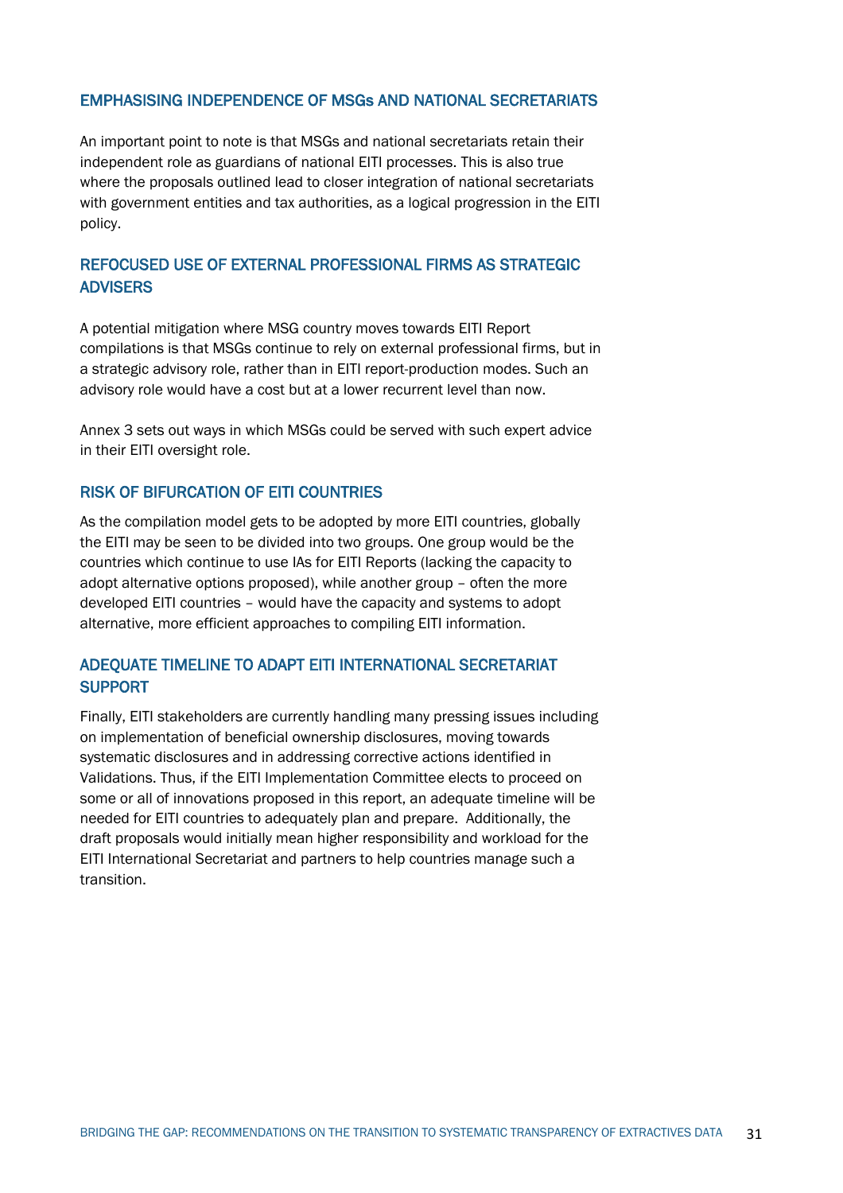### EMPHASISING INDEPENDENCE OF MSGs AND NATIONAL SECRETARIATS

An important point to note is that MSGs and national secretariats retain their independent role as guardians of national EITI processes. This is also true where the proposals outlined lead to closer integration of national secretariats with government entities and tax authorities, as a logical progression in the EITI policy.

### REFOCUSED USE OF EXTERNAL PROFESSIONAL FIRMS AS STRATEGIC ADVISERS

A potential mitigation where MSG country moves towards EITI Report compilations is that MSGs continue to rely on external professional firms, but in a strategic advisory role, rather than in EITI report-production modes. Such an advisory role would have a cost but at a lower recurrent level than now.

Annex 3 sets out ways in which MSGs could be served with such expert advice in their EITI oversight role.

### RISK OF BIFURCATION OF EITI COUNTRIES

As the compilation model gets to be adopted by more EITI countries, globally the EITI may be seen to be divided into two groups. One group would be the countries which continue to use IAs for EITI Reports (lacking the capacity to adopt alternative options proposed), while another group – often the more developed EITI countries – would have the capacity and systems to adopt alternative, more efficient approaches to compiling EITI information.

### ADEQUATE TIMELINE TO ADAPT EITI INTERNATIONAL SECRETARIAT SUPPORT

Finally, EITI stakeholders are currently handling many pressing issues including on implementation of beneficial ownership disclosures, moving towards systematic disclosures and in addressing corrective actions identified in Validations. Thus, if the EITI Implementation Committee elects to proceed on some or all of innovations proposed in this report, an adequate timeline will be needed for EITI countries to adequately plan and prepare. Additionally, the draft proposals would initially mean higher responsibility and workload for the EITI International Secretariat and partners to help countries manage such a transition.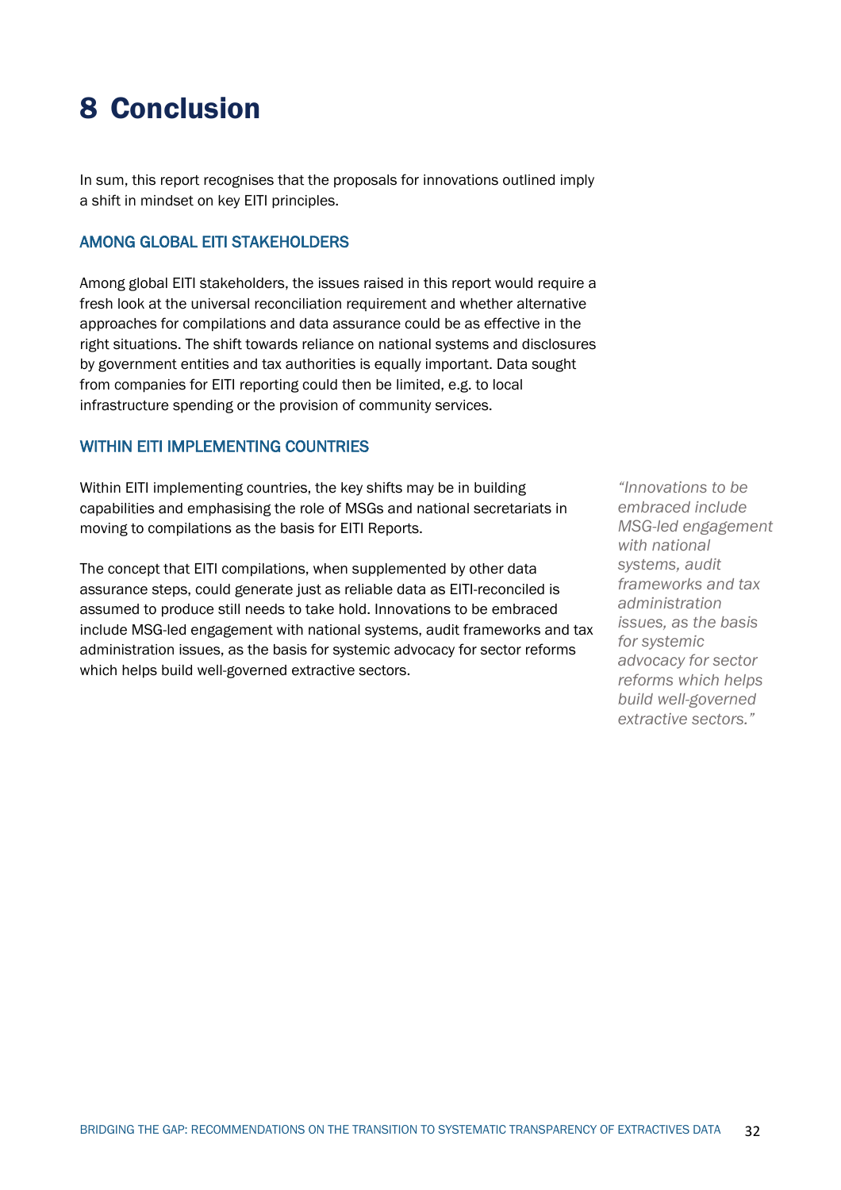# 8 Conclusion

In sum, this report recognises that the proposals for innovations outlined imply a shift in mindset on key EITI principles.

### AMONG GLOBAL EITI STAKEHOLDERS

Among global EITI stakeholders, the issues raised in this report would require a fresh look at the universal reconciliation requirement and whether alternative approaches for compilations and data assurance could be as effective in the right situations. The shift towards reliance on national systems and disclosures by government entities and tax authorities is equally important. Data sought from companies for EITI reporting could then be limited, e.g. to local infrastructure spending or the provision of community services.

### WITHIN EITI IMPLEMENTING COUNTRIES

Within EITI implementing countries, the key shifts may be in building capabilities and emphasising the role of MSGs and national secretariats in moving to compilations as the basis for EITI Reports.

The concept that EITI compilations, when supplemented by other data assurance steps, could generate just as reliable data as EITI-reconciled is assumed to produce still needs to take hold. Innovations to be embraced include MSG-led engagement with national systems, audit frameworks and tax administration issues, as the basis for systemic advocacy for sector reforms which helps build well-governed extractive sectors.

> *"Innovations to be embraced include MSG-led engagement with national systems, audit frameworks and tax administration issues, as the basis for systemic advocacy for sector reforms which helps build well-governed extractive sectors."*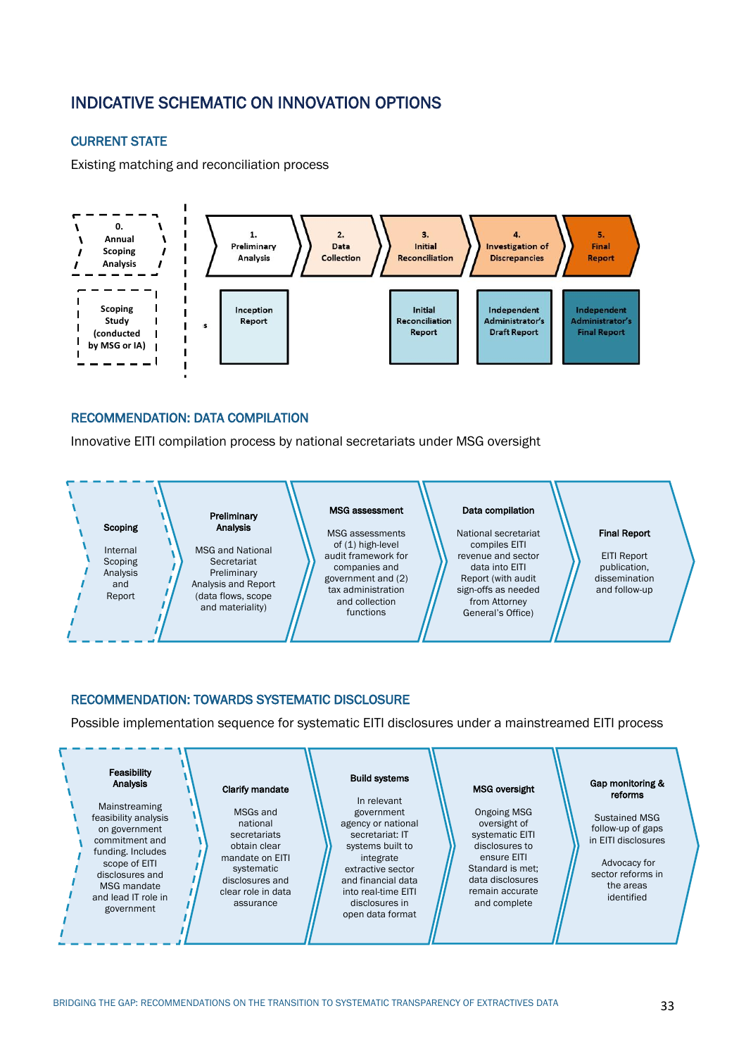## INDICATIVE SCHEMATIC ON INNOVATION OPTIONS

### CURRENT STATE

Existing matching and reconciliation process

0. Annual Scoping Analysis

Scoping Study (conducted by MSG or IA)

1. Preliminary Analysis
2. Data Collection
3. Initial Reconciliation
4. Investigation of Discrepancies
5. Final Report

Inception Report

Initial Reconciliation Report

Independent Administrator's Draft Report

Independent Administrator's Final Report

### RECOMMENDATION: DATA COMPILATION

Innovative EITI compilation process by national secretariats under MSG oversight

**Scoping**

Internal Scoping Analysis and Report

**Preliminary Analysis**

MSG and National Secretariat Preliminary Analysis and Report (data flows, scope and materiality)

**MSG assessment**

MSG assessments of (1) high-level audit framework for companies and government and (2) tax administration and collection functions

**Data compilation**

National secretariat compiles EITI revenue and sector data into EITI Report (with audit sign-offs as needed from Attorney General's Office)

**Final Report**

EITI Report publication, dissemination and follow-up

### RECOMMENDATION: TOWARDS SYSTEMATIC DISCLOSURE

Possible implementation sequence for systematic EITI disclosures under a mainstreamed EITI process

**Feasibility Analysis**

Mainstreaming feasibility analysis on government commitment and funding. Includes scope of EITI disclosures and MSG mandate and lead IT role in government

**Clarify mandate**

MSGs and national secretariats obtain clear mandate on EITI systematic disclosures and clear role in data assurance

**Build systems**

In relevant government agency or national secretariat: IT systems built to integrate extractive sector and financial data into real-time EITI disclosures in open data format

**MSG oversight**

Ongoing MSG oversight of systematic EITI disclosures to ensure EITI Standard is met; data disclosures remain accurate and complete

**Gap monitoring & reforms**

Sustained MSG follow-up of gaps in EITI disclosures

Advocacy for sector reforms in the areas identified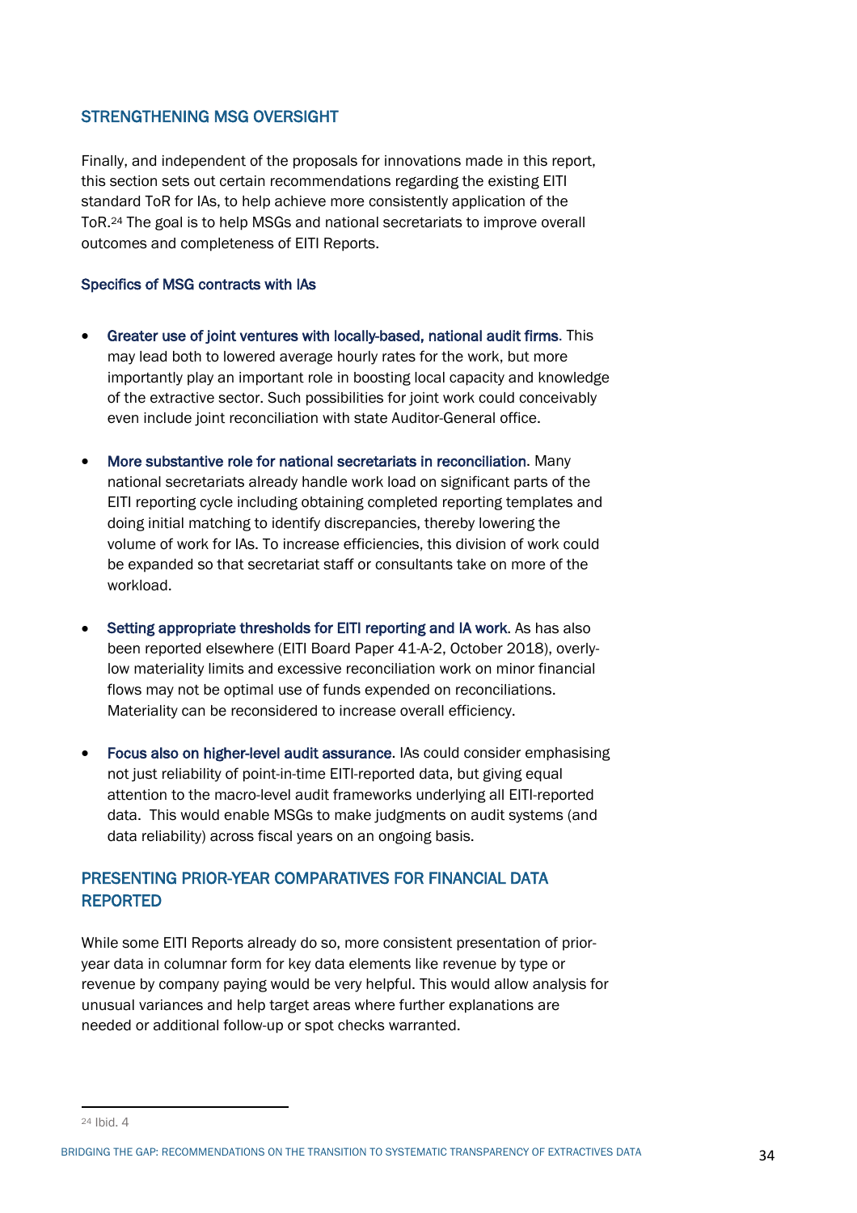## STRENGTHENING MSG OVERSIGHT

Finally, and independent of the proposals for innovations made in this report, this section sets out certain recommendations regarding the existing EITI standard ToR for IAs, to help achieve more consistently application of the ToR.[24] The goal is to help MSGs and national secretariats to improve overall outcomes and completeness of EITI Reports.

### Specifics of MSG contracts with IAs

- **Greater use of joint ventures with locally-based, national audit firms**. This may lead both to lowered average hourly rates for the work, but more importantly play an important role in boosting local capacity and knowledge of the extractive sector. Such possibilities for joint work could conceivably even include joint reconciliation with state Auditor-General office.

- **More substantive role for national secretariats in reconciliation**. Many national secretariats already handle work load on significant parts of the EITI reporting cycle including obtaining completed reporting templates and doing initial matching to identify discrepancies, thereby lowering the volume of work for IAs. To increase efficiencies, this division of work could be expanded so that secretariat staff or consultants take on more of the workload.

- **Setting appropriate thresholds for EITI reporting and IA work**. As has also been reported elsewhere (EITI Board Paper 41-A-2, October 2018), overly-low materiality limits and excessive reconciliation work on minor financial flows may not be optimal use of funds expended on reconciliations. Materiality can be reconsidered to increase overall efficiency.

- **Focus also on higher-level audit assurance**. IAs could consider emphasising not just reliability of point-in-time EITI-reported data, but giving equal attention to the macro-level audit frameworks underlying all EITI-reported data. This would enable MSGs to make judgments on audit systems (and data reliability) across fiscal years on an ongoing basis.

## PRESENTING PRIOR-YEAR COMPARATIVES FOR FINANCIAL DATA REPORTED

While some EITI Reports already do so, more consistent presentation of prior-year data in columnar form for key data elements like revenue by type or revenue by company paying would be very helpful. This would allow analysis for unusual variances and help target areas where further explanations are needed or additional follow-up or spot checks warranted.

---

[24] Ibid. 4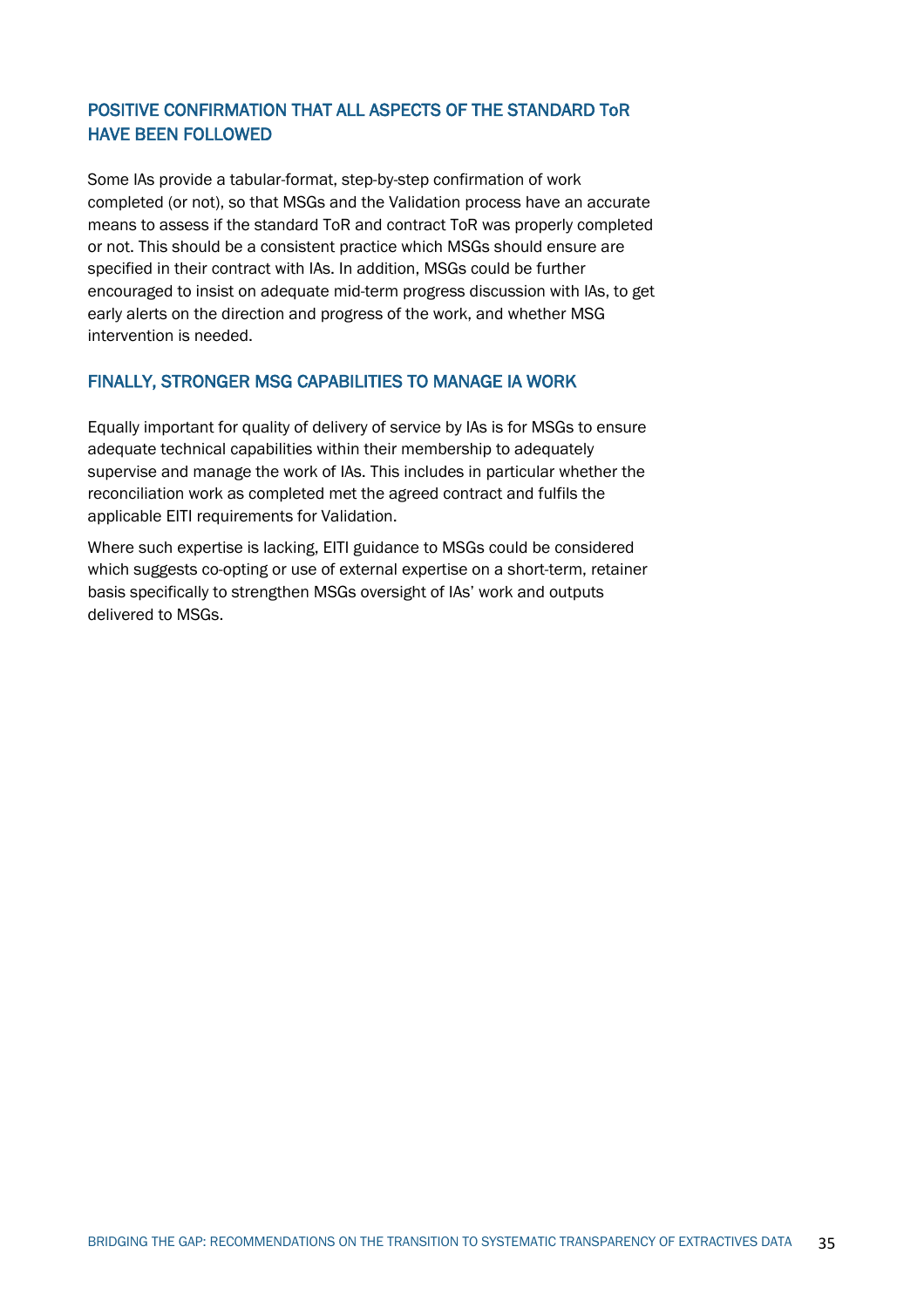### POSITIVE CONFIRMATION THAT ALL ASPECTS OF THE STANDARD ToR HAVE BEEN FOLLOWED

Some IAs provide a tabular-format, step-by-step confirmation of work completed (or not), so that MSGs and the Validation process have an accurate means to assess if the standard ToR and contract ToR was properly completed or not. This should be a consistent practice which MSGs should ensure are specified in their contract with IAs. In addition, MSGs could be further encouraged to insist on adequate mid-term progress discussion with IAs, to get early alerts on the direction and progress of the work, and whether MSG intervention is needed.

### FINALLY, STRONGER MSG CAPABILITIES TO MANAGE IA WORK

Equally important for quality of delivery of service by IAs is for MSGs to ensure adequate technical capabilities within their membership to adequately supervise and manage the work of IAs. This includes in particular whether the reconciliation work as completed met the agreed contract and fulfils the applicable EITI requirements for Validation.

Where such expertise is lacking, EITI guidance to MSGs could be considered which suggests co-opting or use of external expertise on a short-term, retainer basis specifically to strengthen MSGs oversight of IAs' work and outputs delivered to MSGs.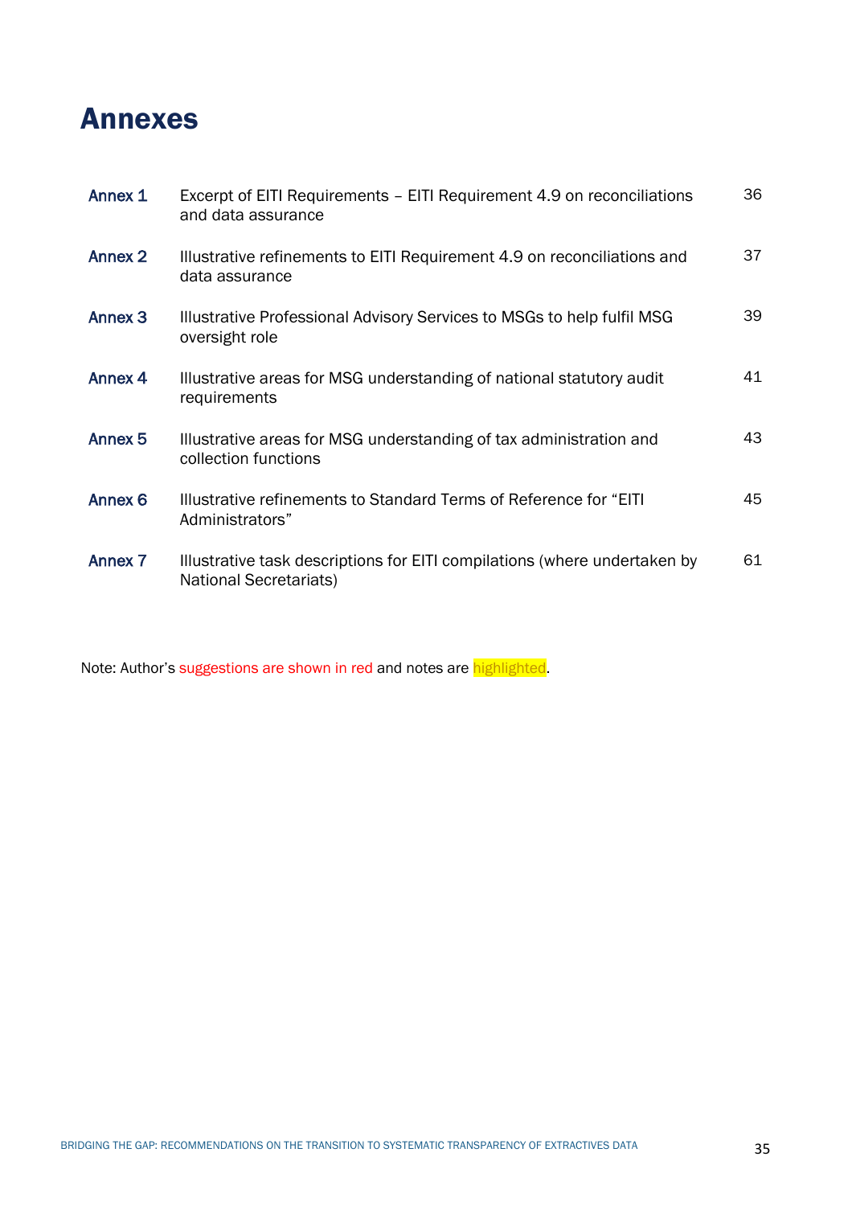# Annexes

| | | |
|---|---|---|
| Annex 1 | Excerpt of EITI Requirements – EITI Requirement 4.9 on reconciliations and data assurance | 36 |
| Annex 2 | Illustrative refinements to EITI Requirement 4.9 on reconciliations and data assurance | 37 |
| Annex 3 | Illustrative Professional Advisory Services to MSGs to help fulfil MSG oversight role | 39 |
| Annex 4 | Illustrative areas for MSG understanding of national statutory audit requirements | 41 |
| Annex 5 | Illustrative areas for MSG understanding of tax administration and collection functions | 43 |
| Annex 6 | Illustrative refinements to Standard Terms of Reference for "EITI Administrators" | 45 |
| Annex 7 | Illustrative task descriptions for EITI compilations (where undertaken by National Secretariats) | 61 |

Note: Author's suggestions are shown in red and notes are highlighted.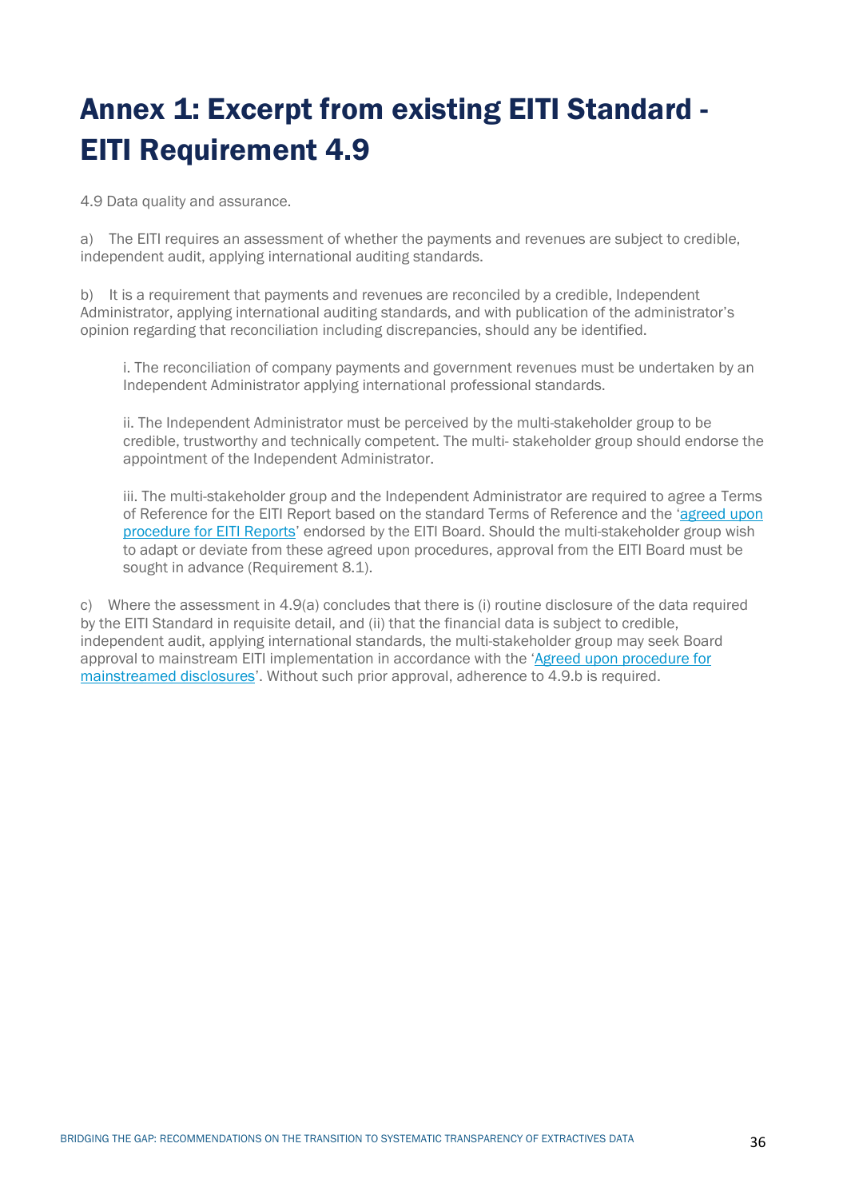# Annex 1: Excerpt from existing EITI Standard - EITI Requirement 4.9

4.9 Data quality and assurance.

a) The EITI requires an assessment of whether the payments and revenues are subject to credible, independent audit, applying international auditing standards.

b) It is a requirement that payments and revenues are reconciled by a credible, Independent Administrator, applying international auditing standards, and with publication of the administrator's opinion regarding that reconciliation including discrepancies, should any be identified.

> i. The reconciliation of company payments and government revenues must be undertaken by an Independent Administrator applying international professional standards.
>
> ii. The Independent Administrator must be perceived by the multi-stakeholder group to be credible, trustworthy and technically competent. The multi- stakeholder group should endorse the appointment of the Independent Administrator.
>
> iii. The multi-stakeholder group and the Independent Administrator are required to agree a Terms of Reference for the EITI Report based on the standard Terms of Reference and the 'agreed upon procedure for EITI Reports' endorsed by the EITI Board. Should the multi-stakeholder group wish to adapt or deviate from these agreed upon procedures, approval from the EITI Board must be sought in advance (Requirement 8.1).

c) Where the assessment in 4.9(a) concludes that there is (i) routine disclosure of the data required by the EITI Standard in requisite detail, and (ii) that the financial data is subject to credible, independent audit, applying international standards, the multi-stakeholder group may seek Board approval to mainstream EITI implementation in accordance with the 'Agreed upon procedure for mainstreamed disclosures'. Without such prior approval, adherence to 4.9.b is required.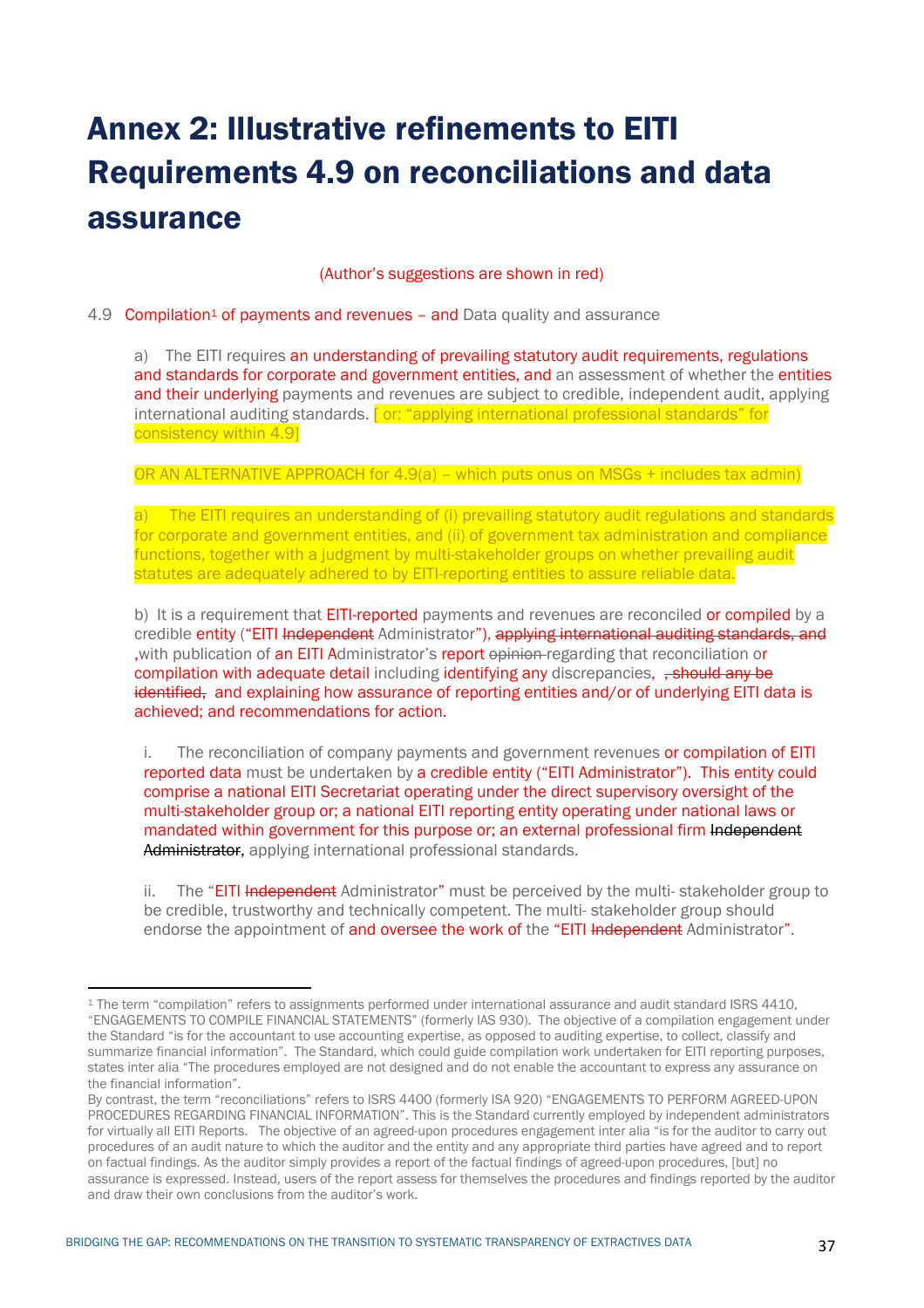// Note: the source uses red text and strikethrough to mark the author's suggested edits. Colour and strikethrough are not kept below, so inserted and deleted wording both appear as plain text; ~~ ~~ is not used.

# Annex 2: Illustrative refinements to EITI Requirements 4.9 on reconciliations and data assurance

(Author's suggestions are shown in red)

4.9 Compilation[1] of payments and revenues – and Data quality and assurance

a) The EITI requires an understanding of prevailing statutory audit requirements, regulations and standards for corporate and government entities, and an assessment of whether the entities and their underlying payments and revenues are subject to credible, independent audit, applying international auditing standards. [ or: "applying international professional standards" for consistency within 4.9]

OR AN ALTERNATIVE APPROACH for 4.9(a) – which puts onus on MSGs + includes tax admin)

a) The EITI requires an understanding of (i) prevailing statutory audit regulations and standards for corporate and government entities, and (ii) of government tax administration and compliance functions, together with a judgment by multi-stakeholder groups on whether prevailing audit statutes are adequately adhered to by EITI-reporting entities to assure reliable data.

b) It is a requirement that EITI-reported payments and revenues are reconciled or compiled by a credible entity ("EITI Independent Administrator"), applying international auditing standards, and ,with publication of an EITI Administrator's report opinion regarding that reconciliation or compilation with adequate detail including identifying any discrepancies, , should any be identified, and explaining how assurance of reporting entities and/or of underlying EITI data is achieved; and recommendations for action.

i. The reconciliation of company payments and government revenues or compilation of EITI reported data must be undertaken by a credible entity ("EITI Administrator"). This entity could comprise a national EITI Secretariat operating under the direct supervisory oversight of the multi-stakeholder group or; a national EITI reporting entity operating under national laws or mandated within government for this purpose or; an external professional firm Independent Administrator, applying international professional standards.

ii. The "EITI Independent Administrator" must be perceived by the multi- stakeholder group to be credible, trustworthy and technically competent. The multi- stakeholder group should endorse the appointment of and oversee the work of the "EITI Independent Administrator".

---

[1] The term "compilation" refers to assignments performed under international assurance and audit standard ISRS 4410, "ENGAGEMENTS TO COMPILE FINANCIAL STATEMENTS" (formerly IAS 930). The objective of a compilation engagement under the Standard "is for the accountant to use accounting expertise, as opposed to auditing expertise, to collect, classify and summarize financial information". The Standard, which could guide compilation work undertaken for EITI reporting purposes, states inter alia "The procedures employed are not designed and do not enable the accountant to express any assurance on the financial information".

By contrast, the term "reconciliations" refers to ISRS 4400 (formerly ISA 920) "ENGAGEMENTS TO PERFORM AGREED-UPON PROCEDURES REGARDING FINANCIAL INFORMATION". This is the Standard currently employed by independent administrators for virtually all EITI Reports. The objective of an agreed-upon procedures engagement inter alia "is for the auditor to carry out procedures of an audit nature to which the auditor and the entity and any appropriate third parties have agreed and to report on factual findings. As the auditor simply provides a report of the factual findings of agreed-upon procedures, [but] no assurance is expressed. Instead, users of the report assess for themselves the procedures and findings reported by the auditor and draw their own conclusions from the auditor's work.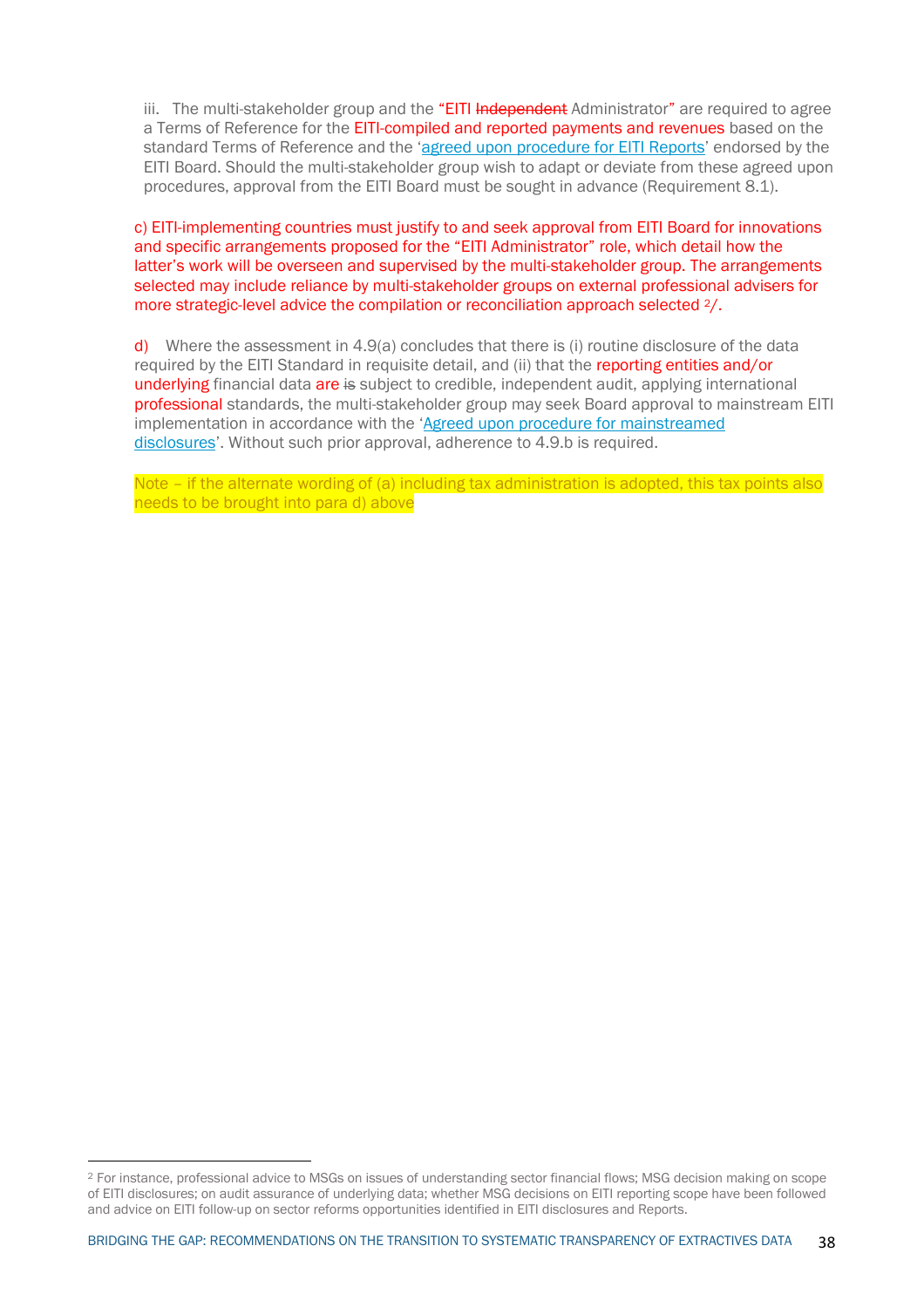iii. The multi-stakeholder group and the "EITI ~~Independent~~ Administrator" are required to agree a Terms of Reference for the EITI-compiled and reported payments and revenues based on the standard Terms of Reference and the 'agreed upon procedure for EITI Reports' endorsed by the EITI Board. Should the multi-stakeholder group wish to adapt or deviate from these agreed upon procedures, approval from the EITI Board must be sought in advance (Requirement 8.1).

c) EITI-implementing countries must justify to and seek approval from EITI Board for innovations and specific arrangements proposed for the "EITI Administrator" role, which detail how the latter's work will be overseen and supervised by the multi-stakeholder group. The arrangements selected may include reliance by multi-stakeholder groups on external professional advisers for more strategic-level advice the compilation or reconciliation approach selected [2]/.

d) Where the assessment in 4.9(a) concludes that there is (i) routine disclosure of the data required by the EITI Standard in requisite detail, and (ii) that the reporting entities and/or underlying financial data are ~~is~~ subject to credible, independent audit, applying international professional standards, the multi-stakeholder group may seek Board approval to mainstream EITI implementation in accordance with the 'Agreed upon procedure for mainstreamed disclosures'. Without such prior approval, adherence to 4.9.b is required.

Note – if the alternate wording of (a) including tax administration is adopted, this tax points also needs to be brought into para d) above

[2] For instance, professional advice to MSGs on issues of understanding sector financial flows; MSG decision making on scope of EITI disclosures; on audit assurance of underlying data; whether MSG decisions on EITI reporting scope have been followed and advice on EITI follow-up on sector reforms opportunities identified in EITI disclosures and Reports.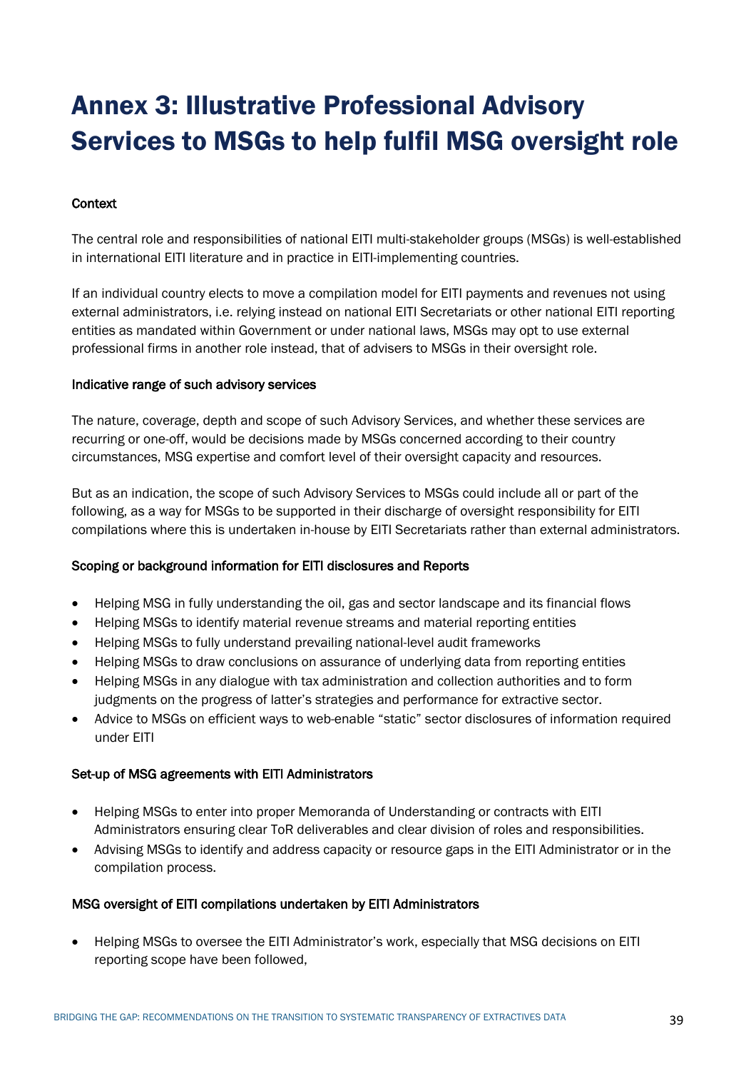# Annex 3: Illustrative Professional Advisory Services to MSGs to help fulfil MSG oversight role

**Context**

The central role and responsibilities of national EITI multi-stakeholder groups (MSGs) is well-established in international EITI literature and in practice in EITI-implementing countries.

If an individual country elects to move a compilation model for EITI payments and revenues not using external administrators, i.e. relying instead on national EITI Secretariats or other national EITI reporting entities as mandated within Government or under national laws, MSGs may opt to use external professional firms in another role instead, that of advisers to MSGs in their oversight role.

**Indicative range of such advisory services**

The nature, coverage, depth and scope of such Advisory Services, and whether these services are recurring or one-off, would be decisions made by MSGs concerned according to their country circumstances, MSG expertise and comfort level of their oversight capacity and resources.

But as an indication, the scope of such Advisory Services to MSGs could include all or part of the following, as a way for MSGs to be supported in their discharge of oversight responsibility for EITI compilations where this is undertaken in-house by EITI Secretariats rather than external administrators.

**Scoping or background information for EITI disclosures and Reports**

- Helping MSG in fully understanding the oil, gas and sector landscape and its financial flows
- Helping MSGs to identify material revenue streams and material reporting entities
- Helping MSGs to fully understand prevailing national-level audit frameworks
- Helping MSGs to draw conclusions on assurance of underlying data from reporting entities
- Helping MSGs in any dialogue with tax administration and collection authorities and to form judgments on the progress of latter's strategies and performance for extractive sector.
- Advice to MSGs on efficient ways to web-enable "static" sector disclosures of information required under EITI

**Set-up of MSG agreements with EITI Administrators**

- Helping MSGs to enter into proper Memoranda of Understanding or contracts with EITI Administrators ensuring clear ToR deliverables and clear division of roles and responsibilities.
- Advising MSGs to identify and address capacity or resource gaps in the EITI Administrator or in the compilation process.

**MSG oversight of EITI compilations undertaken by EITI Administrators**

- Helping MSGs to oversee the EITI Administrator's work, especially that MSG decisions on EITI reporting scope have been followed,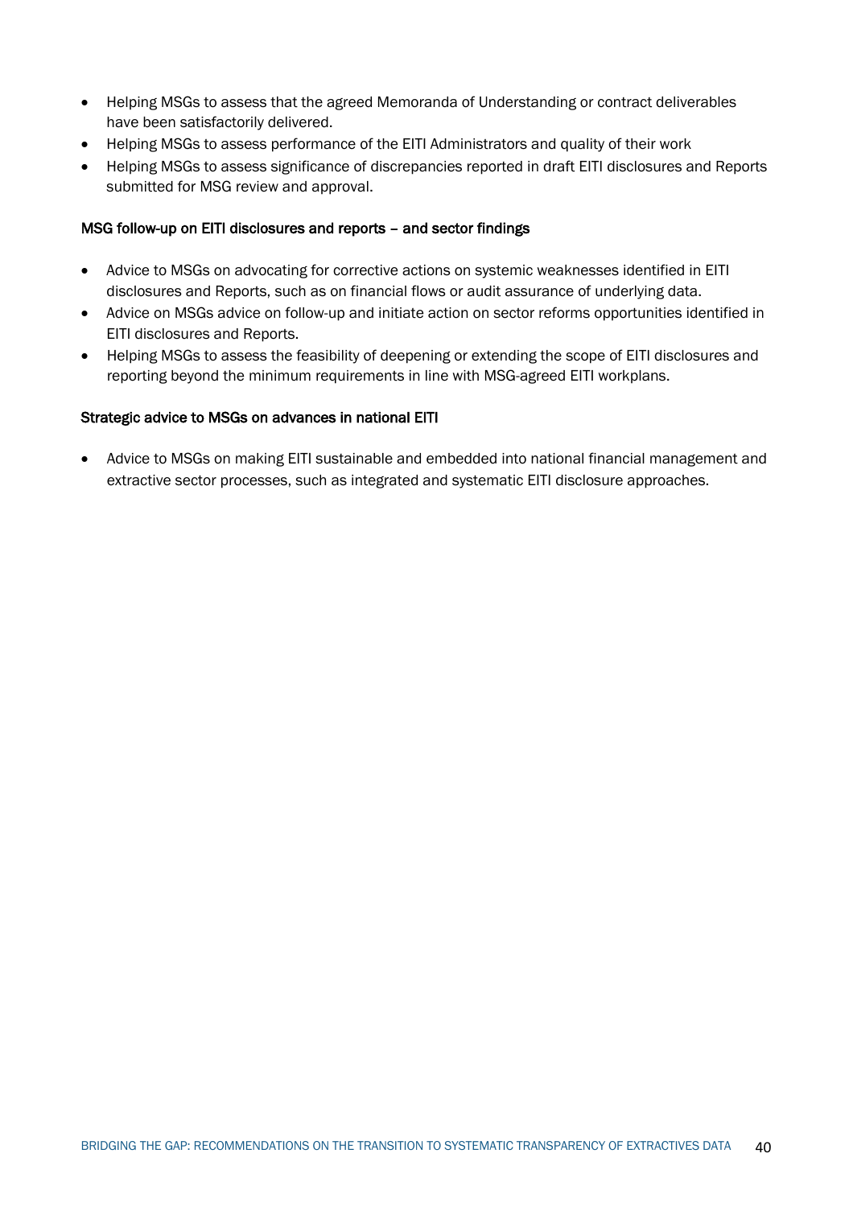- Helping MSGs to assess that the agreed Memoranda of Understanding or contract deliverables have been satisfactorily delivered.
- Helping MSGs to assess performance of the EITI Administrators and quality of their work
- Helping MSGs to assess significance of discrepancies reported in draft EITI disclosures and Reports submitted for MSG review and approval.

MSG follow-up on EITI disclosures and reports – and sector findings

- Advice to MSGs on advocating for corrective actions on systemic weaknesses identified in EITI disclosures and Reports, such as on financial flows or audit assurance of underlying data.
- Advice on MSGs advice on follow-up and initiate action on sector reforms opportunities identified in EITI disclosures and Reports.
- Helping MSGs to assess the feasibility of deepening or extending the scope of EITI disclosures and reporting beyond the minimum requirements in line with MSG-agreed EITI workplans.

Strategic advice to MSGs on advances in national EITI

- Advice to MSGs on making EITI sustainable and embedded into national financial management and extractive sector processes, such as integrated and systematic EITI disclosure approaches.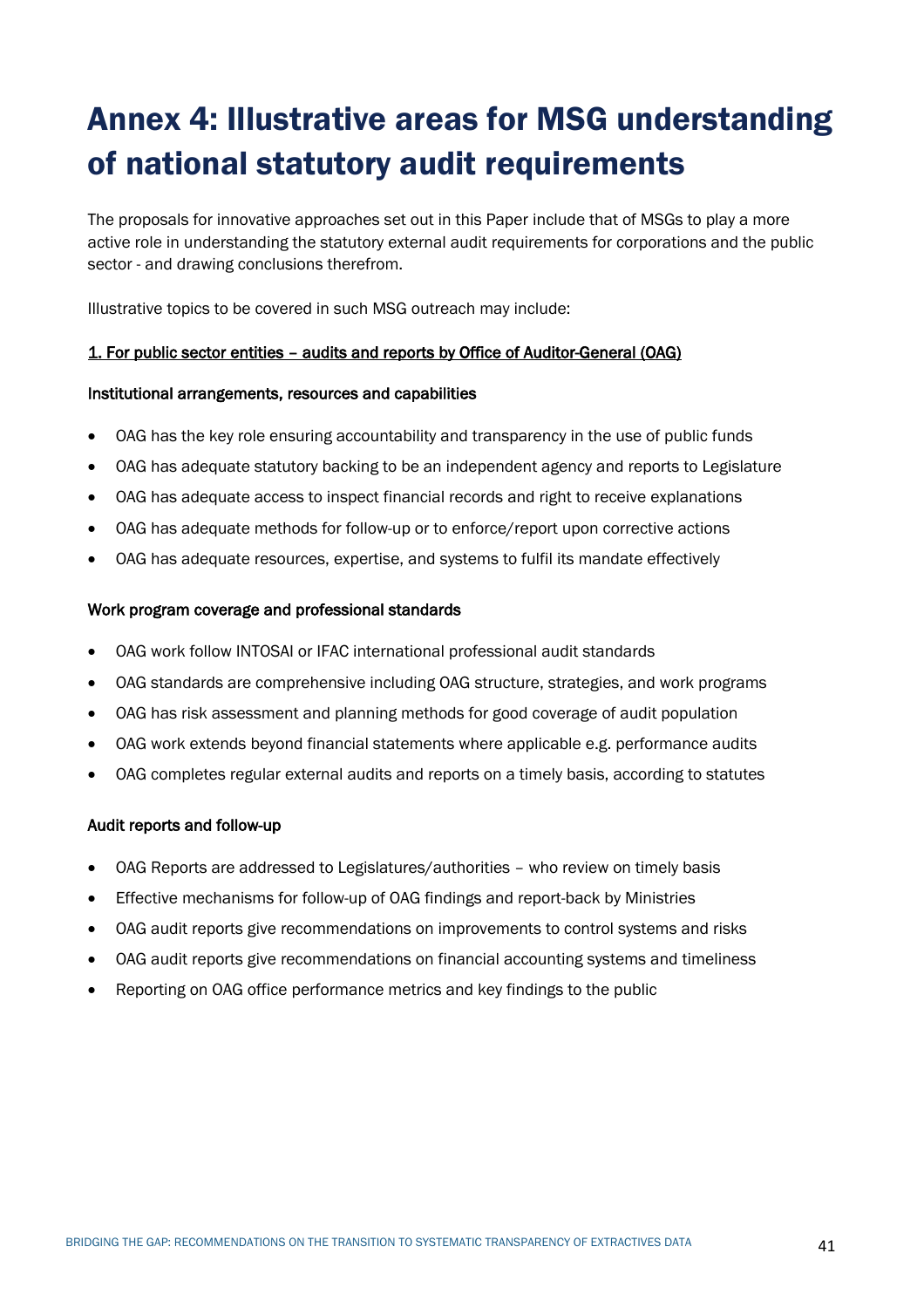# Annex 4: Illustrative areas for MSG understanding of national statutory audit requirements

The proposals for innovative approaches set out in this Paper include that of MSGs to play a more active role in understanding the statutory external audit requirements for corporations and the public sector - and drawing conclusions therefrom.

Illustrative topics to be covered in such MSG outreach may include:

<u>1. For public sector entities – audits and reports by Office of Auditor-General (OAG)</u>

**Institutional arrangements, resources and capabilities**

- OAG has the key role ensuring accountability and transparency in the use of public funds
- OAG has adequate statutory backing to be an independent agency and reports to Legislature
- OAG has adequate access to inspect financial records and right to receive explanations
- OAG has adequate methods for follow-up or to enforce/report upon corrective actions
- OAG has adequate resources, expertise, and systems to fulfil its mandate effectively

**Work program coverage and professional standards**

- OAG work follow INTOSAI or IFAC international professional audit standards
- OAG standards are comprehensive including OAG structure, strategies, and work programs
- OAG has risk assessment and planning methods for good coverage of audit population
- OAG work extends beyond financial statements where applicable e.g. performance audits
- OAG completes regular external audits and reports on a timely basis, according to statutes

**Audit reports and follow-up**

- OAG Reports are addressed to Legislatures/authorities – who review on timely basis
- Effective mechanisms for follow-up of OAG findings and report-back by Ministries
- OAG audit reports give recommendations on improvements to control systems and risks
- OAG audit reports give recommendations on financial accounting systems and timeliness
- Reporting on OAG office performance metrics and key findings to the public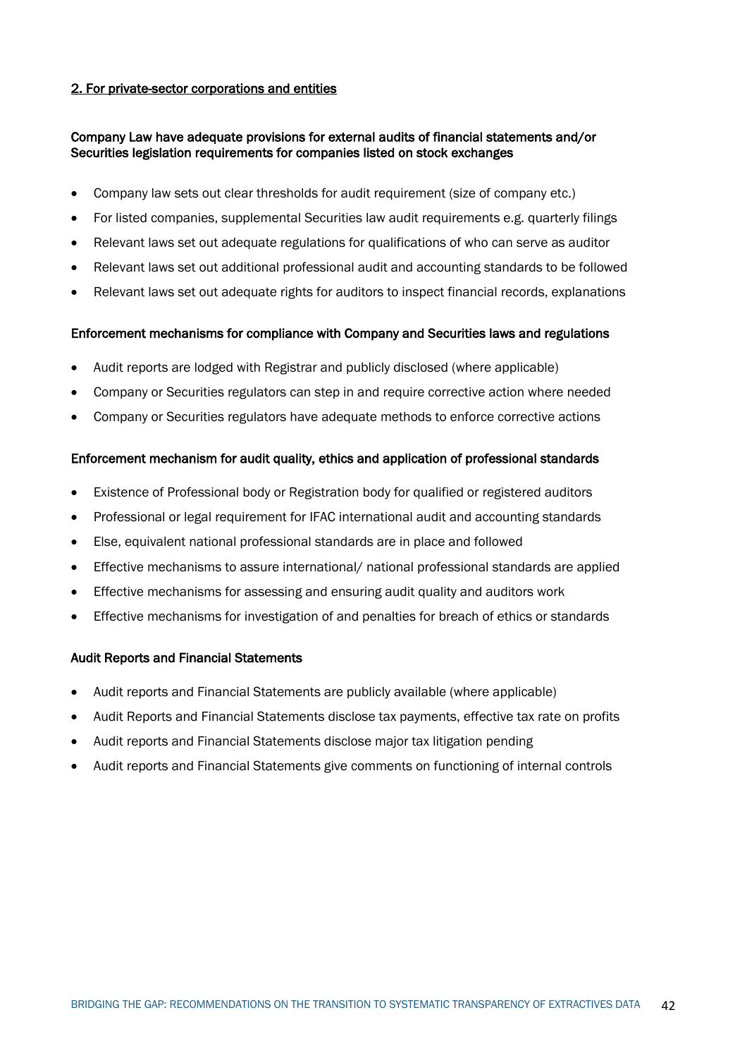<u>**2. For private-sector corporations and entities**</u>

**Company Law have adequate provisions for external audits of financial statements and/or Securities legislation requirements for companies listed on stock exchanges**

- Company law sets out clear thresholds for audit requirement (size of company etc.)
- For listed companies, supplemental Securities law audit requirements e.g. quarterly filings
- Relevant laws set out adequate regulations for qualifications of who can serve as auditor
- Relevant laws set out additional professional audit and accounting standards to be followed
- Relevant laws set out adequate rights for auditors to inspect financial records, explanations

**Enforcement mechanisms for compliance with Company and Securities laws and regulations**

- Audit reports are lodged with Registrar and publicly disclosed (where applicable)
- Company or Securities regulators can step in and require corrective action where needed
- Company or Securities regulators have adequate methods to enforce corrective actions

**Enforcement mechanism for audit quality, ethics and application of professional standards**

- Existence of Professional body or Registration body for qualified or registered auditors
- Professional or legal requirement for IFAC international audit and accounting standards
- Else, equivalent national professional standards are in place and followed
- Effective mechanisms to assure international/ national professional standards are applied
- Effective mechanisms for assessing and ensuring audit quality and auditors work
- Effective mechanisms for investigation of and penalties for breach of ethics or standards

**Audit Reports and Financial Statements**

- Audit reports and Financial Statements are publicly available (where applicable)
- Audit Reports and Financial Statements disclose tax payments, effective tax rate on profits
- Audit reports and Financial Statements disclose major tax litigation pending
- Audit reports and Financial Statements give comments on functioning of internal controls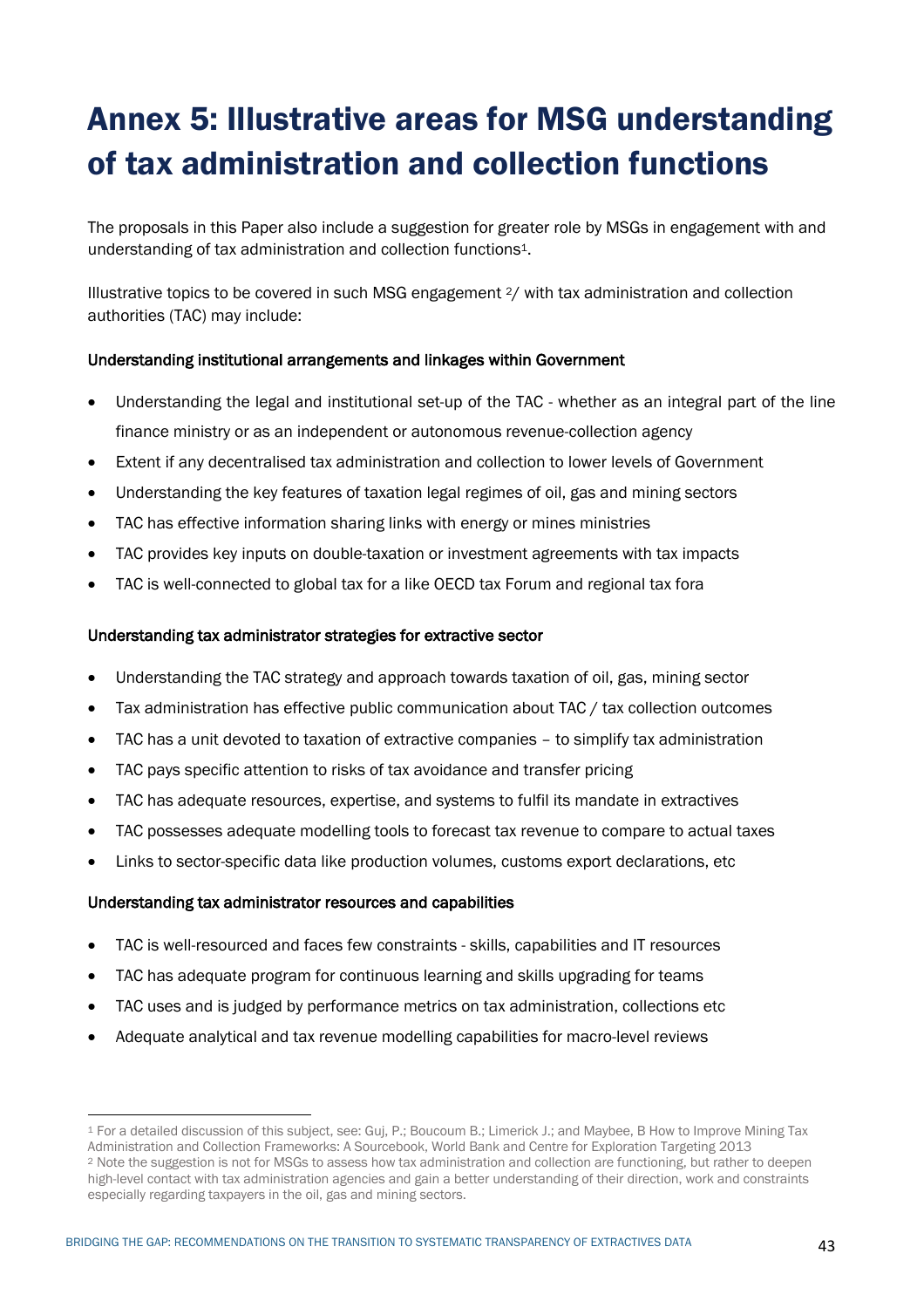# Annex 5: Illustrative areas for MSG understanding of tax administration and collection functions

The proposals in this Paper also include a suggestion for greater role by MSGs in engagement with and understanding of tax administration and collection functions[1].

Illustrative topics to be covered in such MSG engagement [2]/ with tax administration and collection authorities (TAC) may include:

Understanding institutional arrangements and linkages within Government

- Understanding the legal and institutional set-up of the TAC - whether as an integral part of the line finance ministry or as an independent or autonomous revenue-collection agency
- Extent if any decentralised tax administration and collection to lower levels of Government
- Understanding the key features of taxation legal regimes of oil, gas and mining sectors
- TAC has effective information sharing links with energy or mines ministries
- TAC provides key inputs on double-taxation or investment agreements with tax impacts
- TAC is well-connected to global tax for a like OECD tax Forum and regional tax fora

Understanding tax administrator strategies for extractive sector

- Understanding the TAC strategy and approach towards taxation of oil, gas, mining sector
- Tax administration has effective public communication about TAC / tax collection outcomes
- TAC has a unit devoted to taxation of extractive companies – to simplify tax administration
- TAC pays specific attention to risks of tax avoidance and transfer pricing
- TAC has adequate resources, expertise, and systems to fulfil its mandate in extractives
- TAC possesses adequate modelling tools to forecast tax revenue to compare to actual taxes
- Links to sector-specific data like production volumes, customs export declarations, etc

Understanding tax administrator resources and capabilities

- TAC is well-resourced and faces few constraints - skills, capabilities and IT resources
- TAC has adequate program for continuous learning and skills upgrading for teams
- TAC uses and is judged by performance metrics on tax administration, collections etc
- Adequate analytical and tax revenue modelling capabilities for macro-level reviews

---

[1] For a detailed discussion of this subject, see: Guj, P.; Boucoum B.; Limerick J.; and Maybee, B How to Improve Mining Tax Administration and Collection Frameworks: A Sourcebook, World Bank and Centre for Exploration Targeting 2013

[2] Note the suggestion is not for MSGs to assess how tax administration and collection are functioning, but rather to deepen high-level contact with tax administration agencies and gain a better understanding of their direction, work and constraints especially regarding taxpayers in the oil, gas and mining sectors.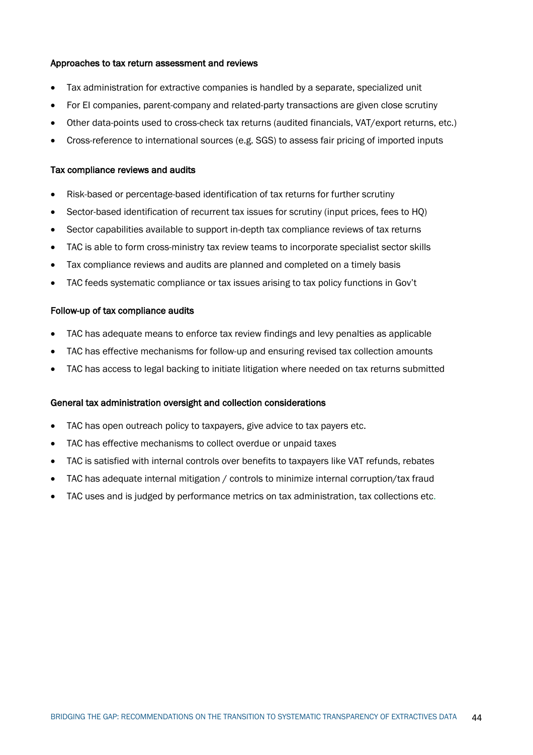**Approaches to tax return assessment and reviews**

- Tax administration for extractive companies is handled by a separate, specialized unit
- For EI companies, parent-company and related-party transactions are given close scrutiny
- Other data-points used to cross-check tax returns (audited financials, VAT/export returns, etc.)
- Cross-reference to international sources (e.g. SGS) to assess fair pricing of imported inputs

**Tax compliance reviews and audits**

- Risk-based or percentage-based identification of tax returns for further scrutiny
- Sector-based identification of recurrent tax issues for scrutiny (input prices, fees to HQ)
- Sector capabilities available to support in-depth tax compliance reviews of tax returns
- TAC is able to form cross-ministry tax review teams to incorporate specialist sector skills
- Tax compliance reviews and audits are planned and completed on a timely basis
- TAC feeds systematic compliance or tax issues arising to tax policy functions in Gov't

**Follow-up of tax compliance audits**

- TAC has adequate means to enforce tax review findings and levy penalties as applicable
- TAC has effective mechanisms for follow-up and ensuring revised tax collection amounts
- TAC has access to legal backing to initiate litigation where needed on tax returns submitted

**General tax administration oversight and collection considerations**

- TAC has open outreach policy to taxpayers, give advice to tax payers etc.
- TAC has effective mechanisms to collect overdue or unpaid taxes
- TAC is satisfied with internal controls over benefits to taxpayers like VAT refunds, rebates
- TAC has adequate internal mitigation / controls to minimize internal corruption/tax fraud
- TAC uses and is judged by performance metrics on tax administration, tax collections etc.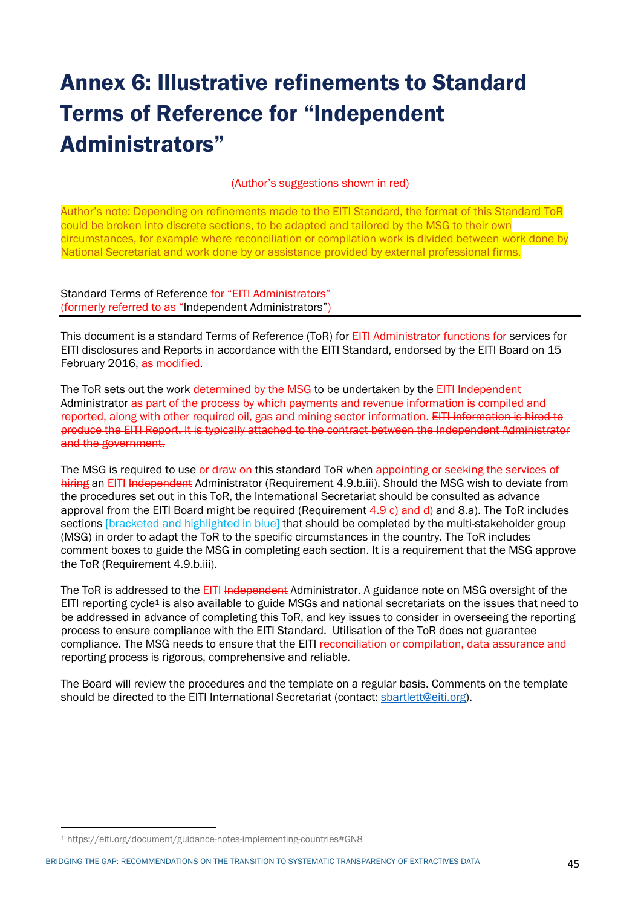# Annex 6: Illustrative refinements to Standard Terms of Reference for "Independent Administrators"

(Author's suggestions shown in red)

Author's note: Depending on refinements made to the EITI Standard, the format of this Standard ToR could be broken into discrete sections, to be adapted and tailored by the MSG to their own circumstances, for example where reconciliation or compilation work is divided between work done by National Secretariat and work done by or assistance provided by external professional firms.

Standard Terms of Reference for "EITI Administrators" (formerly referred to as "Independent Administrators")

---

This document is a standard Terms of Reference (ToR) for EITI Administrator functions for services for EITI disclosures and Reports in accordance with the EITI Standard, endorsed by the EITI Board on 15 February 2016, as modified.

The ToR sets out the work determined by the MSG to be undertaken by the EITI ~~Independent~~ Administrator as part of the process by which payments and revenue information is compiled and reported, along with other required oil, gas and mining sector information. ~~EITI information is hired to produce the EITI Report. It is typically attached to the contract between the Independent Administrator and the government.~~

The MSG is required to use or draw on this standard ToR when appointing or seeking the services of ~~hiring~~ an EITI ~~Independent~~ Administrator (Requirement 4.9.b.iii). Should the MSG wish to deviate from the procedures set out in this ToR, the International Secretariat should be consulted as advance approval from the EITI Board might be required (Requirement 4.9 c) and d) and 8.a). The ToR includes sections [bracketed and highlighted in blue] that should be completed by the multi-stakeholder group (MSG) in order to adapt the ToR to the specific circumstances in the country. The ToR includes comment boxes to guide the MSG in completing each section. It is a requirement that the MSG approve the ToR (Requirement 4.9.b.iii).

The ToR is addressed to the EITI ~~Independent~~ Administrator. A guidance note on MSG oversight of the EITI reporting cycle[1] is also available to guide MSGs and national secretariats on the issues that need to be addressed in advance of completing this ToR, and key issues to consider in overseeing the reporting process to ensure compliance with the EITI Standard. Utilisation of the ToR does not guarantee compliance. The MSG needs to ensure that the EITI reconciliation or compilation, data assurance and reporting process is rigorous, comprehensive and reliable.

The Board will review the procedures and the template on a regular basis. Comments on the template should be directed to the EITI International Secretariat (contact: sbartlett@eiti.org).

---

[1] https://eiti.org/document/guidance-notes-implementing-countries#GN8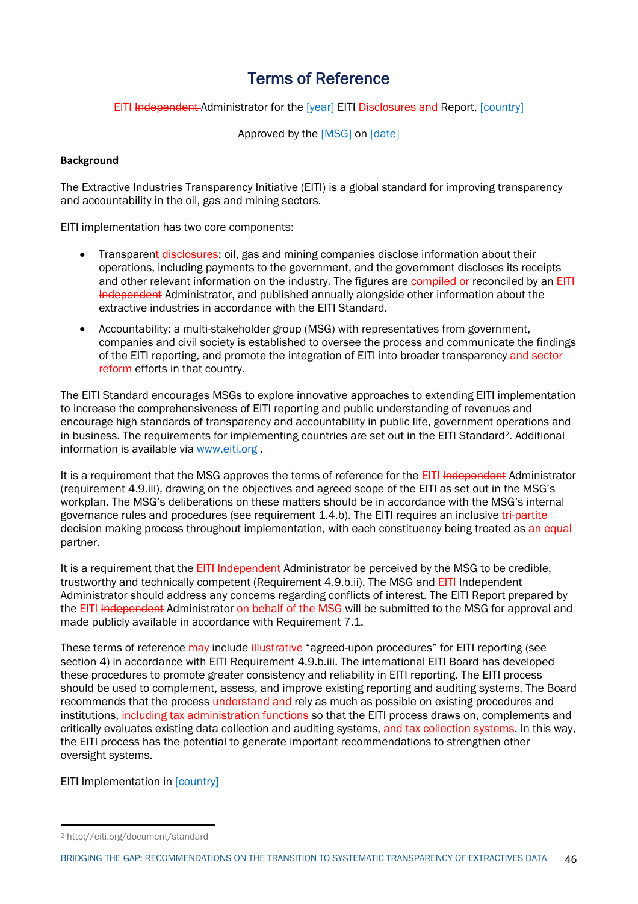# Terms of Reference

EITI ~~Independent~~ Administrator for the [year] EITI Disclosures and Report, [country]

Approved by the [MSG] on [date]

**Background**

The Extractive Industries Transparency Initiative (EITI) is a global standard for improving transparency and accountability in the oil, gas and mining sectors.

EITI implementation has two core components:

- Transparent disclosures: oil, gas and mining companies disclose information about their operations, including payments to the government, and the government discloses its receipts and other relevant information on the industry. The figures are compiled or reconciled by an EITI ~~Independent~~ Administrator, and published annually alongside other information about the extractive industries in accordance with the EITI Standard.
- Accountability: a multi-stakeholder group (MSG) with representatives from government, companies and civil society is established to oversee the process and communicate the findings of the EITI reporting, and promote the integration of EITI into broader transparency and sector reform efforts in that country.

The EITI Standard encourages MSGs to explore innovative approaches to extending EITI implementation to increase the comprehensiveness of EITI reporting and public understanding of revenues and encourage high standards of transparency and accountability in public life, government operations and in business. The requirements for implementing countries are set out in the EITI Standard[2]. Additional information is available via www.eiti.org .

It is a requirement that the MSG approves the terms of reference for the EITI ~~Independent~~ Administrator (requirement 4.9.iii), drawing on the objectives and agreed scope of the EITI as set out in the MSG's workplan. The MSG's deliberations on these matters should be in accordance with the MSG's internal governance rules and procedures (see requirement 1.4.b). The EITI requires an inclusive tri-partite decision making process throughout implementation, with each constituency being treated as an equal partner.

It is a requirement that the EITI ~~Independent~~ Administrator be perceived by the MSG to be credible, trustworthy and technically competent (Requirement 4.9.b.ii). The MSG and EITI Independent Administrator should address any concerns regarding conflicts of interest. The EITI Report prepared by the EITI ~~Independent~~ Administrator on behalf of the MSG will be submitted to the MSG for approval and made publicly available in accordance with Requirement 7.1.

These terms of reference may include illustrative "agreed-upon procedures" for EITI reporting (see section 4) in accordance with EITI Requirement 4.9.b.iii. The international EITI Board has developed these procedures to promote greater consistency and reliability in EITI reporting. The EITI process should be used to complement, assess, and improve existing reporting and auditing systems. The Board recommends that the process understand and rely as much as possible on existing procedures and institutions, including tax administration functions so that the EITI process draws on, complements and critically evaluates existing data collection and auditing systems, and tax collection systems. In this way, the EITI process has the potential to generate important recommendations to strengthen other oversight systems.

EITI Implementation in [country]

---

[2] http://eiti.org/document/standard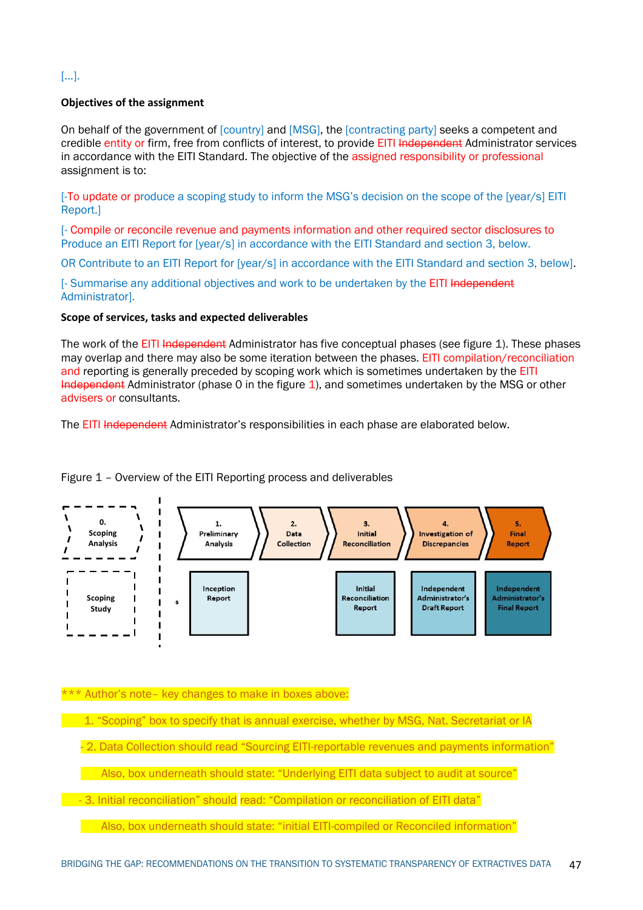[…].

**Objectives of the assignment**

On behalf of the government of [country] and [MSG], the [contracting party] seeks a competent and credible entity or firm, free from conflicts of interest, to provide EITI ~~Independent~~ Administrator services in accordance with the EITI Standard. The objective of the assigned responsibility or professional assignment is to:

[-To update or produce a scoping study to inform the MSG's decision on the scope of the [year/s] EITI Report.]

[- Compile or reconcile revenue and payments information and other required sector disclosures to Produce an EITI Report for [year/s] in accordance with the EITI Standard and section 3, below.

OR Contribute to an EITI Report for [year/s] in accordance with the EITI Standard and section 3, below].

[- Summarise any additional objectives and work to be undertaken by the EITI ~~Independent~~ Administrator].

**Scope of services, tasks and expected deliverables**

The work of the EITI ~~Independent~~ Administrator has five conceptual phases (see figure 1). These phases may overlap and there may also be some iteration between the phases. EITI compilation/reconciliation and reporting is generally preceded by scoping work which is sometimes undertaken by the EITI ~~Independent~~ Administrator (phase 0 in the figure 1), and sometimes undertaken by the MSG or other advisers or consultants.

The EITI ~~Independent~~ Administrator's responsibilities in each phase are elaborated below.

Figure 1 – Overview of the EITI Reporting process and deliverables

| 0. Scoping Analysis | 1. Preliminary Analysis | 2. Data Collection | 3. Initial Reconciliation | 4. Investigation of Discrepancies | 5. Final Report |
|---|---|---|---|---|---|
| Scoping Study | Inception Report | | Initial Reconciliation Report | Independent Administrator's Draft Report | Independent Administrator's Final Report |

*** Author's note– key changes to make in boxes above:

1. "Scoping" box to specify that is annual exercise, whether by MSG, Nat. Secretariat or IA

- 2. Data Collection should read "Sourcing EITI-reportable revenues and payments information"

  Also, box underneath should state: "Underlying EITI data subject to audit at source"

- 3. Initial reconciliation" should read: "Compilation or reconciliation of EITI data"

  Also, box underneath should state: "initial EITI-compiled or Reconciled information"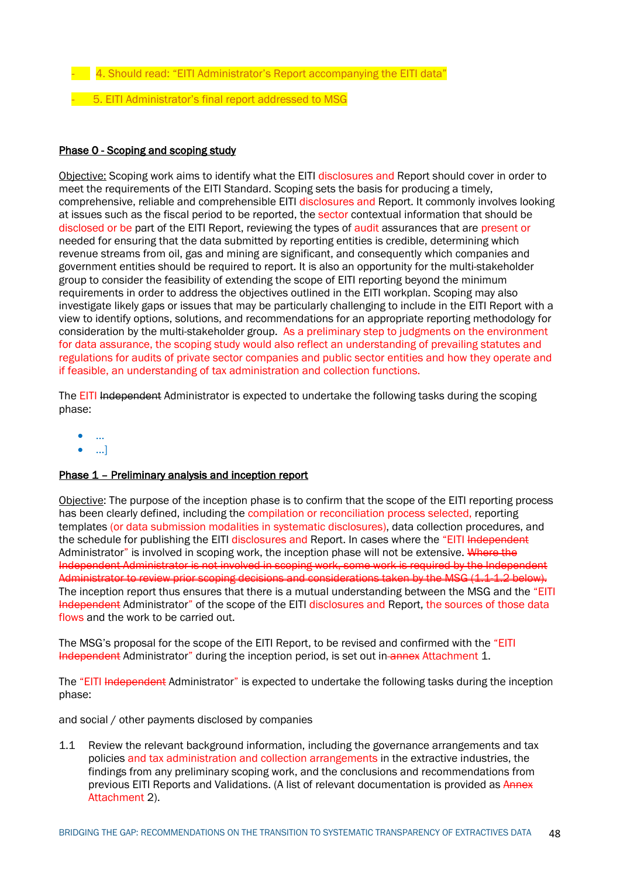- 4. Should read: "EITI Administrator's Report accompanying the EITI data"
- 5. EITI Administrator's final report addressed to MSG

**Phase 0 - Scoping and scoping study**

Objective: Scoping work aims to identify what the EITI disclosures and Report should cover in order to meet the requirements of the EITI Standard. Scoping sets the basis for producing a timely, comprehensive, reliable and comprehensible EITI disclosures and Report. It commonly involves looking at issues such as the fiscal period to be reported, the sector contextual information that should be disclosed or be part of the EITI Report, reviewing the types of audit assurances that are present or needed for ensuring that the data submitted by reporting entities is credible, determining which revenue streams from oil, gas and mining are significant, and consequently which companies and government entities should be required to report. It is also an opportunity for the multi-stakeholder group to consider the feasibility of extending the scope of EITI reporting beyond the minimum requirements in order to address the objectives outlined in the EITI workplan. Scoping may also investigate likely gaps or issues that may be particularly challenging to include in the EITI Report with a view to identify options, solutions, and recommendations for an appropriate reporting methodology for consideration by the multi-stakeholder group. As a preliminary step to judgments on the environment for data assurance, the scoping study would also reflect an understanding of prevailing statutes and regulations for audits of private sector companies and public sector entities and how they operate and if feasible, an understanding of tax administration and collection functions.

The EITI ~~Independent~~ Administrator is expected to undertake the following tasks during the scoping phase:

- ...
- ...]

**Phase 1 – Preliminary analysis and inception report**

Objective: The purpose of the inception phase is to confirm that the scope of the EITI reporting process has been clearly defined, including the compilation or reconciliation process selected, reporting templates (or data submission modalities in systematic disclosures), data collection procedures, and the schedule for publishing the EITI disclosures and Report. In cases where the "EITI ~~Independent~~ Administrator" is involved in scoping work, the inception phase will not be extensive. ~~Where the Independent Administrator is not involved in scoping work, some work is required by the Independent Administrator to review prior scoping decisions and considerations taken by the MSG (1.1-1.2 below).~~ The inception report thus ensures that there is a mutual understanding between the MSG and the "EITI ~~Independent~~ Administrator" of the scope of the EITI disclosures and Report, the sources of those data flows and the work to be carried out.

The MSG's proposal for the scope of the EITI Report, to be revised and confirmed with the "EITI ~~Independent~~ Administrator" during the inception period, is set out in ~~annex~~ Attachment 1.

The "EITI ~~Independent~~ Administrator" is expected to undertake the following tasks during the inception phase:

and social / other payments disclosed by companies

1.1 Review the relevant background information, including the governance arrangements and tax policies and tax administration and collection arrangements in the extractive industries, the findings from any preliminary scoping work, and the conclusions and recommendations from previous EITI Reports and Validations. (A list of relevant documentation is provided as ~~Annex~~ Attachment 2).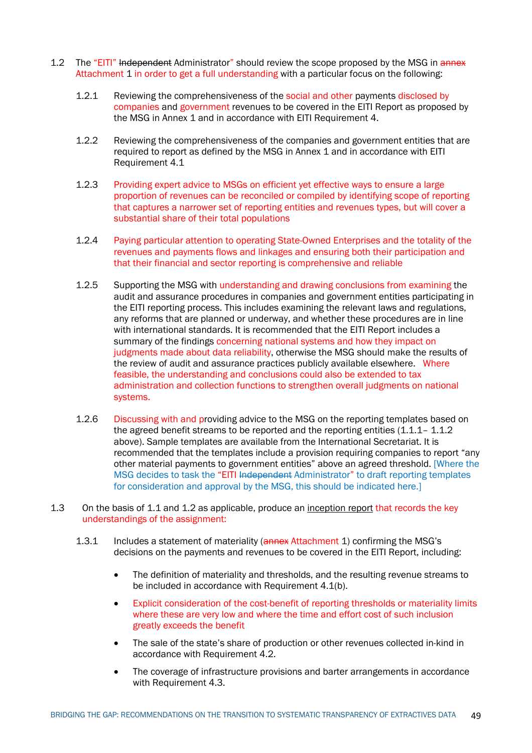1.2 The "EITI" ~~Independent~~ Administrator" should review the scope proposed by the MSG in ~~annex~~ Attachment 1 in order to get a full understanding with a particular focus on the following:

1.2.1 Reviewing the comprehensiveness of the social and other payments disclosed by companies and government revenues to be covered in the EITI Report as proposed by the MSG in Annex 1 and in accordance with EITI Requirement 4.

1.2.2 Reviewing the comprehensiveness of the companies and government entities that are required to report as defined by the MSG in Annex 1 and in accordance with EITI Requirement 4.1

1.2.3 Providing expert advice to MSGs on efficient yet effective ways to ensure a large proportion of revenues can be reconciled or compiled by identifying scope of reporting that captures a narrower set of reporting entities and revenues types, but will cover a substantial share of their total populations

1.2.4 Paying particular attention to operating State-Owned Enterprises and the totality of the revenues and payments flows and linkages and ensuring both their participation and that their financial and sector reporting is comprehensive and reliable

1.2.5 Supporting the MSG with understanding and drawing conclusions from examining the audit and assurance procedures in companies and government entities participating in the EITI reporting process. This includes examining the relevant laws and regulations, any reforms that are planned or underway, and whether these procedures are in line with international standards. It is recommended that the EITI Report includes a summary of the findings concerning national systems and how they impact on judgments made about data reliability, otherwise the MSG should make the results of the review of audit and assurance practices publicly available elsewhere. Where feasible, the understanding and conclusions could also be extended to tax administration and collection functions to strengthen overall judgments on national systems.

1.2.6 Discussing with and providing advice to the MSG on the reporting templates based on the agreed benefit streams to be reported and the reporting entities (1.1.1– 1.1.2 above). Sample templates are available from the International Secretariat. It is recommended that the templates include a provision requiring companies to report "any other material payments to government entities" above an agreed threshold. [Where the MSG decides to task the "EITI ~~Independent~~ Administrator" to draft reporting templates for consideration and approval by the MSG, this should be indicated here.]

1.3 On the basis of 1.1 and 1.2 as applicable, produce an <u>inception report</u> that records the key understandings of the assignment:

1.3.1 Includes a statement of materiality (~~annex~~ Attachment 1) confirming the MSG's decisions on the payments and revenues to be covered in the EITI Report, including:

- The definition of materiality and thresholds, and the resulting revenue streams to be included in accordance with Requirement 4.1(b).
- Explicit consideration of the cost-benefit of reporting thresholds or materiality limits where these are very low and where the time and effort cost of such inclusion greatly exceeds the benefit
- The sale of the state's share of production or other revenues collected in-kind in accordance with Requirement 4.2.
- The coverage of infrastructure provisions and barter arrangements in accordance with Requirement 4.3.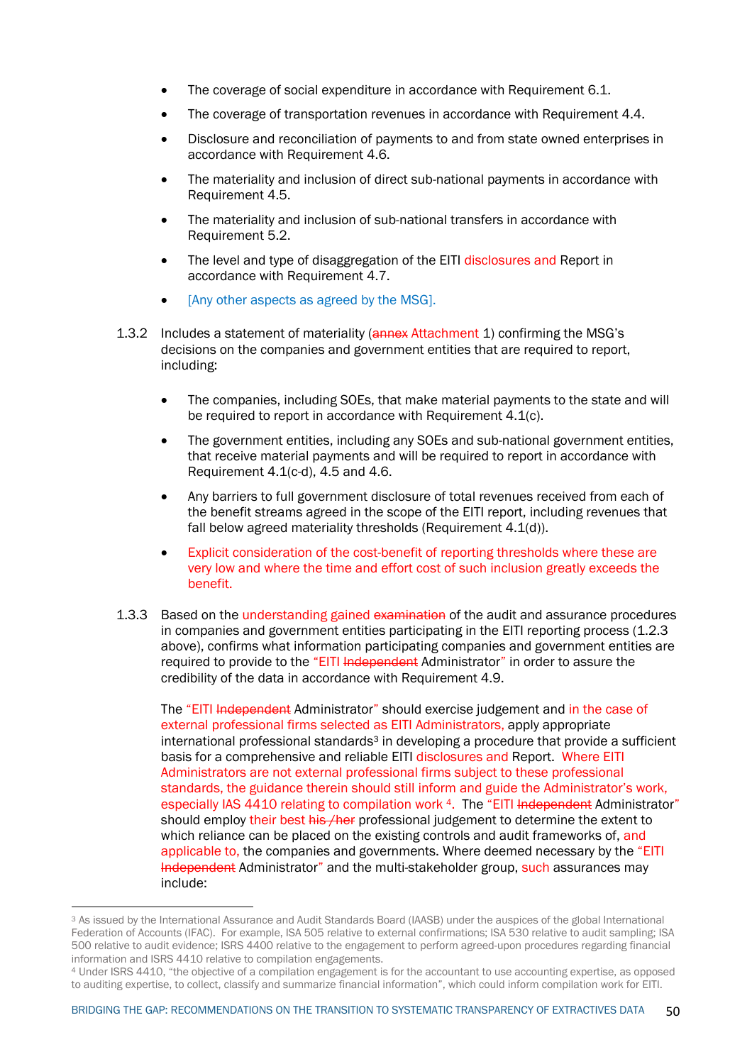- The coverage of social expenditure in accordance with Requirement 6.1.
- The coverage of transportation revenues in accordance with Requirement 4.4.
- Disclosure and reconciliation of payments to and from state owned enterprises in accordance with Requirement 4.6.
- The materiality and inclusion of direct sub-national payments in accordance with Requirement 4.5.
- The materiality and inclusion of sub-national transfers in accordance with Requirement 5.2.
- The level and type of disaggregation of the EITI disclosures and Report in accordance with Requirement 4.7.
- [Any other aspects as agreed by the MSG].

1.3.2 Includes a statement of materiality (~~annex~~ Attachment 1) confirming the MSG's decisions on the companies and government entities that are required to report, including:

- The companies, including SOEs, that make material payments to the state and will be required to report in accordance with Requirement 4.1(c).
- The government entities, including any SOEs and sub-national government entities, that receive material payments and will be required to report in accordance with Requirement 4.1(c-d), 4.5 and 4.6.
- Any barriers to full government disclosure of total revenues received from each of the benefit streams agreed in the scope of the EITI report, including revenues that fall below agreed materiality thresholds (Requirement 4.1(d)).
- Explicit consideration of the cost-benefit of reporting thresholds where these are very low and where the time and effort cost of such inclusion greatly exceeds the benefit.

1.3.3 Based on the understanding gained ~~examination~~ of the audit and assurance procedures in companies and government entities participating in the EITI reporting process (1.2.3 above), confirms what information participating companies and government entities are required to provide to the "EITI ~~Independent~~ Administrator" in order to assure the credibility of the data in accordance with Requirement 4.9.

The "EITI ~~Independent~~ Administrator" should exercise judgement and in the case of external professional firms selected as EITI Administrators, apply appropriate international professional standards[3] in developing a procedure that provide a sufficient basis for a comprehensive and reliable EITI disclosures and Report. Where EITI Administrators are not external professional firms subject to these professional standards, the guidance therein should still inform and guide the Administrator's work, especially IAS 4410 relating to compilation work [4]. The "EITI ~~Independent~~ Administrator" should employ their best ~~his /her~~ professional judgement to determine the extent to which reliance can be placed on the existing controls and audit frameworks of, and applicable to, the companies and governments. Where deemed necessary by the "EITI ~~Independent~~ Administrator" and the multi-stakeholder group, such assurances may include:

---

[3] As issued by the International Assurance and Audit Standards Board (IAASB) under the auspices of the global International Federation of Accounts (IFAC). For example, ISA 505 relative to external confirmations; ISA 530 relative to audit sampling; ISA 500 relative to audit evidence; ISRS 4400 relative to the engagement to perform agreed-upon procedures regarding financial information and ISRS 4410 relative to compilation engagements.

[4] Under ISRS 4410, "the objective of a compilation engagement is for the accountant to use accounting expertise, as opposed to auditing expertise, to collect, classify and summarize financial information", which could inform compilation work for EITI.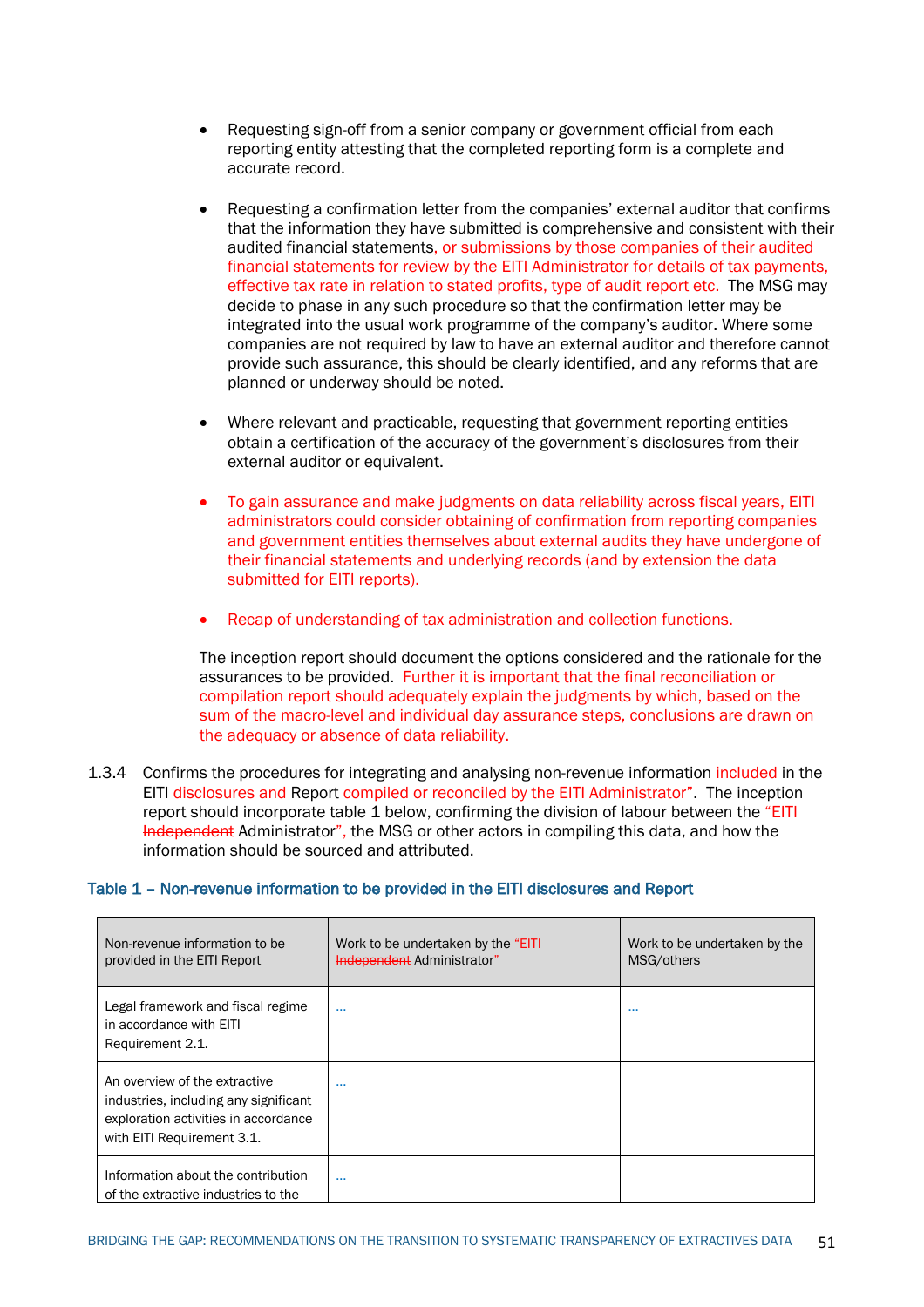- Requesting sign-off from a senior company or government official from each reporting entity attesting that the completed reporting form is a complete and accurate record.

- Requesting a confirmation letter from the companies' external auditor that confirms that the information they have submitted is comprehensive and consistent with their audited financial statements, or submissions by those companies of their audited financial statements for review by the EITI Administrator for details of tax payments, effective tax rate in relation to stated profits, type of audit report etc. The MSG may decide to phase in any such procedure so that the confirmation letter may be integrated into the usual work programme of the company's auditor. Where some companies are not required by law to have an external auditor and therefore cannot provide such assurance, this should be clearly identified, and any reforms that are planned or underway should be noted.

- Where relevant and practicable, requesting that government reporting entities obtain a certification of the accuracy of the government's disclosures from their external auditor or equivalent.

- To gain assurance and make judgments on data reliability across fiscal years, EITI administrators could consider obtaining of confirmation from reporting companies and government entities themselves about external audits they have undergone of their financial statements and underlying records (and by extension the data submitted for EITI reports).

- Recap of understanding of tax administration and collection functions.

The inception report should document the options considered and the rationale for the assurances to be provided. Further it is important that the final reconciliation or compilation report should adequately explain the judgments by which, based on the sum of the macro-level and individual day assurance steps, conclusions are drawn on the adequacy or absence of data reliability.

1.3.4 Confirms the procedures for integrating and analysing non-revenue information included in the EITI disclosures and Report compiled or reconciled by the EITI Administrator". The inception report should incorporate table 1 below, confirming the division of labour between the "EITI ~~Independent~~ Administrator", the MSG or other actors in compiling this data, and how the information should be sourced and attributed.

**Table 1 – Non-revenue information to be provided in the EITI disclosures and Report**

| Non-revenue information to be provided in the EITI Report | Work to be undertaken by the "EITI ~~Independent~~ Administrator" | Work to be undertaken by the MSG/others |
|---|---|---|
| Legal framework and fiscal regime in accordance with EITI Requirement 2.1. | … | … |
| An overview of the extractive industries, including any significant exploration activities in accordance with EITI Requirement 3.1. | … | |
| Information about the contribution of the extractive industries to the | … | |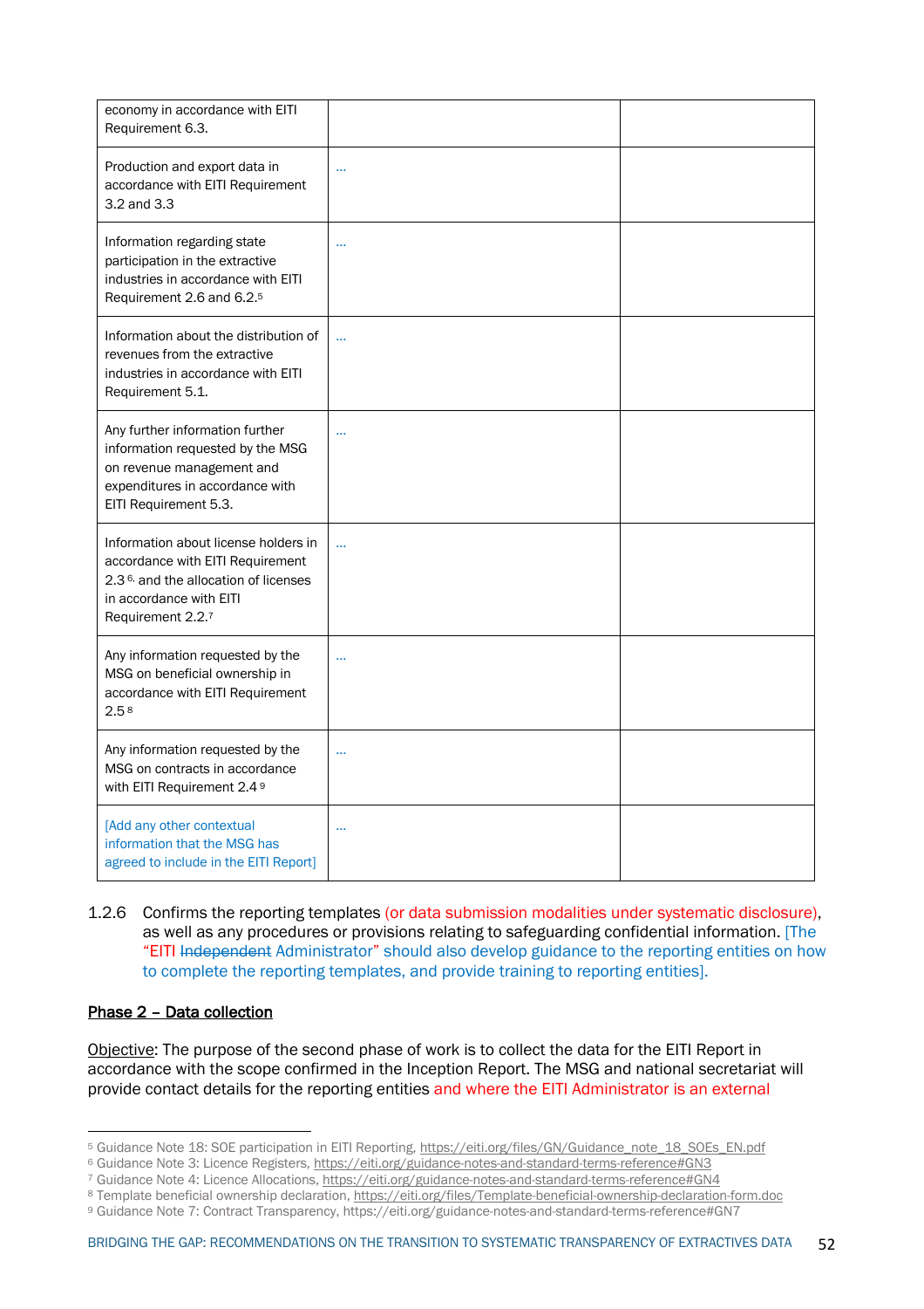| | | |
|---|---|---|
| economy in accordance with EITI Requirement 6.3. | | |
| Production and export data in accordance with EITI Requirement 3.2 and 3.3 | … | |
| Information regarding state participation in the extractive industries in accordance with EITI Requirement 2.6 and 6.2.[5] | … | |
| Information about the distribution of revenues from the extractive industries in accordance with EITI Requirement 5.1. | … | |
| Any further information further information requested by the MSG on revenue management and expenditures in accordance with EITI Requirement 5.3. | … | |
| Information about license holders in accordance with EITI Requirement 2.3[6], and the allocation of licenses in accordance with EITI Requirement 2.2.[7] | … | |
| Any information requested by the MSG on beneficial ownership in accordance with EITI Requirement 2.5[8] | … | |
| Any information requested by the MSG on contracts in accordance with EITI Requirement 2.4[9] | … | |
| [Add any other contextual information that the MSG has agreed to include in the EITI Report] | … | |

1.2.6 Confirms the reporting templates (or data submission modalities under systematic disclosure), as well as any procedures or provisions relating to safeguarding confidential information. [The "EITI ~~Independent~~ Administrator" should also develop guidance to the reporting entities on how to complete the reporting templates, and provide training to reporting entities].

## Phase 2 – Data collection

Objective: The purpose of the second phase of work is to collect the data for the EITI Report in accordance with the scope confirmed in the Inception Report. The MSG and national secretariat will provide contact details for the reporting entities and where the EITI Administrator is an external

---

[5] Guidance Note 18: SOE participation in EITI Reporting, https://eiti.org/files/GN/Guidance_note_18_SOEs_EN.pdf
[6] Guidance Note 3: Licence Registers, https://eiti.org/guidance-notes-and-standard-terms-reference#GN3
[7] Guidance Note 4: Licence Allocations, https://eiti.org/guidance-notes-and-standard-terms-reference#GN4
[8] Template beneficial ownership declaration, https://eiti.org/files/Template-beneficial-ownership-declaration-form.doc
[9] Guidance Note 7: Contract Transparency, https://eiti.org/guidance-notes-and-standard-terms-reference#GN7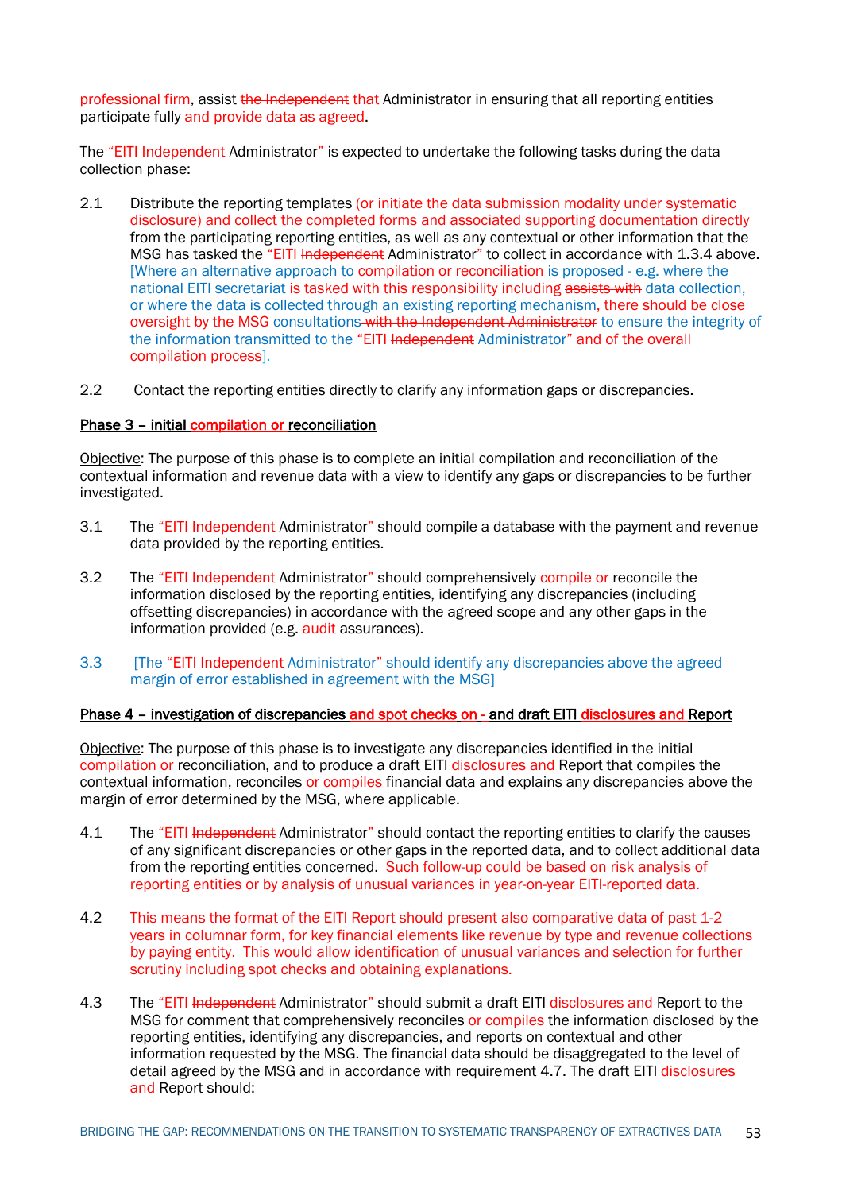professional firm, assist ~~the Independent~~ that Administrator in ensuring that all reporting entities participate fully and provide data as agreed.

The "EITI ~~Independent~~ Administrator" is expected to undertake the following tasks during the data collection phase:

2.1 Distribute the reporting templates (or initiate the data submission modality under systematic disclosure) and collect the completed forms and associated supporting documentation directly from the participating reporting entities, as well as any contextual or other information that the MSG has tasked the "EITI ~~Independent~~ Administrator" to collect in accordance with 1.3.4 above. [Where an alternative approach to compilation or reconciliation is proposed - e.g. where the national EITI secretariat is tasked with this responsibility including ~~assists with~~ data collection, or where the data is collected through an existing reporting mechanism, there should be close oversight by the MSG consultations ~~with the Independent Administrator~~ to ensure the integrity of the information transmitted to the "EITI ~~Independent~~ Administrator" and of the overall compilation process].

2.2 Contact the reporting entities directly to clarify any information gaps or discrepancies.

<u>**Phase 3 – initial compilation or reconciliation**</u>

<u>Objective</u>: The purpose of this phase is to complete an initial compilation and reconciliation of the contextual information and revenue data with a view to identify any gaps or discrepancies to be further investigated.

3.1 The "EITI ~~Independent~~ Administrator" should compile a database with the payment and revenue data provided by the reporting entities.

3.2 The "EITI ~~Independent~~ Administrator" should comprehensively compile or reconcile the information disclosed by the reporting entities, identifying any discrepancies (including offsetting discrepancies) in accordance with the agreed scope and any other gaps in the information provided (e.g. audit assurances).

3.3 [The "EITI ~~Independent~~ Administrator" should identify any discrepancies above the agreed margin of error established in agreement with the MSG]

<u>**Phase 4 – investigation of discrepancies and spot checks on - and draft EITI disclosures and Report**</u>

<u>Objective</u>: The purpose of this phase is to investigate any discrepancies identified in the initial compilation or reconciliation, and to produce a draft EITI disclosures and Report that compiles the contextual information, reconciles or compiles financial data and explains any discrepancies above the margin of error determined by the MSG, where applicable.

4.1 The "EITI ~~Independent~~ Administrator" should contact the reporting entities to clarify the causes of any significant discrepancies or other gaps in the reported data, and to collect additional data from the reporting entities concerned. Such follow-up could be based on risk analysis of reporting entities or by analysis of unusual variances in year-on-year EITI-reported data.

4.2 This means the format of the EITI Report should present also comparative data of past 1-2 years in columnar form, for key financial elements like revenue by type and revenue collections by paying entity. This would allow identification of unusual variances and selection for further scrutiny including spot checks and obtaining explanations.

4.3 The "EITI ~~Independent~~ Administrator" should submit a draft EITI disclosures and Report to the MSG for comment that comprehensively reconciles or compiles the information disclosed by the reporting entities, identifying any discrepancies, and reports on contextual and other information requested by the MSG. The financial data should be disaggregated to the level of detail agreed by the MSG and in accordance with requirement 4.7. The draft EITI disclosures and Report should: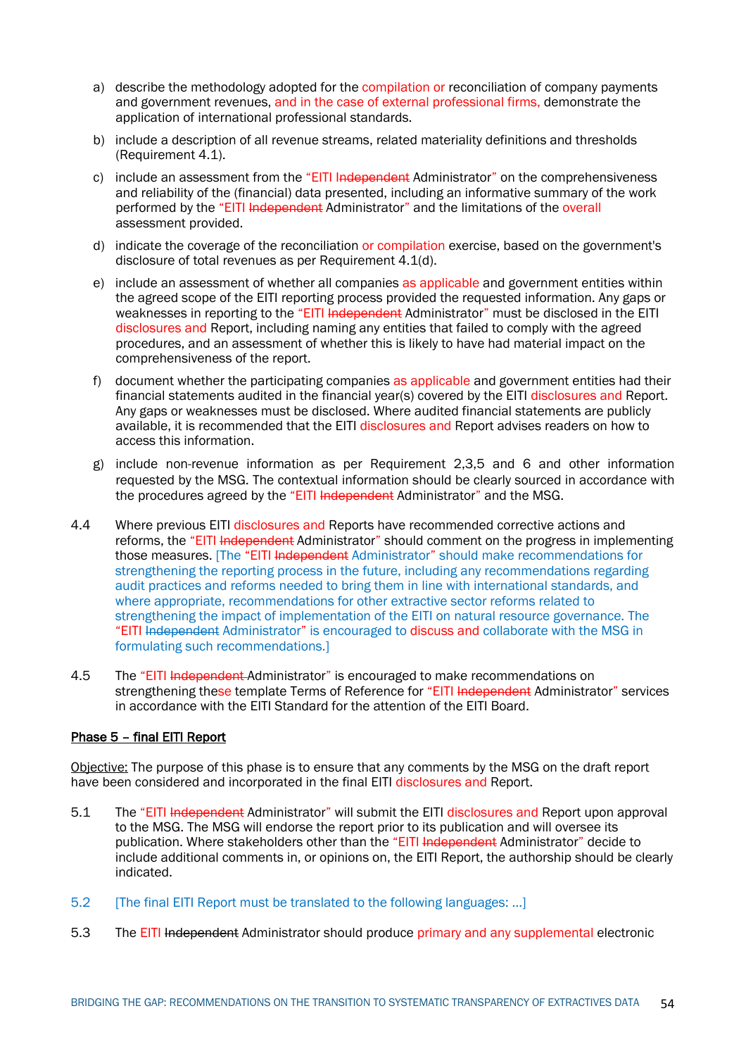a) describe the methodology adopted for the compilation or reconciliation of company payments and government revenues, and in the case of external professional firms, demonstrate the application of international professional standards.

b) include a description of all revenue streams, related materiality definitions and thresholds (Requirement 4.1).

c) include an assessment from the "EITI ~~Independent~~ Administrator" on the comprehensiveness and reliability of the (financial) data presented, including an informative summary of the work performed by the "EITI ~~Independent~~ Administrator" and the limitations of the overall assessment provided.

d) indicate the coverage of the reconciliation or compilation exercise, based on the government's disclosure of total revenues as per Requirement 4.1(d).

e) include an assessment of whether all companies as applicable and government entities within the agreed scope of the EITI reporting process provided the requested information. Any gaps or weaknesses in reporting to the "EITI ~~Independent~~ Administrator" must be disclosed in the EITI disclosures and Report, including naming any entities that failed to comply with the agreed procedures, and an assessment of whether this is likely to have had material impact on the comprehensiveness of the report.

f) document whether the participating companies as applicable and government entities had their financial statements audited in the financial year(s) covered by the EITI disclosures and Report. Any gaps or weaknesses must be disclosed. Where audited financial statements are publicly available, it is recommended that the EITI disclosures and Report advises readers on how to access this information.

g) include non-revenue information as per Requirement 2,3,5 and 6 and other information requested by the MSG. The contextual information should be clearly sourced in accordance with the procedures agreed by the "EITI ~~Independent~~ Administrator" and the MSG.

4.4 Where previous EITI disclosures and Reports have recommended corrective actions and reforms, the "EITI ~~Independent~~ Administrator" should comment on the progress in implementing those measures. [The "EITI ~~Independent~~ Administrator" should make recommendations for strengthening the reporting process in the future, including any recommendations regarding audit practices and reforms needed to bring them in line with international standards, and where appropriate, recommendations for other extractive sector reforms related to strengthening the impact of implementation of the EITI on natural resource governance. The "EITI ~~Independent~~ Administrator" is encouraged to discuss and collaborate with the MSG in formulating such recommendations.]

4.5 The "EITI ~~Independent~~ Administrator" is encouraged to make recommendations on strengthening these template Terms of Reference for "EITI ~~Independent~~ Administrator" services in accordance with the EITI Standard for the attention of the EITI Board.

<u>**Phase 5 – final EITI Report**</u>

<u>Objective:</u> The purpose of this phase is to ensure that any comments by the MSG on the draft report have been considered and incorporated in the final EITI disclosures and Report.

5.1 The "EITI ~~Independent~~ Administrator" will submit the EITI disclosures and Report upon approval to the MSG. The MSG will endorse the report prior to its publication and will oversee its publication. Where stakeholders other than the "EITI ~~Independent~~ Administrator" decide to include additional comments in, or opinions on, the EITI Report, the authorship should be clearly indicated.

5.2 [The final EITI Report must be translated to the following languages: ...]

5.3 The EITI ~~Independent~~ Administrator should produce primary and any supplemental electronic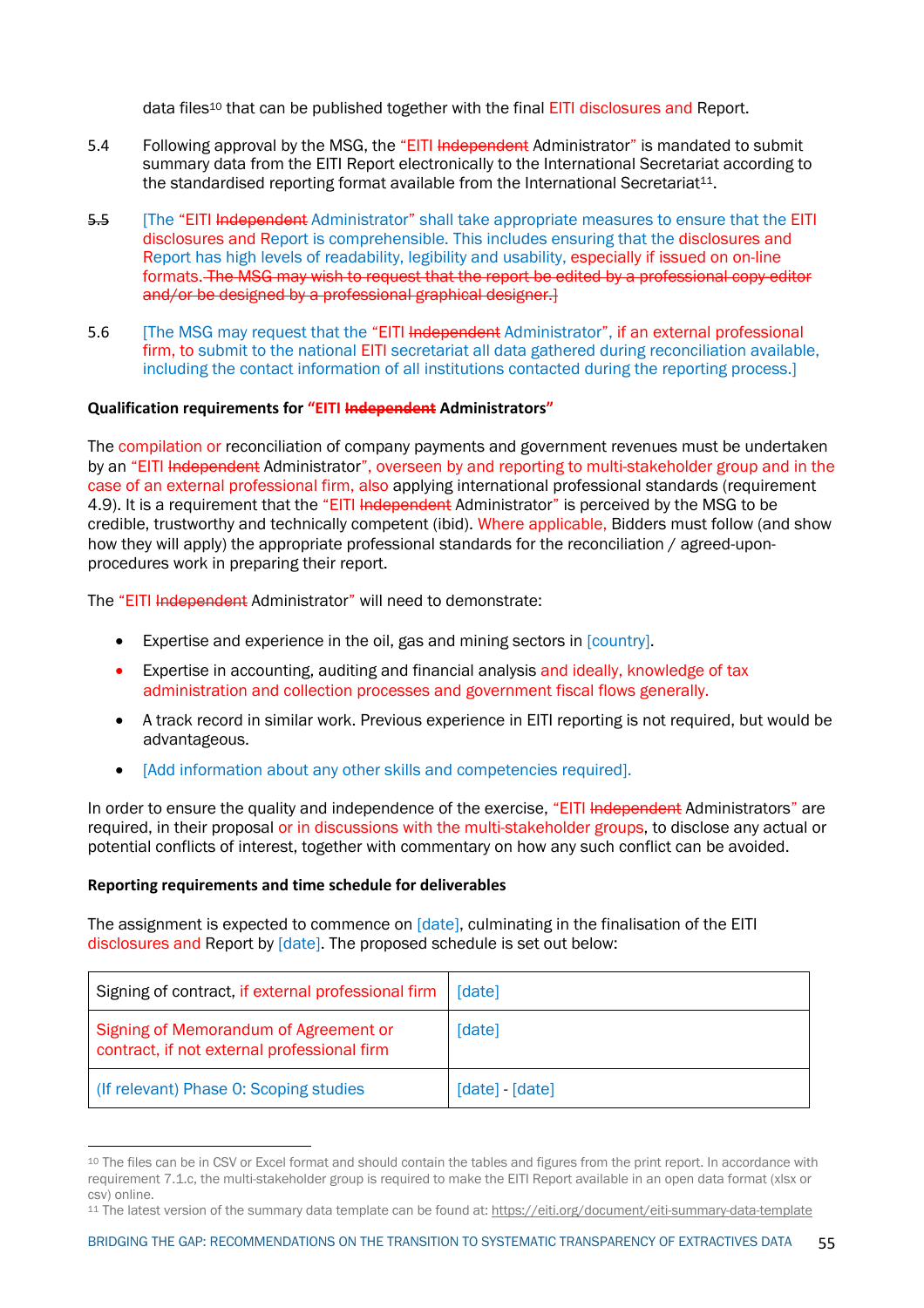data files[10] that can be published together with the final EITI disclosures and Report.

5.4 Following approval by the MSG, the "EITI ~~Independent~~ Administrator" is mandated to submit summary data from the EITI Report electronically to the International Secretariat according to the standardised reporting format available from the International Secretariat[11].

~~5.5~~ [The "EITI ~~Independent~~ Administrator" shall take appropriate measures to ensure that the EITI disclosures and Report is comprehensible. This includes ensuring that the disclosures and Report has high levels of readability, legibility and usability, especially if issued on on-line formats. ~~The MSG may wish to request that the report be edited by a professional copy editor and/or be designed by a professional graphical designer.~~]

5.6 [The MSG may request that the "EITI ~~Independent~~ Administrator", if an external professional firm, to submit to the national EITI secretariat all data gathered during reconciliation available, including the contact information of all institutions contacted during the reporting process.]

**Qualification requirements for "EITI ~~Independent~~ Administrators"**

The compilation or reconciliation of company payments and government revenues must be undertaken by an "EITI ~~Independent~~ Administrator", overseen by and reporting to multi-stakeholder group and in the case of an external professional firm, also applying international professional standards (requirement 4.9). It is a requirement that the "EITI ~~Independent~~ Administrator" is perceived by the MSG to be credible, trustworthy and technically competent (ibid). Where applicable, Bidders must follow (and show how they will apply) the appropriate professional standards for the reconciliation / agreed-upon-procedures work in preparing their report.

The "EITI ~~Independent~~ Administrator" will need to demonstrate:

- Expertise and experience in the oil, gas and mining sectors in [country].
- Expertise in accounting, auditing and financial analysis and ideally, knowledge of tax administration and collection processes and government fiscal flows generally.
- A track record in similar work. Previous experience in EITI reporting is not required, but would be advantageous.
- [Add information about any other skills and competencies required].

In order to ensure the quality and independence of the exercise, "EITI ~~Independent~~ Administrators" are required, in their proposal or in discussions with the multi-stakeholder groups, to disclose any actual or potential conflicts of interest, together with commentary on how any such conflict can be avoided.

**Reporting requirements and time schedule for deliverables**

The assignment is expected to commence on [date], culminating in the finalisation of the EITI disclosures and Report by [date]. The proposed schedule is set out below:

| | |
|---|---|
| Signing of contract, if external professional firm | [date] |
| Signing of Memorandum of Agreement or contract, if not external professional firm | [date] |
| (If relevant) Phase 0: Scoping studies | [date] - [date] |

[10] The files can be in CSV or Excel format and should contain the tables and figures from the print report. In accordance with requirement 7.1.c, the multi-stakeholder group is required to make the EITI Report available in an open data format (xlsx or csv) online.

[11] The latest version of the summary data template can be found at: https://eiti.org/document/eiti-summary-data-template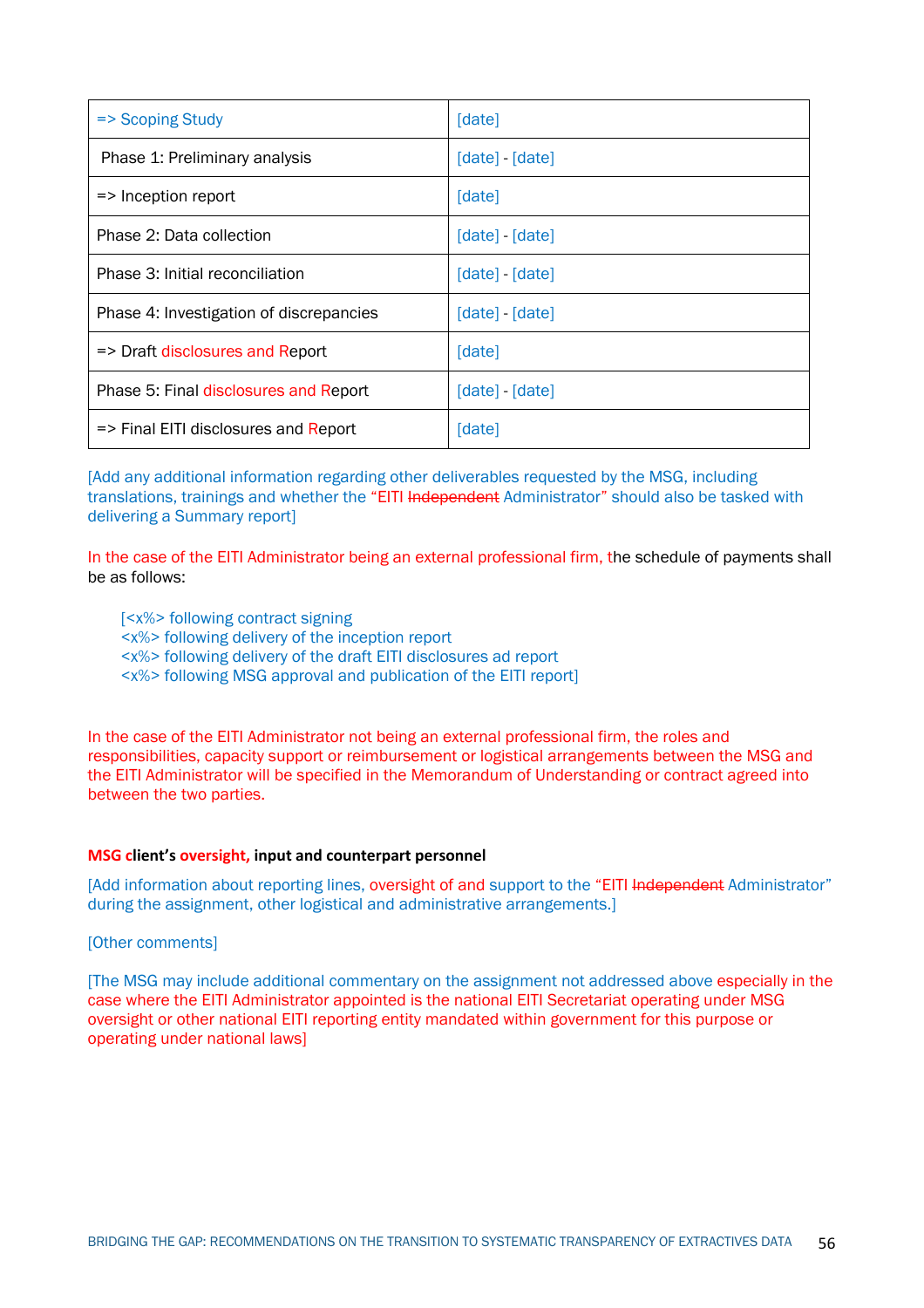| => Scoping Study | [date] |
|---|---|
| Phase 1: Preliminary analysis | [date] - [date] |
| => Inception report | [date] |
| Phase 2: Data collection | [date] - [date] |
| Phase 3: Initial reconciliation | [date] - [date] |
| Phase 4: Investigation of discrepancies | [date] - [date] |
| => Draft disclosures and Report | [date] |
| Phase 5: Final disclosures and Report | [date] - [date] |
| => Final EITI disclosures and Report | [date] |

[Add any additional information regarding other deliverables requested by the MSG, including translations, trainings and whether the "EITI ~~Independent~~ Administrator" should also be tasked with delivering a Summary report]

In the case of the EITI Administrator being an external professional firm, the schedule of payments shall be as follows:

[<x%> following contract signing
<x%> following delivery of the inception report
<x%> following delivery of the draft EITI disclosures ad report
<x%> following MSG approval and publication of the EITI report]

In the case of the EITI Administrator not being an external professional firm, the roles and responsibilities, capacity support or reimbursement or logistical arrangements between the MSG and the EITI Administrator will be specified in the Memorandum of Understanding or contract agreed into between the two parties.

**MSG client's oversight, input and counterpart personnel**

[Add information about reporting lines, oversight of and support to the "EITI ~~Independent~~ Administrator" during the assignment, other logistical and administrative arrangements.]

[Other comments]

[The MSG may include additional commentary on the assignment not addressed above especially in the case where the EITI Administrator appointed is the national EITI Secretariat operating under MSG oversight or other national EITI reporting entity mandated within government for this purpose or operating under national laws]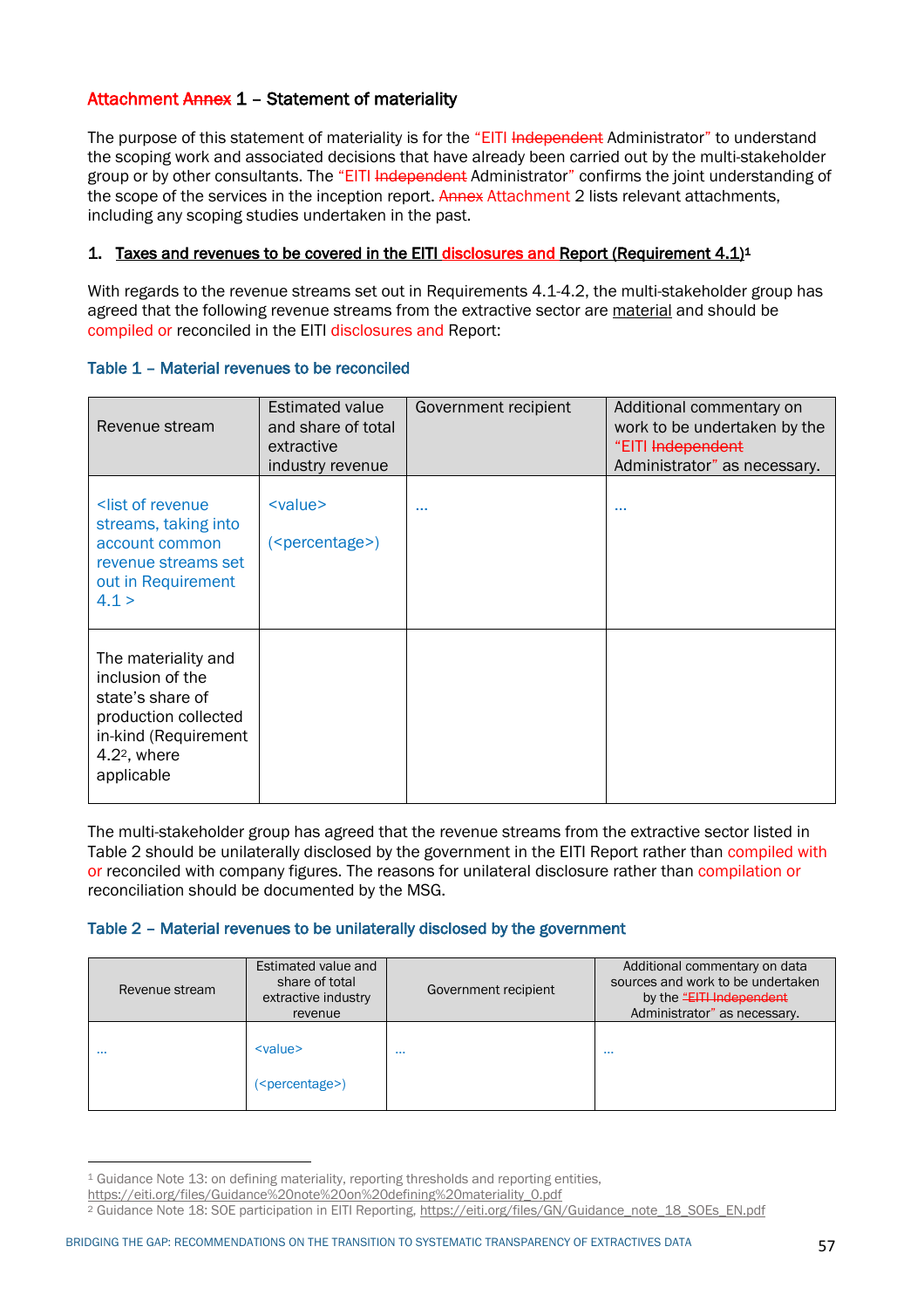## Attachment Annex 1 – Statement of materiality

The purpose of this statement of materiality is for the "EITI Independent Administrator" to understand the scoping work and associated decisions that have already been carried out by the multi-stakeholder group or by other consultants. The "EITI Independent Administrator" confirms the joint understanding of the scope of the services in the inception report. Annex Attachment 2 lists relevant attachments, including any scoping studies undertaken in the past.

### 1. Taxes and revenues to be covered in the EITI disclosures and Report (Requirement 4.1)[1]

With regards to the revenue streams set out in Requirements 4.1-4.2, the multi-stakeholder group has agreed that the following revenue streams from the extractive sector are material and should be compiled or reconciled in the EITI disclosures and Report:

**Table 1 – Material revenues to be reconciled**

| Revenue stream | Estimated value and share of total extractive industry revenue | Government recipient | Additional commentary on work to be undertaken by the "EITI Independent Administrator" as necessary. |
|---|---|---|---|
| <list of revenue streams, taking into account common revenue streams set out in Requirement 4.1 > | <value> (<percentage>) | ... | ... |
| The materiality and inclusion of the state's share of production collected in-kind (Requirement 4.2[2], where applicable | | | |

The multi-stakeholder group has agreed that the revenue streams from the extractive sector listed in Table 2 should be unilaterally disclosed by the government in the EITI Report rather than compiled with or reconciled with company figures. The reasons for unilateral disclosure rather than compilation or reconciliation should be documented by the MSG.

**Table 2 – Material revenues to be unilaterally disclosed by the government**

| Revenue stream | Estimated value and share of total extractive industry revenue | Government recipient | Additional commentary on data sources and work to be undertaken by the "EITI Independent Administrator" as necessary. |
|---|---|---|---|
| ... | <value> (<percentage>) | ... | ... |

[1] Guidance Note 13: on defining materiality, reporting thresholds and reporting entities, https://eiti.org/files/Guidance%20note%20on%20defining%20materiality_0.pdf

[2] Guidance Note 18: SOE participation in EITI Reporting, https://eiti.org/files/GN/Guidance_note_18_SOEs_EN.pdf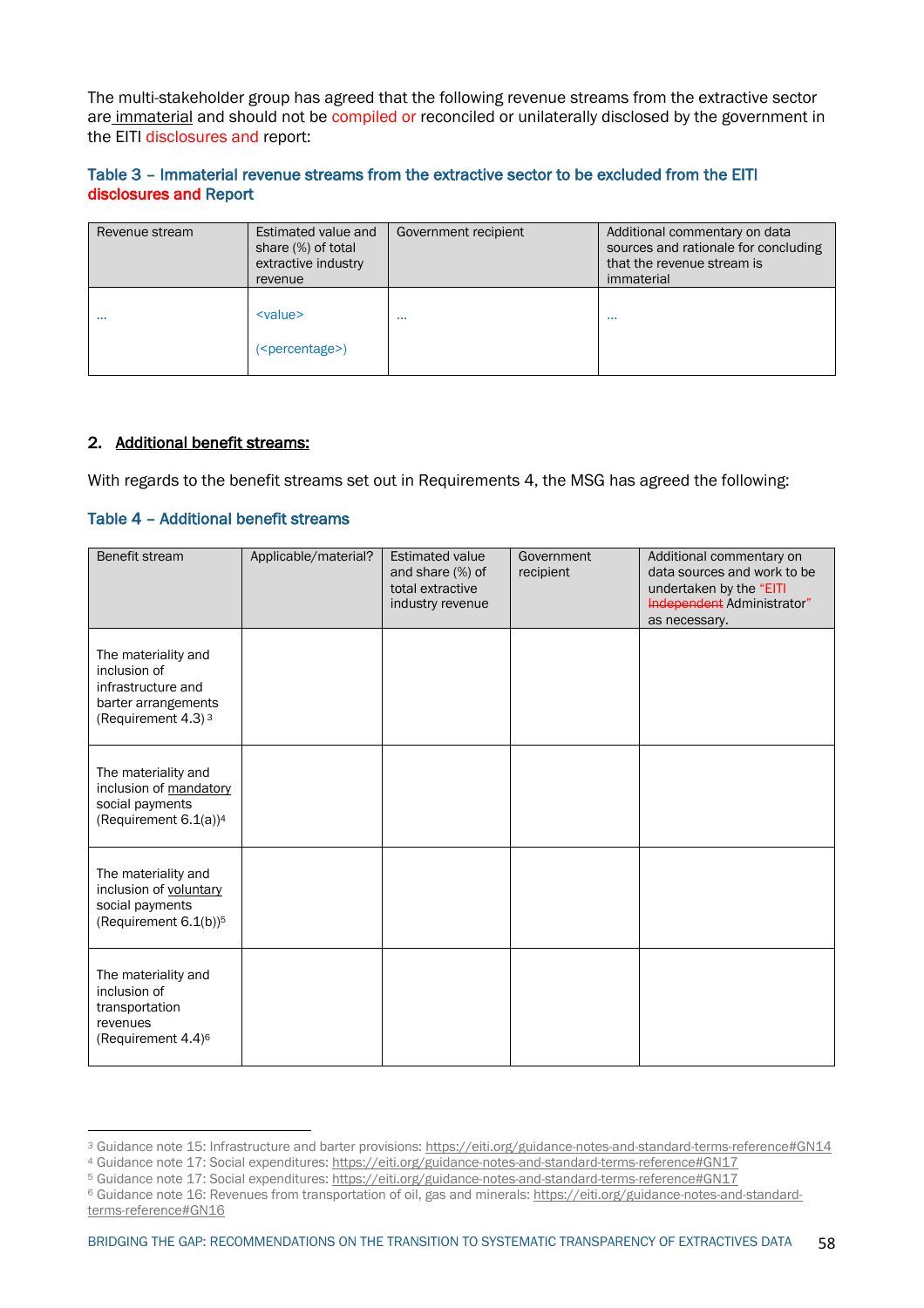The multi-stakeholder group has agreed that the following revenue streams from the extractive sector are immaterial and should not be compiled or reconciled or unilaterally disclosed by the government in the EITI disclosures and report:

### Table 3 – Immaterial revenue streams from the extractive sector to be excluded from the EITI disclosures and Report

| Revenue stream | Estimated value and share (%) of total extractive industry revenue | Government recipient | Additional commentary on data sources and rationale for concluding that the revenue stream is immaterial |
|---|---|---|---|
| … | <value> (<percentage>) | … | … |

## 2. Additional benefit streams:

With regards to the benefit streams set out in Requirements 4, the MSG has agreed the following:

### Table 4 – Additional benefit streams

| Benefit stream | Applicable/material? | Estimated value and share (%) of total extractive industry revenue | Government recipient | Additional commentary on data sources and work to be undertaken by the "EITI ~~Independent~~ Administrator" as necessary. |
|---|---|---|---|---|
| The materiality and inclusion of infrastructure and barter arrangements (Requirement 4.3) [3] | | | | |
| The materiality and inclusion of mandatory social payments (Requirement 6.1(a)) [4] | | | | |
| The materiality and inclusion of voluntary social payments (Requirement 6.1(b)) [5] | | | | |
| The materiality and inclusion of transportation revenues (Requirement 4.4) [6] | | | | |

[3] Guidance note 15: Infrastructure and barter provisions: https://eiti.org/guidance-notes-and-standard-terms-reference#GN14
[4] Guidance note 17: Social expenditures: https://eiti.org/guidance-notes-and-standard-terms-reference#GN17
[5] Guidance note 17: Social expenditures: https://eiti.org/guidance-notes-and-standard-terms-reference#GN17
[6] Guidance note 16: Revenues from transportation of oil, gas and minerals: https://eiti.org/guidance-notes-and-standard-terms-reference#GN16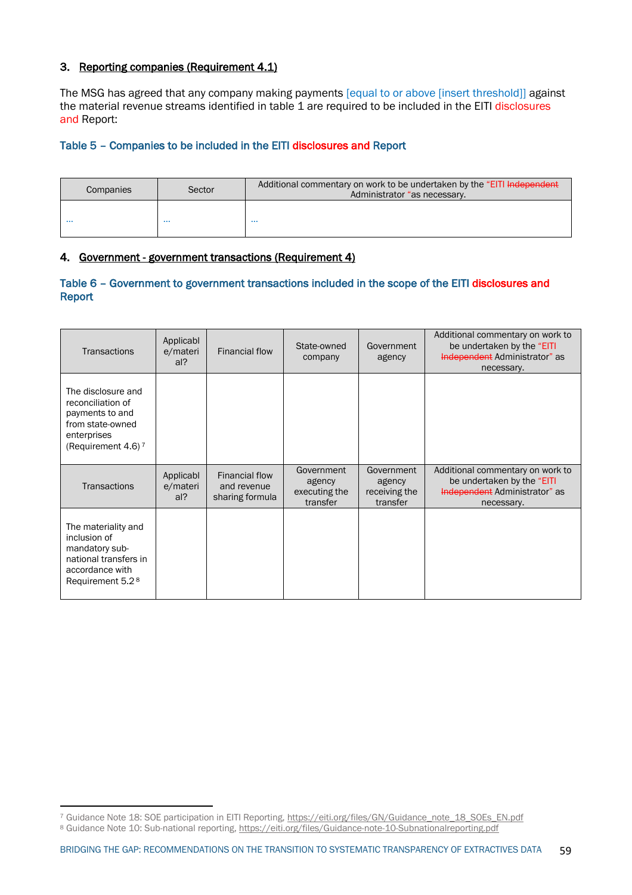## 3. Reporting companies (Requirement 4.1)

The MSG has agreed that any company making payments [equal to or above [insert threshold]] against the material revenue streams identified in table 1 are required to be included in the EITI disclosures and Report:

### Table 5 – Companies to be included in the EITI disclosures and Report

| Companies | Sector | Additional commentary on work to be undertaken by the "EITI ~~Independent~~ Administrator "as necessary. |
|---|---|---|
| ... | ... | ... |

## 4. Government - government transactions (Requirement 4)

### Table 6 – Government to government transactions included in the scope of the EITI disclosures and Report

| Transactions | Applicable/material? | Financial flow | State-owned company | Government agency | Additional commentary on work to be undertaken by the "EITI ~~Independent~~ Administrator" as necessary. |
|---|---|---|---|---|---|
| The disclosure and reconciliation of payments to and from state-owned enterprises (Requirement 4.6)[7] | | | | | |
| **Transactions** | **Applicable/material?** | **Financial flow and revenue sharing formula** | **Government agency executing the transfer** | **Government agency receiving the transfer** | **Additional commentary on work to be undertaken by the "EITI ~~Independent~~ Administrator" as necessary.** |
| The materiality and inclusion of mandatory sub-national transfers in accordance with Requirement 5.2[8] | | | | | |

[7] Guidance Note 18: SOE participation in EITI Reporting, https://eiti.org/files/GN/Guidance_note_18_SOEs_EN.pdf

[8] Guidance Note 10: Sub-national reporting, https://eiti.org/files/Guidance-note-10-Subnationalreporting.pdf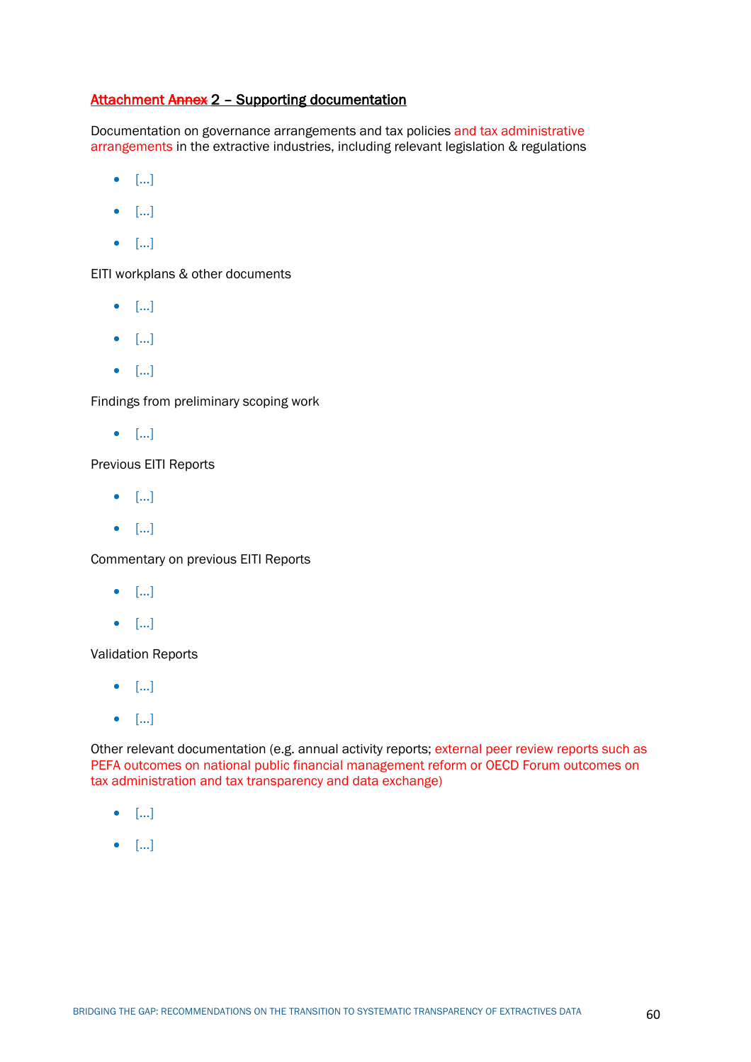## Attachment ~~Annex~~ 2 – Supporting documentation

Documentation on governance arrangements and tax policies and tax administrative arrangements in the extractive industries, including relevant legislation & regulations

- […]
- […]
- […]

EITI workplans & other documents

- […]
- […]
- […]

Findings from preliminary scoping work

- […]

Previous EITI Reports

- […]
- […]

Commentary on previous EITI Reports

- […]
- […]

Validation Reports

- […]
- […]

Other relevant documentation (e.g. annual activity reports; external peer review reports such as PEFA outcomes on national public financial management reform or OECD Forum outcomes on tax administration and tax transparency and data exchange)

- […]
- […]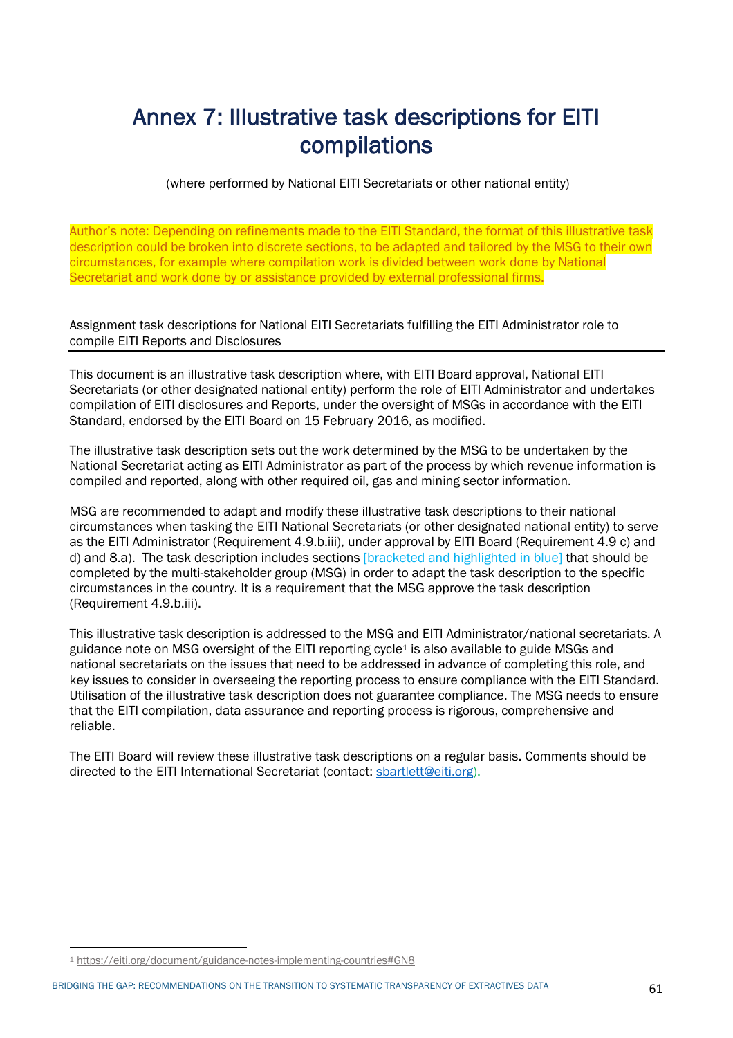# Annex 7: Illustrative task descriptions for EITI compilations

(where performed by National EITI Secretariats or other national entity)

Author's note: Depending on refinements made to the EITI Standard, the format of this illustrative task description could be broken into discrete sections, to be adapted and tailored by the MSG to their own circumstances, for example where compilation work is divided between work done by National Secretariat and work done by or assistance provided by external professional firms.

Assignment task descriptions for National EITI Secretariats fulfilling the EITI Administrator role to compile EITI Reports and Disclosures

---

This document is an illustrative task description where, with EITI Board approval, National EITI Secretariats (or other designated national entity) perform the role of EITI Administrator and undertakes compilation of EITI disclosures and Reports, under the oversight of MSGs in accordance with the EITI Standard, endorsed by the EITI Board on 15 February 2016, as modified.

The illustrative task description sets out the work determined by the MSG to be undertaken by the National Secretariat acting as EITI Administrator as part of the process by which revenue information is compiled and reported, along with other required oil, gas and mining sector information.

MSG are recommended to adapt and modify these illustrative task descriptions to their national circumstances when tasking the EITI National Secretariats (or other designated national entity) to serve as the EITI Administrator (Requirement 4.9.b.iii), under approval by EITI Board (Requirement 4.9 c) and d) and 8.a). The task description includes sections [bracketed and highlighted in blue] that should be completed by the multi-stakeholder group (MSG) in order to adapt the task description to the specific circumstances in the country. It is a requirement that the MSG approve the task description (Requirement 4.9.b.iii).

This illustrative task description is addressed to the MSG and EITI Administrator/national secretariats. A guidance note on MSG oversight of the EITI reporting cycle[1] is also available to guide MSGs and national secretariats on the issues that need to be addressed in advance of completing this role, and key issues to consider in overseeing the reporting process to ensure compliance with the EITI Standard. Utilisation of the illustrative task description does not guarantee compliance. The MSG needs to ensure that the EITI compilation, data assurance and reporting process is rigorous, comprehensive and reliable.

The EITI Board will review these illustrative task descriptions on a regular basis. Comments should be directed to the EITI International Secretariat (contact: sbartlett@eiti.org).

---

[1] https://eiti.org/document/guidance-notes-implementing-countries#GN8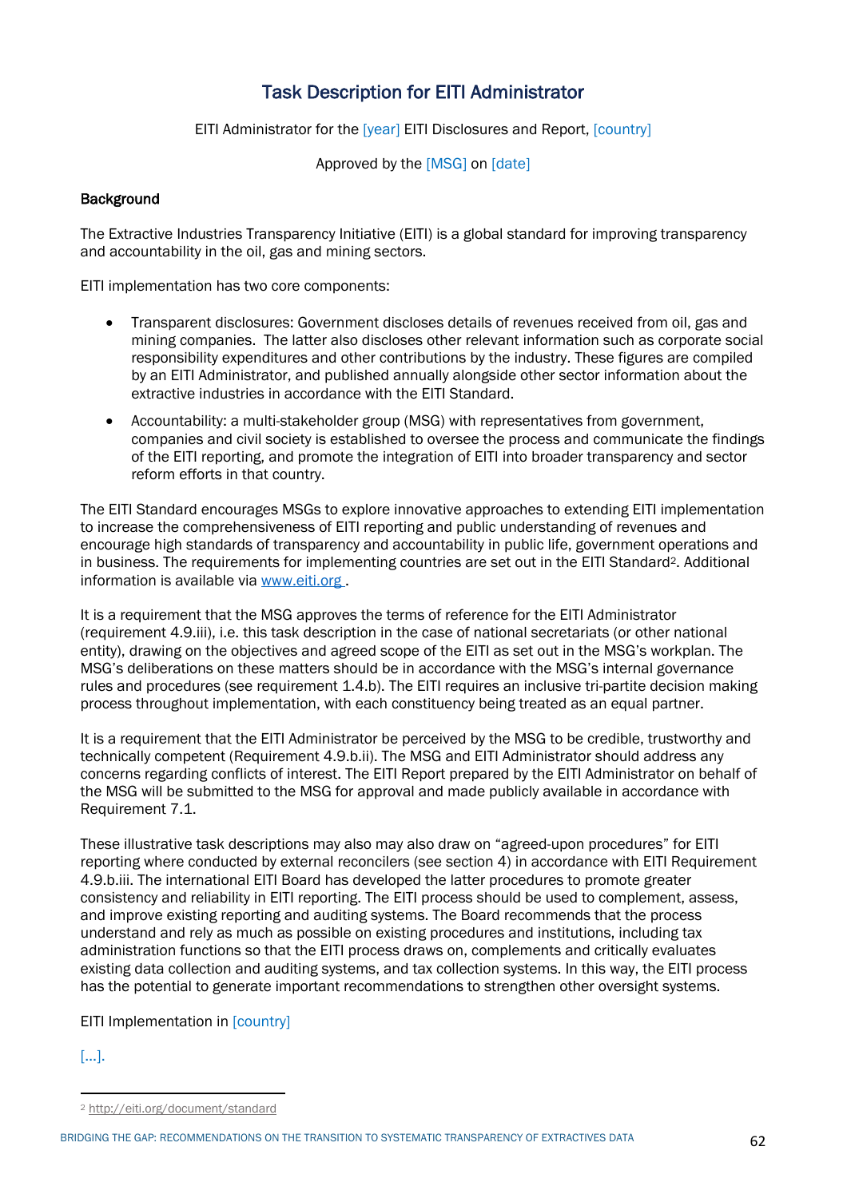# Task Description for EITI Administrator

EITI Administrator for the [year] EITI Disclosures and Report, [country]

Approved by the [MSG] on [date]

**Background**

The Extractive Industries Transparency Initiative (EITI) is a global standard for improving transparency and accountability in the oil, gas and mining sectors.

EITI implementation has two core components:

- Transparent disclosures: Government discloses details of revenues received from oil, gas and mining companies. The latter also discloses other relevant information such as corporate social responsibility expenditures and other contributions by the industry. These figures are compiled by an EITI Administrator, and published annually alongside other sector information about the extractive industries in accordance with the EITI Standard.
- Accountability: a multi-stakeholder group (MSG) with representatives from government, companies and civil society is established to oversee the process and communicate the findings of the EITI reporting, and promote the integration of EITI into broader transparency and sector reform efforts in that country.

The EITI Standard encourages MSGs to explore innovative approaches to extending EITI implementation to increase the comprehensiveness of EITI reporting and public understanding of revenues and encourage high standards of transparency and accountability in public life, government operations and in business. The requirements for implementing countries are set out in the EITI Standard[2]. Additional information is available via www.eiti.org .

It is a requirement that the MSG approves the terms of reference for the EITI Administrator (requirement 4.9.iii), i.e. this task description in the case of national secretariats (or other national entity), drawing on the objectives and agreed scope of the EITI as set out in the MSG's workplan. The MSG's deliberations on these matters should be in accordance with the MSG's internal governance rules and procedures (see requirement 1.4.b). The EITI requires an inclusive tri-partite decision making process throughout implementation, with each constituency being treated as an equal partner.

It is a requirement that the EITI Administrator be perceived by the MSG to be credible, trustworthy and technically competent (Requirement 4.9.b.ii). The MSG and EITI Administrator should address any concerns regarding conflicts of interest. The EITI Report prepared by the EITI Administrator on behalf of the MSG will be submitted to the MSG for approval and made publicly available in accordance with Requirement 7.1.

These illustrative task descriptions may also may also draw on "agreed-upon procedures" for EITI reporting where conducted by external reconcilers (see section 4) in accordance with EITI Requirement 4.9.b.iii. The international EITI Board has developed the latter procedures to promote greater consistency and reliability in EITI reporting. The EITI process should be used to complement, assess, and improve existing reporting and auditing systems. The Board recommends that the process understand and rely as much as possible on existing procedures and institutions, including tax administration functions so that the EITI process draws on, complements and critically evaluates existing data collection and auditing systems, and tax collection systems. In this way, the EITI process has the potential to generate important recommendations to strengthen other oversight systems.

EITI Implementation in [country]

[...].

---

[2] http://eiti.org/document/standard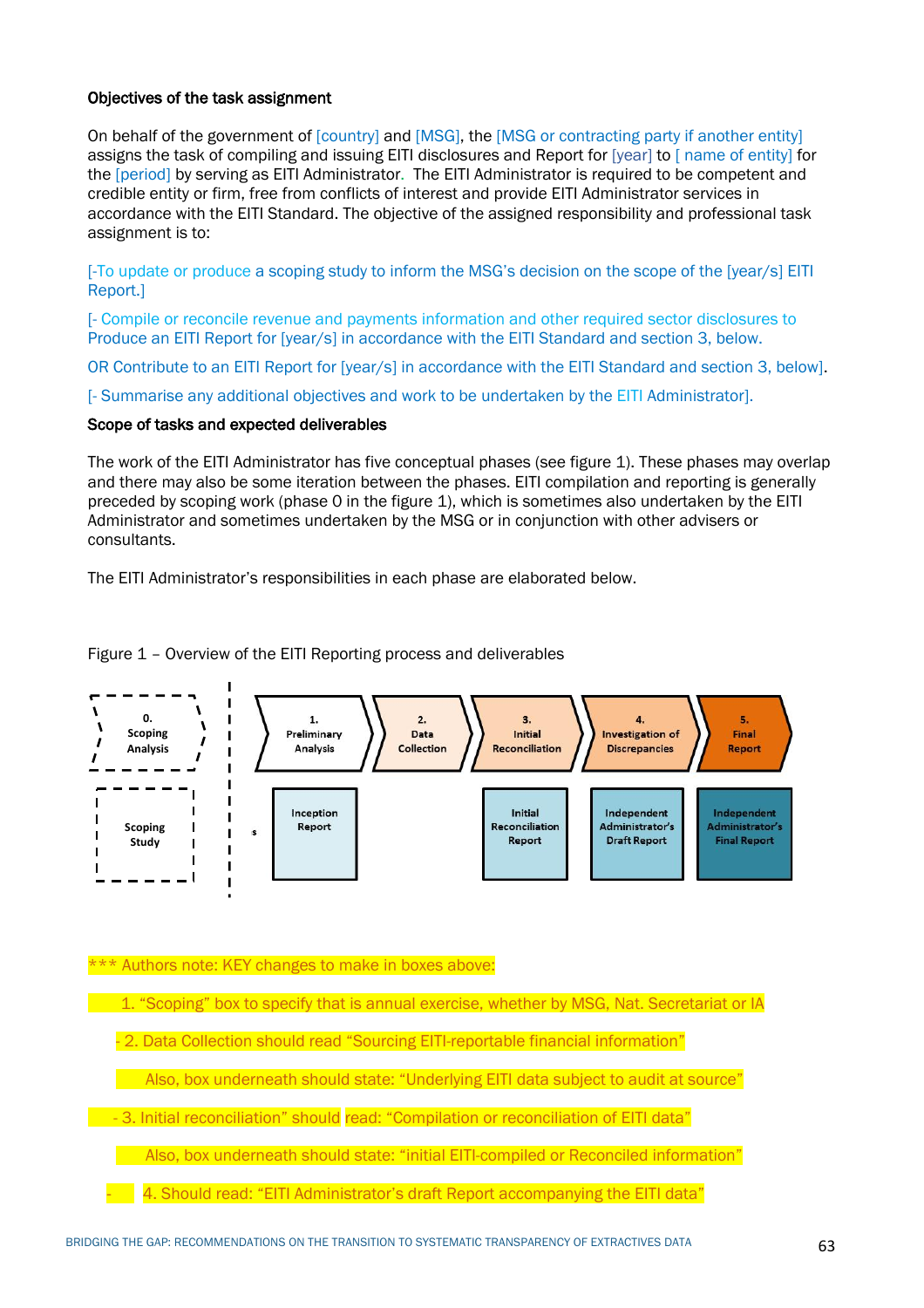**Objectives of the task assignment**

On behalf of the government of [country] and [MSG], the [MSG or contracting party if another entity] assigns the task of compiling and issuing EITI disclosures and Report for [year] to [ name of entity] for the [period] by serving as EITI Administrator. The EITI Administrator is required to be competent and credible entity or firm, free from conflicts of interest and provide EITI Administrator services in accordance with the EITI Standard. The objective of the assigned responsibility and professional task assignment is to:

[-To update or produce a scoping study to inform the MSG's decision on the scope of the [year/s] EITI Report.]

[- Compile or reconcile revenue and payments information and other required sector disclosures to Produce an EITI Report for [year/s] in accordance with the EITI Standard and section 3, below.

OR Contribute to an EITI Report for [year/s] in accordance with the EITI Standard and section 3, below].

[- Summarise any additional objectives and work to be undertaken by the EITI Administrator].

**Scope of tasks and expected deliverables**

The work of the EITI Administrator has five conceptual phases (see figure 1). These phases may overlap and there may also be some iteration between the phases. EITI compilation and reporting is generally preceded by scoping work (phase 0 in the figure 1), which is sometimes also undertaken by the EITI Administrator and sometimes undertaken by the MSG or in conjunction with other advisers or consultants.

The EITI Administrator's responsibilities in each phase are elaborated below.

Figure 1 – Overview of the EITI Reporting process and deliverables

| 0. Scoping Analysis | 1. Preliminary Analysis | 2. Data Collection | 3. Initial Reconciliation | 4. Investigation of Discrepancies | 5. Final Report |
|---|---|---|---|---|---|
| Scoping Study | Inception Report | | Initial Reconciliation Report | Independent Administrator's Draft Report | Independent Administrator's Final Report |

\*\*\* Authors note: KEY changes to make in boxes above:

1. "Scoping" box to specify that is annual exercise, whether by MSG, Nat. Secretariat or IA

- 2. Data Collection should read "Sourcing EITI-reportable financial information"

  Also, box underneath should state: "Underlying EITI data subject to audit at source"

- 3. Initial reconciliation" should read: "Compilation or reconciliation of EITI data"

  Also, box underneath should state: "initial EITI-compiled or Reconciled information"

- 4. Should read: "EITI Administrator's draft Report accompanying the EITI data"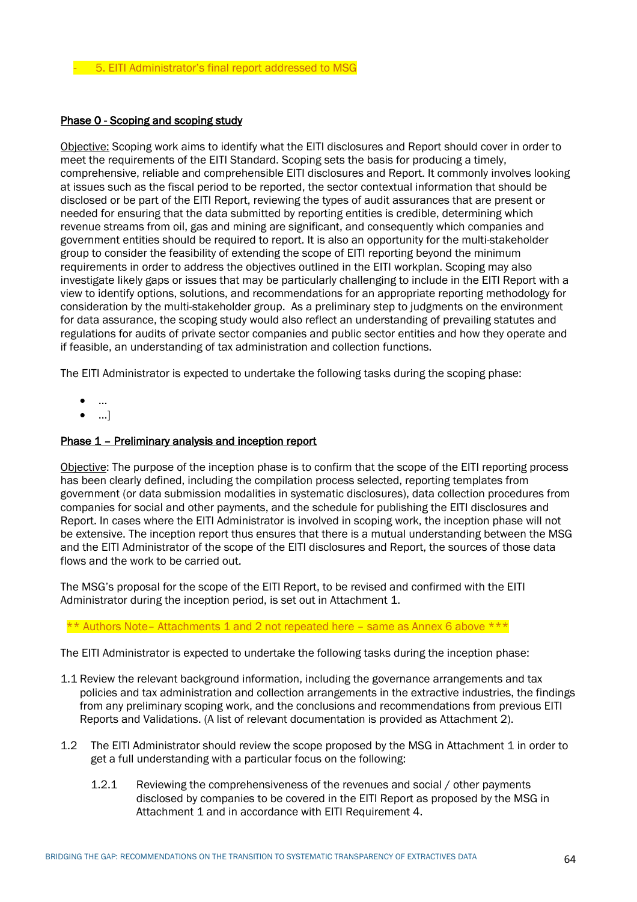- 5. EITI Administrator's final report addressed to MSG

**Phase 0 - Scoping and scoping study**

Objective: Scoping work aims to identify what the EITI disclosures and Report should cover in order to meet the requirements of the EITI Standard. Scoping sets the basis for producing a timely, comprehensive, reliable and comprehensible EITI disclosures and Report. It commonly involves looking at issues such as the fiscal period to be reported, the sector contextual information that should be disclosed or be part of the EITI Report, reviewing the types of audit assurances that are present or needed for ensuring that the data submitted by reporting entities is credible, determining which revenue streams from oil, gas and mining are significant, and consequently which companies and government entities should be required to report. It is also an opportunity for the multi-stakeholder group to consider the feasibility of extending the scope of EITI reporting beyond the minimum requirements in order to address the objectives outlined in the EITI workplan. Scoping may also investigate likely gaps or issues that may be particularly challenging to include in the EITI Report with a view to identify options, solutions, and recommendations for an appropriate reporting methodology for consideration by the multi-stakeholder group. As a preliminary step to judgments on the environment for data assurance, the scoping study would also reflect an understanding of prevailing statutes and regulations for audits of private sector companies and public sector entities and how they operate and if feasible, an understanding of tax administration and collection functions.

The EITI Administrator is expected to undertake the following tasks during the scoping phase:

- ...
- ...]

**Phase 1 – Preliminary analysis and inception report**

Objective: The purpose of the inception phase is to confirm that the scope of the EITI reporting process has been clearly defined, including the compilation process selected, reporting templates from government (or data submission modalities in systematic disclosures), data collection procedures from companies for social and other payments, and the schedule for publishing the EITI disclosures and Report. In cases where the EITI Administrator is involved in scoping work, the inception phase will not be extensive. The inception report thus ensures that there is a mutual understanding between the MSG and the EITI Administrator of the scope of the EITI disclosures and Report, the sources of those data flows and the work to be carried out.

The MSG's proposal for the scope of the EITI Report, to be revised and confirmed with the EITI Administrator during the inception period, is set out in Attachment 1.

** Authors Note– Attachments 1 and 2 not repeated here – same as Annex 6 above ***

The EITI Administrator is expected to undertake the following tasks during the inception phase:

1.1 Review the relevant background information, including the governance arrangements and tax policies and tax administration and collection arrangements in the extractive industries, the findings from any preliminary scoping work, and the conclusions and recommendations from previous EITI Reports and Validations. (A list of relevant documentation is provided as Attachment 2).

1.2 The EITI Administrator should review the scope proposed by the MSG in Attachment 1 in order to get a full understanding with a particular focus on the following:

  1.2.1 Reviewing the comprehensiveness of the revenues and social / other payments disclosed by companies to be covered in the EITI Report as proposed by the MSG in Attachment 1 and in accordance with EITI Requirement 4.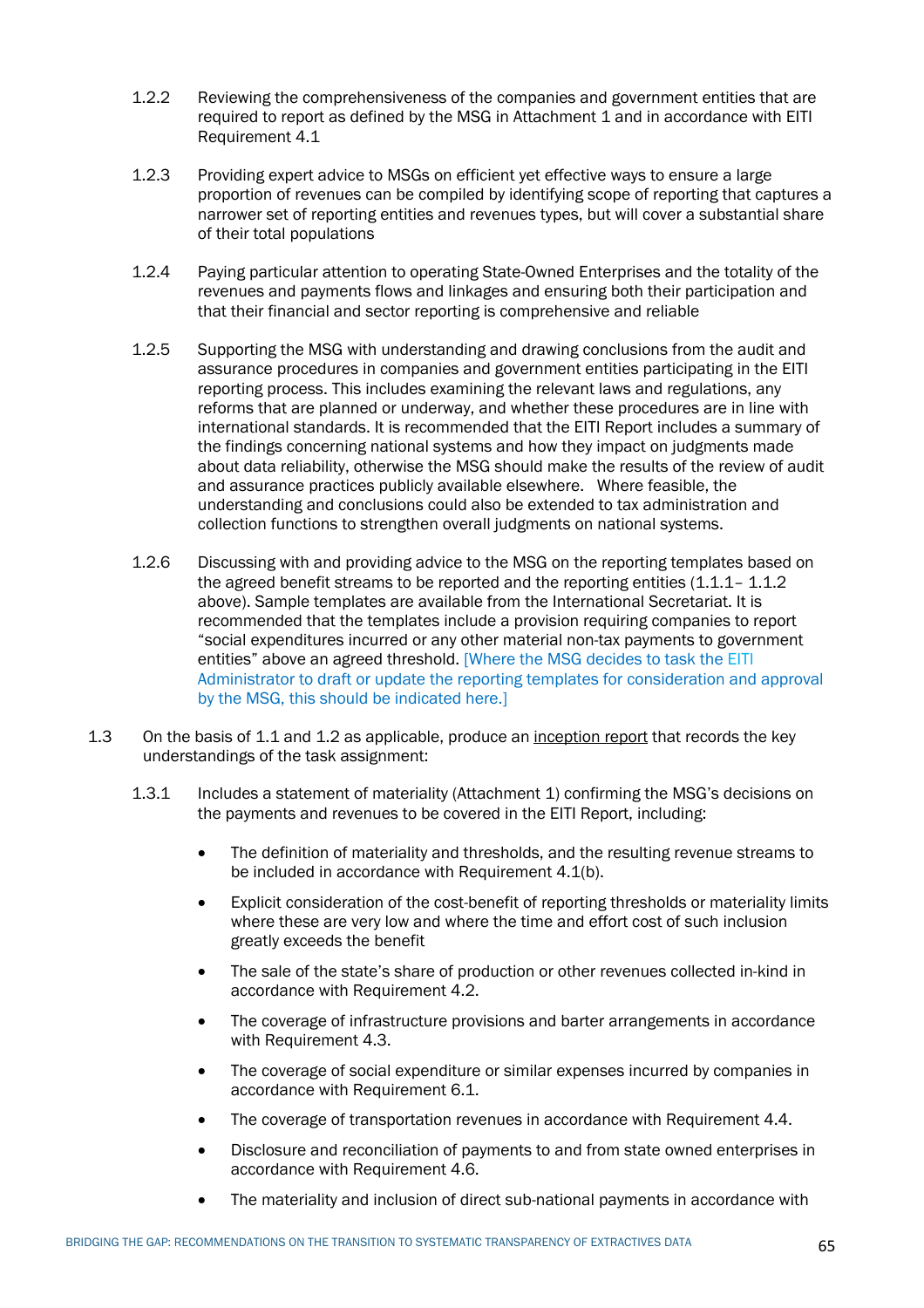1.2.2 Reviewing the comprehensiveness of the companies and government entities that are required to report as defined by the MSG in Attachment 1 and in accordance with EITI Requirement 4.1

1.2.3 Providing expert advice to MSGs on efficient yet effective ways to ensure a large proportion of revenues can be compiled by identifying scope of reporting that captures a narrower set of reporting entities and revenues types, but will cover a substantial share of their total populations

1.2.4 Paying particular attention to operating State-Owned Enterprises and the totality of the revenues and payments flows and linkages and ensuring both their participation and that their financial and sector reporting is comprehensive and reliable

1.2.5 Supporting the MSG with understanding and drawing conclusions from the audit and assurance procedures in companies and government entities participating in the EITI reporting process. This includes examining the relevant laws and regulations, any reforms that are planned or underway, and whether these procedures are in line with international standards. It is recommended that the EITI Report includes a summary of the findings concerning national systems and how they impact on judgments made about data reliability, otherwise the MSG should make the results of the review of audit and assurance practices publicly available elsewhere. Where feasible, the understanding and conclusions could also be extended to tax administration and collection functions to strengthen overall judgments on national systems.

1.2.6 Discussing with and providing advice to the MSG on the reporting templates based on the agreed benefit streams to be reported and the reporting entities (1.1.1– 1.1.2 above). Sample templates are available from the International Secretariat. It is recommended that the templates include a provision requiring companies to report "social expenditures incurred or any other material non-tax payments to government entities" above an agreed threshold. [Where the MSG decides to task the EITI Administrator to draft or update the reporting templates for consideration and approval by the MSG, this should be indicated here.]

1.3 On the basis of 1.1 and 1.2 as applicable, produce an inception report that records the key understandings of the task assignment:

1.3.1 Includes a statement of materiality (Attachment 1) confirming the MSG's decisions on the payments and revenues to be covered in the EITI Report, including:

- The definition of materiality and thresholds, and the resulting revenue streams to be included in accordance with Requirement 4.1(b).
- Explicit consideration of the cost-benefit of reporting thresholds or materiality limits where these are very low and where the time and effort cost of such inclusion greatly exceeds the benefit
- The sale of the state's share of production or other revenues collected in-kind in accordance with Requirement 4.2.
- The coverage of infrastructure provisions and barter arrangements in accordance with Requirement 4.3.
- The coverage of social expenditure or similar expenses incurred by companies in accordance with Requirement 6.1.
- The coverage of transportation revenues in accordance with Requirement 4.4.
- Disclosure and reconciliation of payments to and from state owned enterprises in accordance with Requirement 4.6.
- The materiality and inclusion of direct sub-national payments in accordance with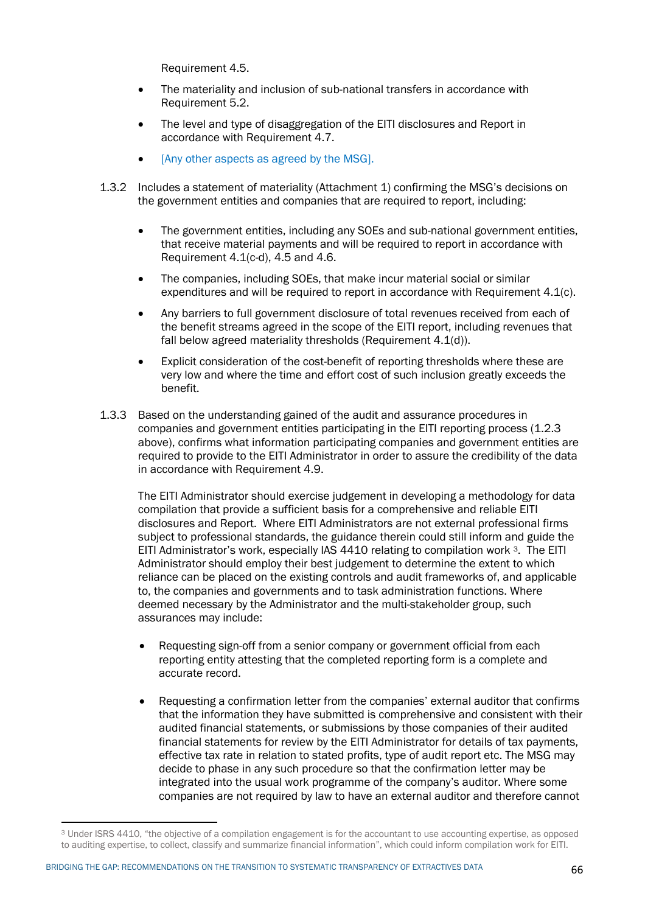Requirement 4.5.

- The materiality and inclusion of sub-national transfers in accordance with Requirement 5.2.
- The level and type of disaggregation of the EITI disclosures and Report in accordance with Requirement 4.7.
- [Any other aspects as agreed by the MSG].

1.3.2 Includes a statement of materiality (Attachment 1) confirming the MSG's decisions on the government entities and companies that are required to report, including:

- The government entities, including any SOEs and sub-national government entities, that receive material payments and will be required to report in accordance with Requirement 4.1(c-d), 4.5 and 4.6.
- The companies, including SOEs, that make incur material social or similar expenditures and will be required to report in accordance with Requirement 4.1(c).
- Any barriers to full government disclosure of total revenues received from each of the benefit streams agreed in the scope of the EITI report, including revenues that fall below agreed materiality thresholds (Requirement 4.1(d)).
- Explicit consideration of the cost-benefit of reporting thresholds where these are very low and where the time and effort cost of such inclusion greatly exceeds the benefit.

1.3.3 Based on the understanding gained of the audit and assurance procedures in companies and government entities participating in the EITI reporting process (1.2.3 above), confirms what information participating companies and government entities are required to provide to the EITI Administrator in order to assure the credibility of the data in accordance with Requirement 4.9.

The EITI Administrator should exercise judgement in developing a methodology for data compilation that provide a sufficient basis for a comprehensive and reliable EITI disclosures and Report. Where EITI Administrators are not external professional firms subject to professional standards, the guidance therein could still inform and guide the EITI Administrator's work, especially IAS 4410 relating to compilation work [3]. The EITI Administrator should employ their best judgement to determine the extent to which reliance can be placed on the existing controls and audit frameworks of, and applicable to, the companies and governments and to task administration functions. Where deemed necessary by the Administrator and the multi-stakeholder group, such assurances may include:

- Requesting sign-off from a senior company or government official from each reporting entity attesting that the completed reporting form is a complete and accurate record.
- Requesting a confirmation letter from the companies' external auditor that confirms that the information they have submitted is comprehensive and consistent with their audited financial statements, or submissions by those companies of their audited financial statements for review by the EITI Administrator for details of tax payments, effective tax rate in relation to stated profits, type of audit report etc. The MSG may decide to phase in any such procedure so that the confirmation letter may be integrated into the usual work programme of the company's auditor. Where some companies are not required by law to have an external auditor and therefore cannot

[3] Under ISRS 4410, "the objective of a compilation engagement is for the accountant to use accounting expertise, as opposed to auditing expertise, to collect, classify and summarize financial information", which could inform compilation work for EITI.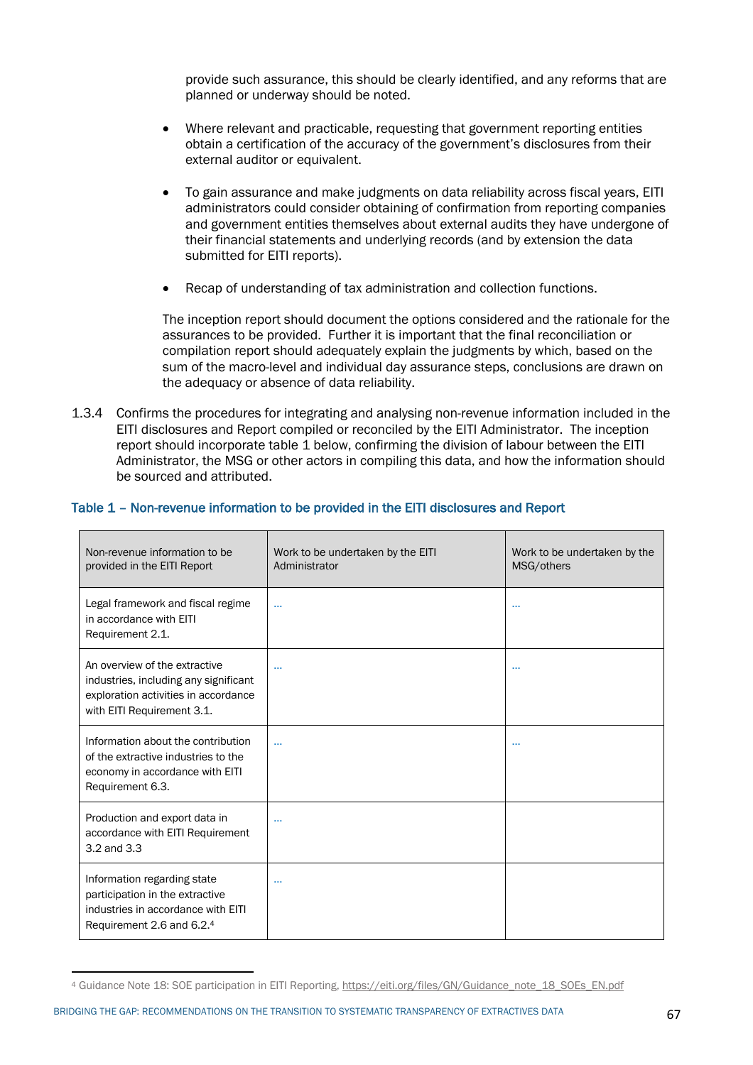provide such assurance, this should be clearly identified, and any reforms that are planned or underway should be noted.

- Where relevant and practicable, requesting that government reporting entities obtain a certification of the accuracy of the government's disclosures from their external auditor or equivalent.

- To gain assurance and make judgments on data reliability across fiscal years, EITI administrators could consider obtaining of confirmation from reporting companies and government entities themselves about external audits they have undergone of their financial statements and underlying records (and by extension the data submitted for EITI reports).

- Recap of understanding of tax administration and collection functions.

The inception report should document the options considered and the rationale for the assurances to be provided. Further it is important that the final reconciliation or compilation report should adequately explain the judgments by which, based on the sum of the macro-level and individual day assurance steps, conclusions are drawn on the adequacy or absence of data reliability.

1.3.4 Confirms the procedures for integrating and analysing non-revenue information included in the EITI disclosures and Report compiled or reconciled by the EITI Administrator. The inception report should incorporate table 1 below, confirming the division of labour between the EITI Administrator, the MSG or other actors in compiling this data, and how the information should be sourced and attributed.

**Table 1 – Non-revenue information to be provided in the EITI disclosures and Report**

| Non-revenue information to be provided in the EITI Report | Work to be undertaken by the EITI Administrator | Work to be undertaken by the MSG/others |
|---|---|---|
| Legal framework and fiscal regime in accordance with EITI Requirement 2.1. | … | … |
| An overview of the extractive industries, including any significant exploration activities in accordance with EITI Requirement 3.1. | … | … |
| Information about the contribution of the extractive industries to the economy in accordance with EITI Requirement 6.3. | … | … |
| Production and export data in accordance with EITI Requirement 3.2 and 3.3 | … | |
| Information regarding state participation in the extractive industries in accordance with EITI Requirement 2.6 and 6.2.[4] | … | |

[4] Guidance Note 18: SOE participation in EITI Reporting, https://eiti.org/files/GN/Guidance_note_18_SOEs_EN.pdf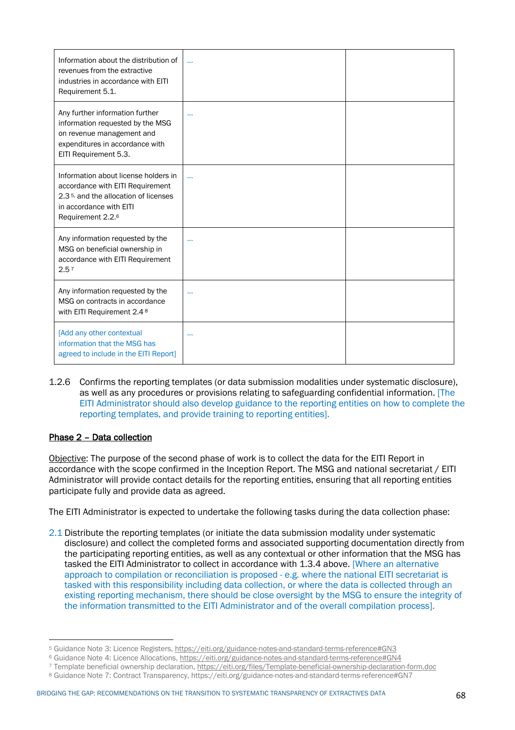| | | |
|---|---|---|
| Information about the distribution of revenues from the extractive industries in accordance with EITI Requirement 5.1. | … | |
| Any further information further information requested by the MSG on revenue management and expenditures in accordance with EITI Requirement 5.3. | … | |
| Information about license holders in accordance with EITI Requirement 2.3[5], and the allocation of licenses in accordance with EITI Requirement 2.2.[6] | … | |
| Any information requested by the MSG on beneficial ownership in accordance with EITI Requirement 2.5[7] | … | |
| Any information requested by the MSG on contracts in accordance with EITI Requirement 2.4[8] | … | |
| [Add any other contextual information that the MSG has agreed to include in the EITI Report] | … | |

1.2.6 Confirms the reporting templates (or data submission modalities under systematic disclosure), as well as any procedures or provisions relating to safeguarding confidential information. [The EITI Administrator should also develop guidance to the reporting entities on how to complete the reporting templates, and provide training to reporting entities].

**Phase 2 – Data collection**

Objective: The purpose of the second phase of work is to collect the data for the EITI Report in accordance with the scope confirmed in the Inception Report. The MSG and national secretariat / EITI Administrator will provide contact details for the reporting entities, ensuring that all reporting entities participate fully and provide data as agreed.

The EITI Administrator is expected to undertake the following tasks during the data collection phase:

2.1 Distribute the reporting templates (or initiate the data submission modality under systematic disclosure) and collect the completed forms and associated supporting documentation directly from the participating reporting entities, as well as any contextual or other information that the MSG has tasked the EITI Administrator to collect in accordance with 1.3.4 above. [Where an alternative approach to compilation or reconciliation is proposed - e.g. where the national EITI secretariat is tasked with this responsibility including data collection, or where the data is collected through an existing reporting mechanism, there should be close oversight by the MSG to ensure the integrity of the information transmitted to the EITI Administrator and of the overall compilation process].

[5] Guidance Note 3: Licence Registers, https://eiti.org/guidance-notes-and-standard-terms-reference#GN3
[6] Guidance Note 4: Licence Allocations, https://eiti.org/guidance-notes-and-standard-terms-reference#GN4
[7] Template beneficial ownership declaration, https://eiti.org/files/Template-beneficial-ownership-declaration-form.doc
[8] Guidance Note 7: Contract Transparency, https://eiti.org/guidance-notes-and-standard-terms-reference#GN7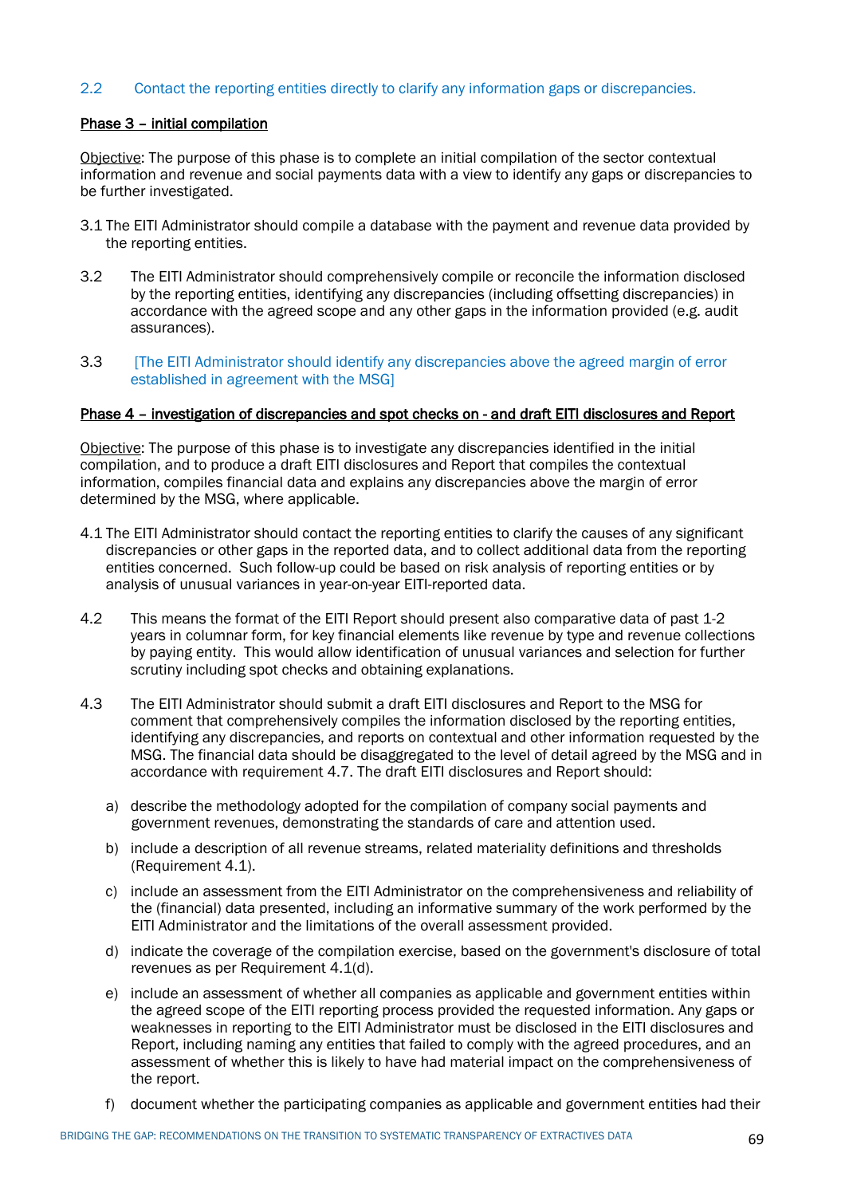2.2 Contact the reporting entities directly to clarify any information gaps or discrepancies.

**Phase 3 – initial compilation**

Objective: The purpose of this phase is to complete an initial compilation of the sector contextual information and revenue and social payments data with a view to identify any gaps or discrepancies to be further investigated.

3.1 The EITI Administrator should compile a database with the payment and revenue data provided by the reporting entities.

3.2 The EITI Administrator should comprehensively compile or reconcile the information disclosed by the reporting entities, identifying any discrepancies (including offsetting discrepancies) in accordance with the agreed scope and any other gaps in the information provided (e.g. audit assurances).

3.3 [The EITI Administrator should identify any discrepancies above the agreed margin of error established in agreement with the MSG]

**Phase 4 – investigation of discrepancies and spot checks on - and draft EITI disclosures and Report**

Objective: The purpose of this phase is to investigate any discrepancies identified in the initial compilation, and to produce a draft EITI disclosures and Report that compiles the contextual information, compiles financial data and explains any discrepancies above the margin of error determined by the MSG, where applicable.

4.1 The EITI Administrator should contact the reporting entities to clarify the causes of any significant discrepancies or other gaps in the reported data, and to collect additional data from the reporting entities concerned. Such follow-up could be based on risk analysis of reporting entities or by analysis of unusual variances in year-on-year EITI-reported data.

4.2 This means the format of the EITI Report should present also comparative data of past 1-2 years in columnar form, for key financial elements like revenue by type and revenue collections by paying entity. This would allow identification of unusual variances and selection for further scrutiny including spot checks and obtaining explanations.

4.3 The EITI Administrator should submit a draft EITI disclosures and Report to the MSG for comment that comprehensively compiles the information disclosed by the reporting entities, identifying any discrepancies, and reports on contextual and other information requested by the MSG. The financial data should be disaggregated to the level of detail agreed by the MSG and in accordance with requirement 4.7. The draft EITI disclosures and Report should:

a) describe the methodology adopted for the compilation of company social payments and government revenues, demonstrating the standards of care and attention used.

b) include a description of all revenue streams, related materiality definitions and thresholds (Requirement 4.1).

c) include an assessment from the EITI Administrator on the comprehensiveness and reliability of the (financial) data presented, including an informative summary of the work performed by the EITI Administrator and the limitations of the overall assessment provided.

d) indicate the coverage of the compilation exercise, based on the government's disclosure of total revenues as per Requirement 4.1(d).

e) include an assessment of whether all companies as applicable and government entities within the agreed scope of the EITI reporting process provided the requested information. Any gaps or weaknesses in reporting to the EITI Administrator must be disclosed in the EITI disclosures and Report, including naming any entities that failed to comply with the agreed procedures, and an assessment of whether this is likely to have had material impact on the comprehensiveness of the report.

f) document whether the participating companies as applicable and government entities had their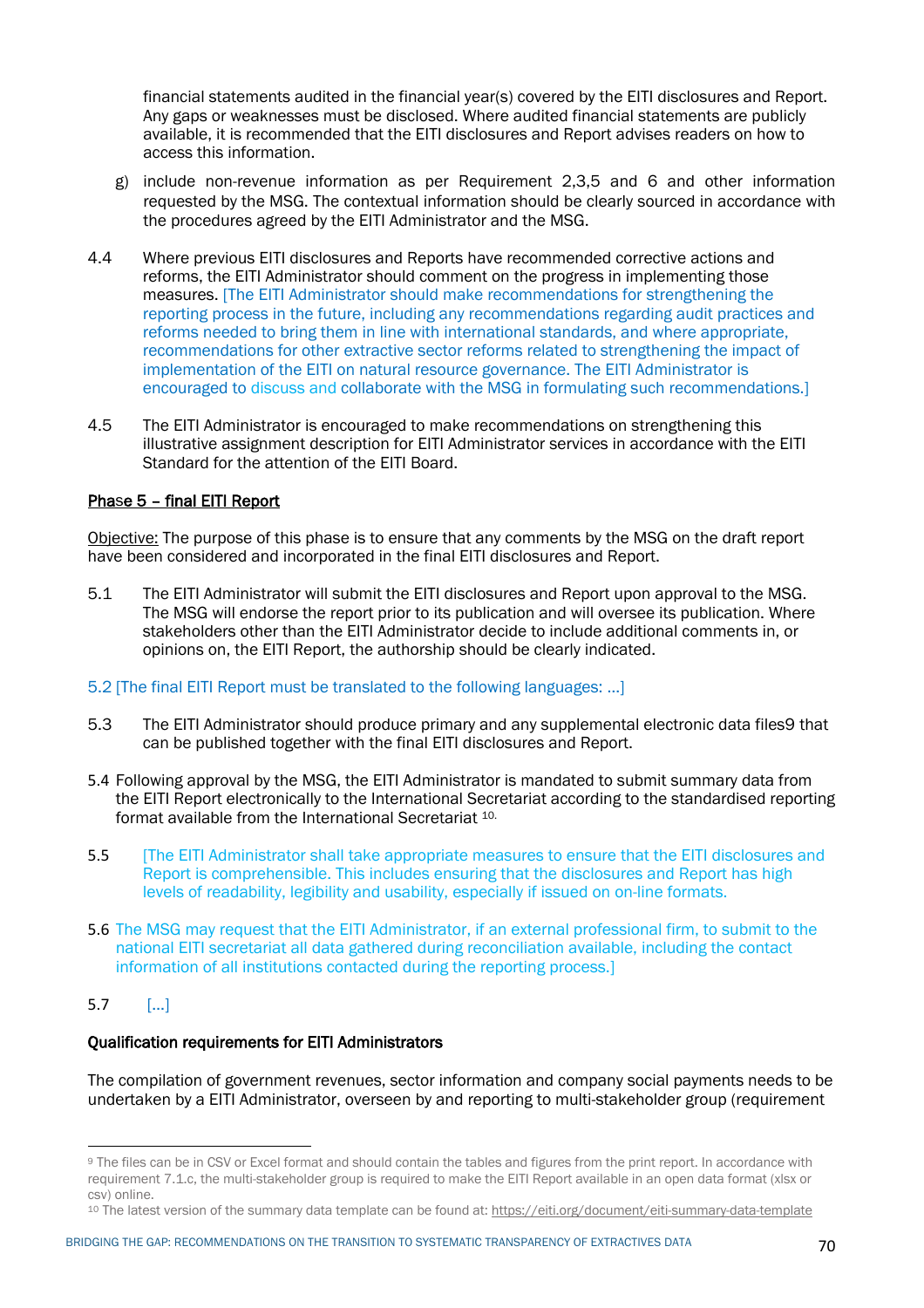financial statements audited in the financial year(s) covered by the EITI disclosures and Report. Any gaps or weaknesses must be disclosed. Where audited financial statements are publicly available, it is recommended that the EITI disclosures and Report advises readers on how to access this information.

g) include non-revenue information as per Requirement 2,3,5 and 6 and other information requested by the MSG. The contextual information should be clearly sourced in accordance with the procedures agreed by the EITI Administrator and the MSG.

4.4 Where previous EITI disclosures and Reports have recommended corrective actions and reforms, the EITI Administrator should comment on the progress in implementing those measures. [The EITI Administrator should make recommendations for strengthening the reporting process in the future, including any recommendations regarding audit practices and reforms needed to bring them in line with international standards, and where appropriate, recommendations for other extractive sector reforms related to strengthening the impact of implementation of the EITI on natural resource governance. The EITI Administrator is encouraged to discuss and collaborate with the MSG in formulating such recommendations.]

4.5 The EITI Administrator is encouraged to make recommendations on strengthening this illustrative assignment description for EITI Administrator services in accordance with the EITI Standard for the attention of the EITI Board.

<u>Phase 5 – final EITI Report</u>

<u>Objective:</u> The purpose of this phase is to ensure that any comments by the MSG on the draft report have been considered and incorporated in the final EITI disclosures and Report.

5.1 The EITI Administrator will submit the EITI disclosures and Report upon approval to the MSG. The MSG will endorse the report prior to its publication and will oversee its publication. Where stakeholders other than the EITI Administrator decide to include additional comments in, or opinions on, the EITI Report, the authorship should be clearly indicated.

5.2 [The final EITI Report must be translated to the following languages: …]

5.3 The EITI Administrator should produce primary and any supplemental electronic data files[9] that can be published together with the final EITI disclosures and Report.

5.4 Following approval by the MSG, the EITI Administrator is mandated to submit summary data from the EITI Report electronically to the International Secretariat according to the standardised reporting format available from the International Secretariat [10].

5.5 [The EITI Administrator shall take appropriate measures to ensure that the EITI disclosures and Report is comprehensible. This includes ensuring that the disclosures and Report has high levels of readability, legibility and usability, especially if issued on on-line formats.

5.6 The MSG may request that the EITI Administrator, if an external professional firm, to submit to the national EITI secretariat all data gathered during reconciliation available, including the contact information of all institutions contacted during the reporting process.]

5.7 […]

**Qualification requirements for EITI Administrators**

The compilation of government revenues, sector information and company social payments needs to be undertaken by a EITI Administrator, overseen by and reporting to multi-stakeholder group (requirement

---

[9] The files can be in CSV or Excel format and should contain the tables and figures from the print report. In accordance with requirement 7.1.c, the multi-stakeholder group is required to make the EITI Report available in an open data format (xlsx or csv) online.

[10] The latest version of the summary data template can be found at: https://eiti.org/document/eiti-summary-data-template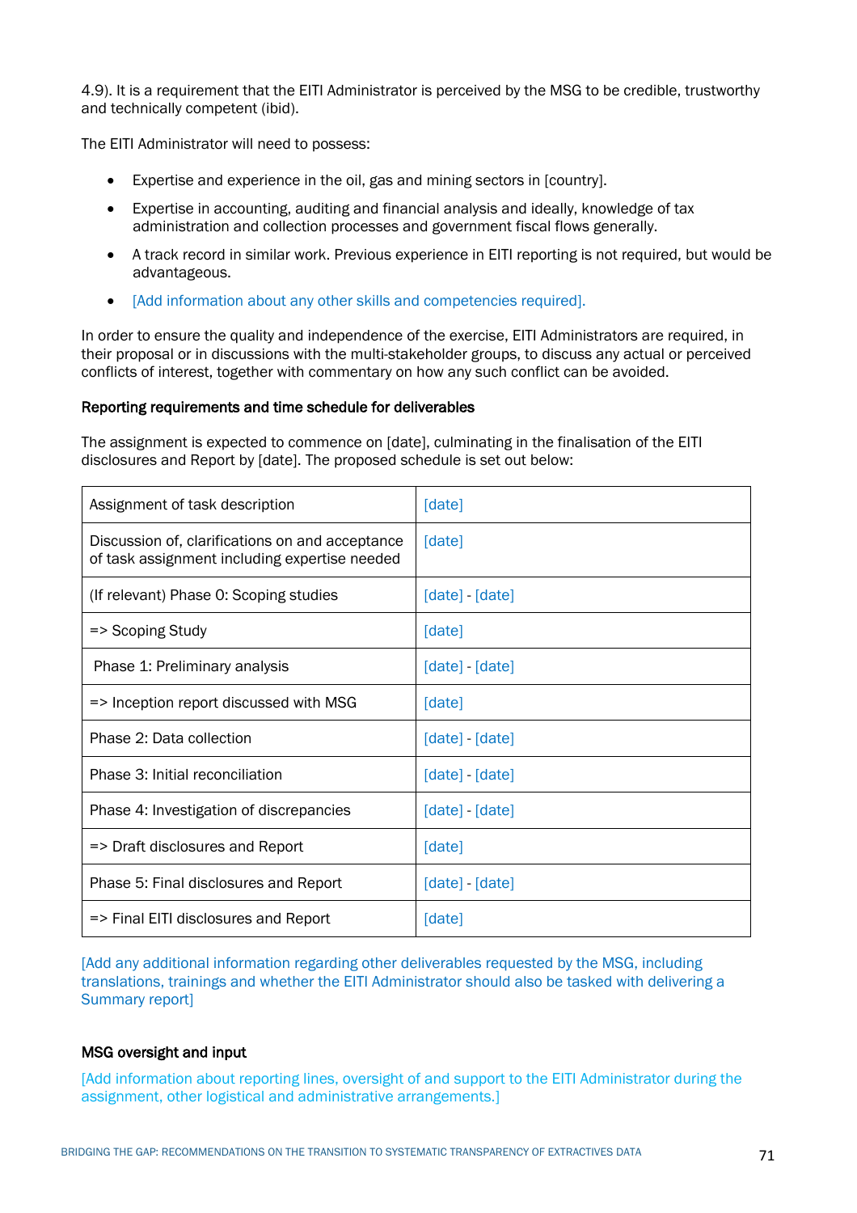4.9). It is a requirement that the EITI Administrator is perceived by the MSG to be credible, trustworthy and technically competent (ibid).

The EITI Administrator will need to possess:

- Expertise and experience in the oil, gas and mining sectors in [country].
- Expertise in accounting, auditing and financial analysis and ideally, knowledge of tax administration and collection processes and government fiscal flows generally.
- A track record in similar work. Previous experience in EITI reporting is not required, but would be advantageous.
- [Add information about any other skills and competencies required].

In order to ensure the quality and independence of the exercise, EITI Administrators are required, in their proposal or in discussions with the multi-stakeholder groups, to discuss any actual or perceived conflicts of interest, together with commentary on how any such conflict can be avoided.

**Reporting requirements and time schedule for deliverables**

The assignment is expected to commence on [date], culminating in the finalisation of the EITI disclosures and Report by [date]. The proposed schedule is set out below:

| | |
|---|---|
| Assignment of task description | [date] |
| Discussion of, clarifications on and acceptance of task assignment including expertise needed | [date] |
| (If relevant) Phase 0: Scoping studies | [date] - [date] |
| => Scoping Study | [date] |
| Phase 1: Preliminary analysis | [date] - [date] |
| => Inception report discussed with MSG | [date] |
| Phase 2: Data collection | [date] - [date] |
| Phase 3: Initial reconciliation | [date] - [date] |
| Phase 4: Investigation of discrepancies | [date] - [date] |
| => Draft disclosures and Report | [date] |
| Phase 5: Final disclosures and Report | [date] - [date] |
| => Final EITI disclosures and Report | [date] |

[Add any additional information regarding other deliverables requested by the MSG, including translations, trainings and whether the EITI Administrator should also be tasked with delivering a Summary report]

**MSG oversight and input**

[Add information about reporting lines, oversight of and support to the EITI Administrator during the assignment, other logistical and administrative arrangements.]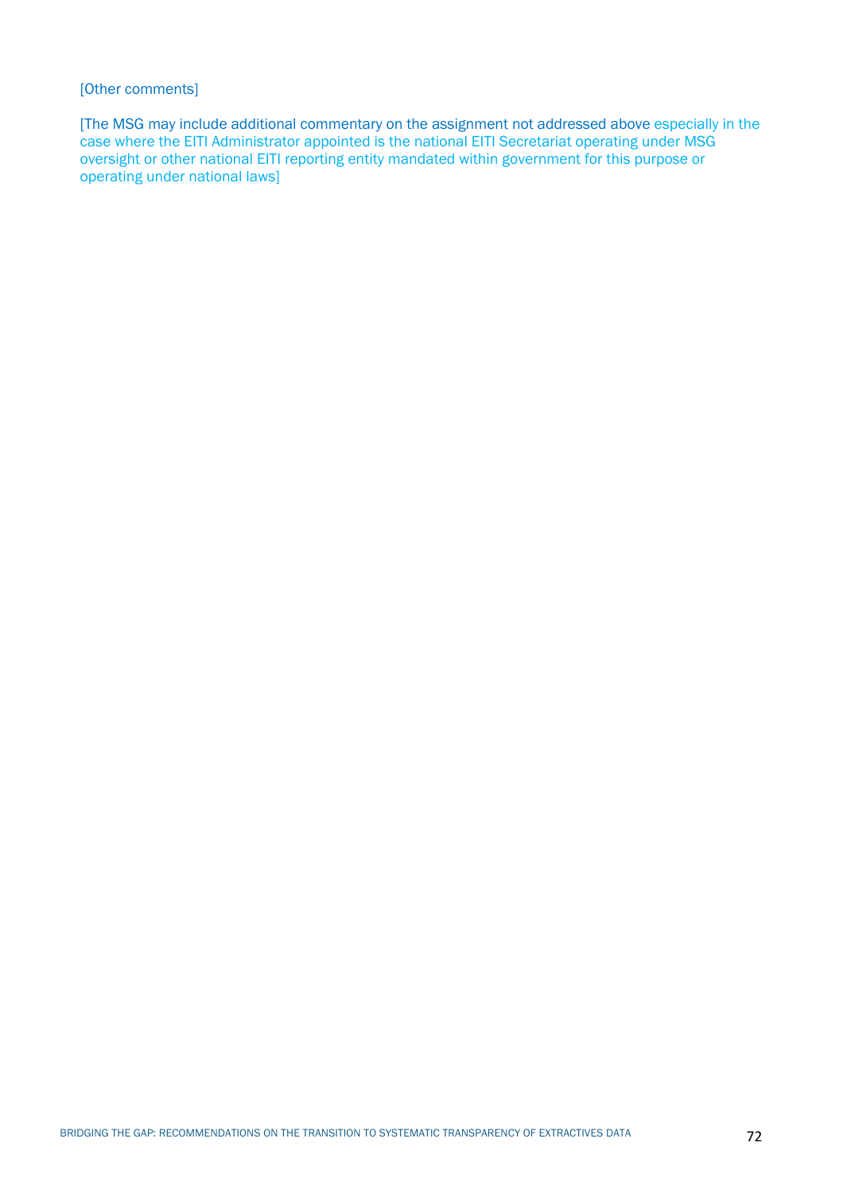[Other comments]

[The MSG may include additional commentary on the assignment not addressed above especially in the case where the EITI Administrator appointed is the national EITI Secretariat operating under MSG oversight or other national EITI reporting entity mandated within government for this purpose or operating under national laws]